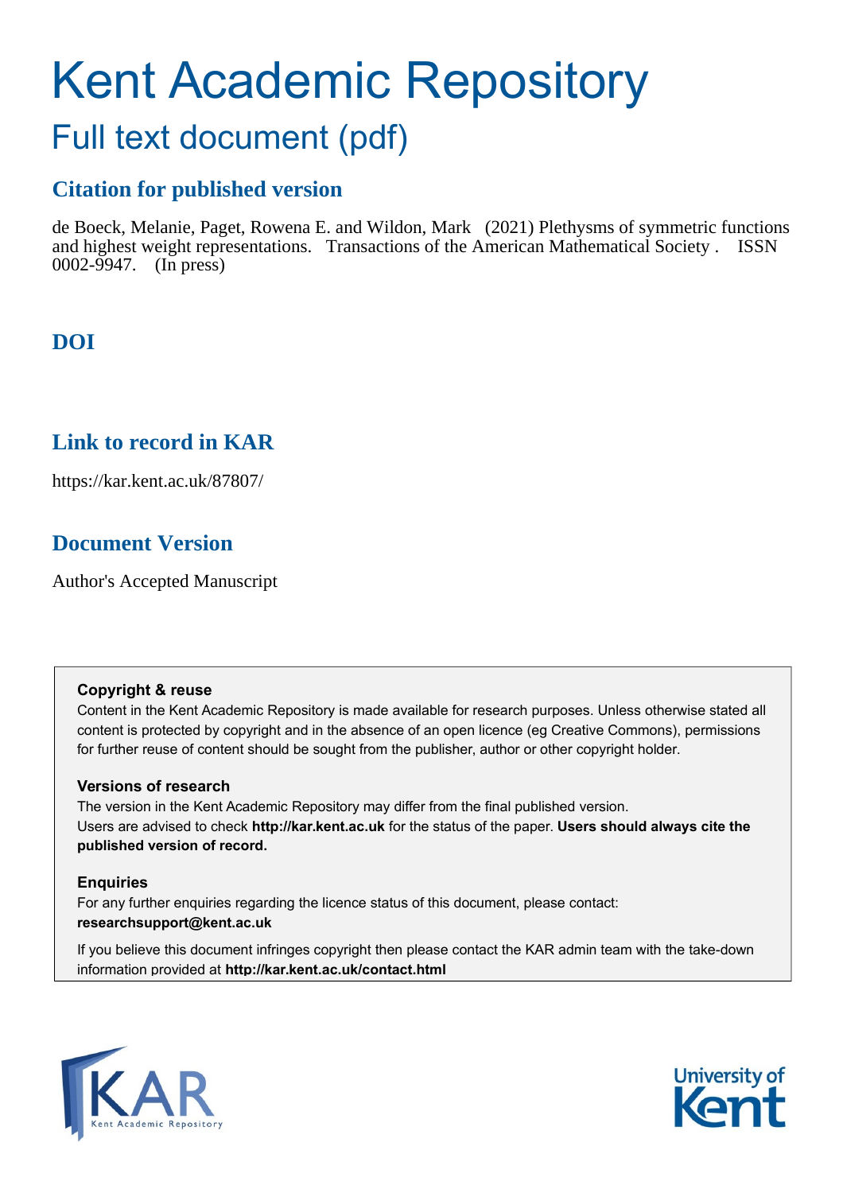# Kent Academic Repository

## Full text document (pdf)

### Citation for published version

de Boeck, Melanie, Paget, Rowena E. and Wildon, Mark (2021) Plethysms of symmetric functions and highest weight representations. Transactions of the American Mathematical Society . ISSN 0002-9947. (In press)

### DOI

### Link to record in KAR

https://kar.kent.ac.uk/87807/

### Document Version

Author's Accepted Manuscript

**Copyright & reuse**

Content in the Kent Academic Repository is made available for research purposes. Unless otherwise stated all content is protected by copyright and in the absence of an open licence (eg Creative Commons), permissions for further reuse of content should be sought from the publisher, author or other copyright holder.

**Versions of research**

The version in the Kent Academic Repository may differ from the final published version.
Users are advised to check **http://kar.kent.ac.uk** for the status of the paper. **Users should always cite the published version of record.**

**Enquiries**

For any further enquiries regarding the licence status of this document, please contact:
**researchsupport@kent.ac.uk**

If you believe this document infringes copyright then please contact the KAR admin team with the take-down information provided at **http://kar.kent.ac.uk/contact.html**

KAR Kent Academic Repository

University of Kent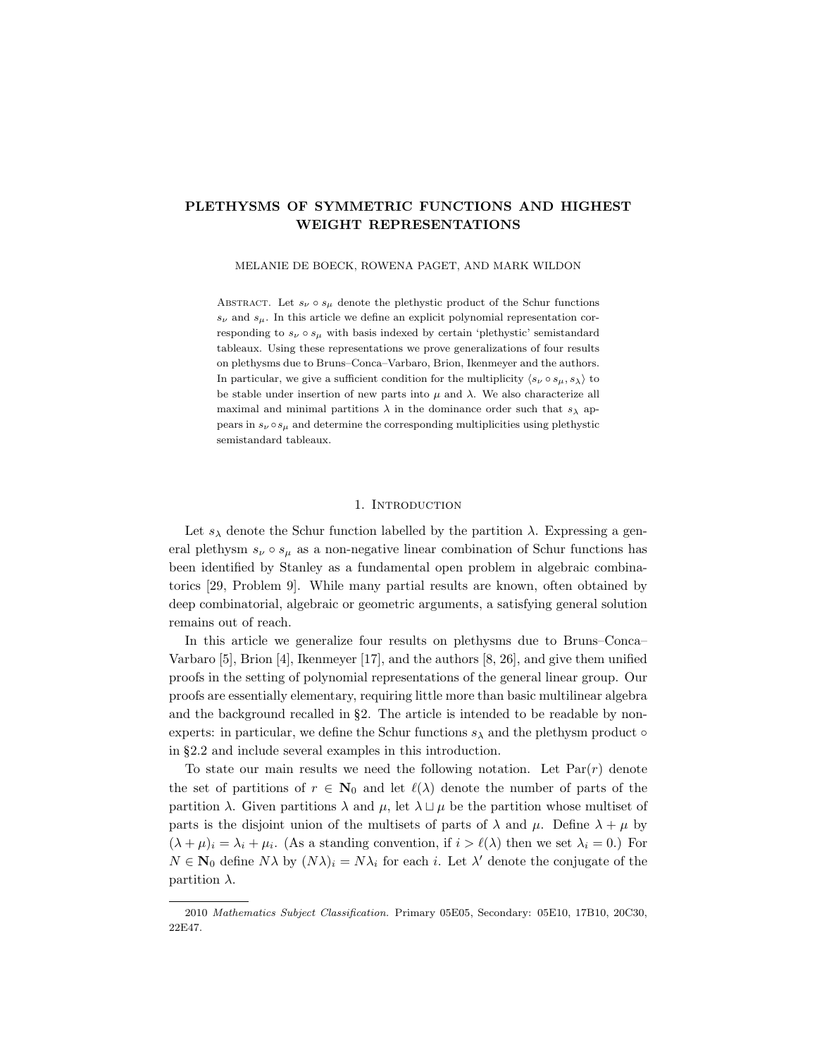# PLETHYSMS OF SYMMETRIC FUNCTIONS AND HIGHEST WEIGHT REPRESENTATIONS

MELANIE DE BOECK, ROWENA PAGET, AND MARK WILDON

ABSTRACT. Let $s_\nu \circ s_\mu$ denote the plethystic product of the Schur functions $s_\nu$ and $s_\mu$. In this article we define an explicit polynomial representation corresponding to $s_\nu \circ s_\mu$ with basis indexed by certain 'plethystic' semistandard tableaux. Using these representations we prove generalizations of four results on plethysms due to Bruns–Conca–Varbaro, Brion, Ikenmeyer and the authors. In particular, we give a sufficient condition for the multiplicity $\langle s_\nu \circ s_\mu, s_\lambda \rangle$ to be stable under insertion of new parts into $\mu$ and $\lambda$. We also characterize all maximal and minimal partitions $\lambda$ in the dominance order such that $s_\lambda$ appears in $s_\nu \circ s_\mu$ and determine the corresponding multiplicities using plethystic semistandard tableaux.

## 1. Introduction

Let $s_\lambda$ denote the Schur function labelled by the partition $\lambda$. Expressing a general plethysm $s_\nu \circ s_\mu$ as a non-negative linear combination of Schur functions has been identified by Stanley as a fundamental open problem in algebraic combinatorics [29, Problem 9]. While many partial results are known, often obtained by deep combinatorial, algebraic or geometric arguments, a satisfying general solution remains out of reach.

In this article we generalize four results on plethysms due to Bruns–Conca–Varbaro [5], Brion [4], Ikenmeyer [17], and the authors [8, 26], and give them unified proofs in the setting of polynomial representations of the general linear group. Our proofs are essentially elementary, requiring little more than basic multilinear algebra and the background recalled in §2. The article is intended to be readable by non-experts: in particular, we define the Schur functions $s_\lambda$ and the plethysm product $\circ$ in §2.2 and include several examples in this introduction.

To state our main results we need the following notation. Let $\mathrm{Par}(r)$ denote the set of partitions of $r \in \mathbf{N}_0$ and let $\ell(\lambda)$ denote the number of parts of the partition $\lambda$. Given partitions $\lambda$ and $\mu$, let $\lambda \sqcup \mu$ be the partition whose multiset of parts is the disjoint union of the multisets of parts of $\lambda$ and $\mu$. Define $\lambda + \mu$ by $(\lambda + \mu)_i = \lambda_i + \mu_i$. (As a standing convention, if $i > \ell(\lambda)$ then we set $\lambda_i = 0$.) For $N \in \mathbf{N}_0$ define $N\lambda$ by $(N\lambda)_i = N\lambda_i$ for each $i$. Let $\lambda'$ denote the conjugate of the partition $\lambda$.

---

2010 *Mathematics Subject Classification.* Primary 05E05, Secondary: 05E10, 17B10, 20C30, 22E47.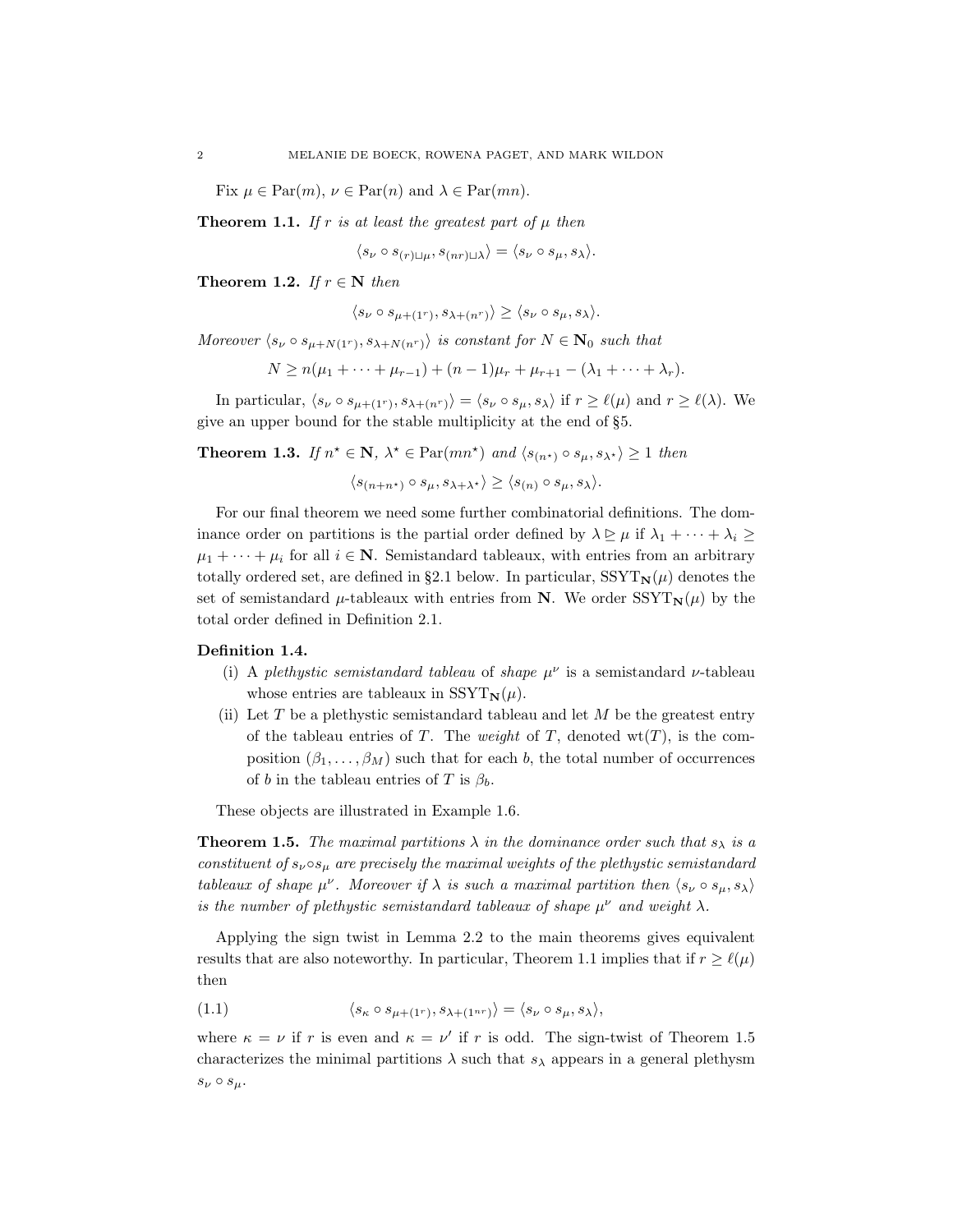Fix $\mu \in \mathrm{Par}(m)$, $\nu \in \mathrm{Par}(n)$ and $\lambda \in \mathrm{Par}(mn)$.

**Theorem 1.1.** *If $r$ is at least the greatest part of $\mu$ then*

$$\langle s_\nu \circ s_{(r)\sqcup\mu}, s_{(nr)\sqcup\lambda}\rangle = \langle s_\nu \circ s_\mu, s_\lambda\rangle.$$

**Theorem 1.2.** *If $r \in \mathbf{N}$ then*

$$\langle s_\nu \circ s_{\mu+(1^r)}, s_{\lambda+(n^r)}\rangle \geq \langle s_\nu \circ s_\mu, s_\lambda\rangle.$$

*Moreover $\langle s_\nu \circ s_{\mu+N(1^r)}, s_{\lambda+N(n^r)}\rangle$ is constant for $N \in \mathbf{N}_0$ such that*

$$N \geq n(\mu_1 + \cdots + \mu_{r-1}) + (n-1)\mu_r + \mu_{r+1} - (\lambda_1 + \cdots + \lambda_r).$$

In particular, $\langle s_\nu \circ s_{\mu+(1^r)}, s_{\lambda+(n^r)}\rangle = \langle s_\nu \circ s_\mu, s_\lambda\rangle$ if $r \geq \ell(\mu)$ and $r \geq \ell(\lambda)$. We give an upper bound for the stable multiplicity at the end of §5.

**Theorem 1.3.** *If $n^\star \in \mathbf{N}$, $\lambda^\star \in \mathrm{Par}(mn^\star)$ and $\langle s_{(n^\star)} \circ s_\mu, s_{\lambda^\star}\rangle \geq 1$ then*

$$\langle s_{(n+n^\star)} \circ s_\mu, s_{\lambda+\lambda^\star}\rangle \geq \langle s_{(n)} \circ s_\mu, s_\lambda\rangle.$$

For our final theorem we need some further combinatorial definitions. The dominance order on partitions is the partial order defined by $\lambda \trianglerighteq \mu$ if $\lambda_1 + \cdots + \lambda_i \geq \mu_1 + \cdots + \mu_i$ for all $i \in \mathbf{N}$. Semistandard tableaux, with entries from an arbitrary totally ordered set, are defined in §2.1 below. In particular, $\mathrm{SSYT}_{\mathbf{N}}(\mu)$ denotes the set of semistandard $\mu$-tableaux with entries from $\mathbf{N}$. We order $\mathrm{SSYT}_{\mathbf{N}}(\mu)$ by the total order defined in Definition 2.1.

**Definition 1.4.**

(i) A *plethystic semistandard tableau* of *shape* $\mu^\nu$ is a semistandard $\nu$-tableau whose entries are tableaux in $\mathrm{SSYT}_{\mathbf{N}}(\mu)$.

(ii) Let $T$ be a plethystic semistandard tableau and let $M$ be the greatest entry of the tableau entries of $T$. The *weight* of $T$, denoted $\mathrm{wt}(T)$, is the composition $(\beta_1, \ldots, \beta_M)$ such that for each $b$, the total number of occurrences of $b$ in the tableau entries of $T$ is $\beta_b$.

These objects are illustrated in Example 1.6.

**Theorem 1.5.** *The maximal partitions $\lambda$ in the dominance order such that $s_\lambda$ is a constituent of $s_\nu \circ s_\mu$ are precisely the maximal weights of the plethystic semistandard tableaux of shape $\mu^\nu$. Moreover if $\lambda$ is such a maximal partition then $\langle s_\nu \circ s_\mu, s_\lambda\rangle$ is the number of plethystic semistandard tableaux of shape $\mu^\nu$ and weight $\lambda$.*

Applying the sign twist in Lemma 2.2 to the main theorems gives equivalent results that are also noteworthy. In particular, Theorem 1.1 implies that if $r \geq \ell(\mu)$ then

$$\langle s_\kappa \circ s_{\mu+(1^r)}, s_{\lambda+(1^{nr})}\rangle = \langle s_\nu \circ s_\mu, s_\lambda\rangle, \tag{1.1}$$

where $\kappa = \nu$ if $r$ is even and $\kappa = \nu'$ if $r$ is odd. The sign-twist of Theorem 1.5 characterizes the minimal partitions $\lambda$ such that $s_\lambda$ appears in a general plethysm $s_\nu \circ s_\mu$.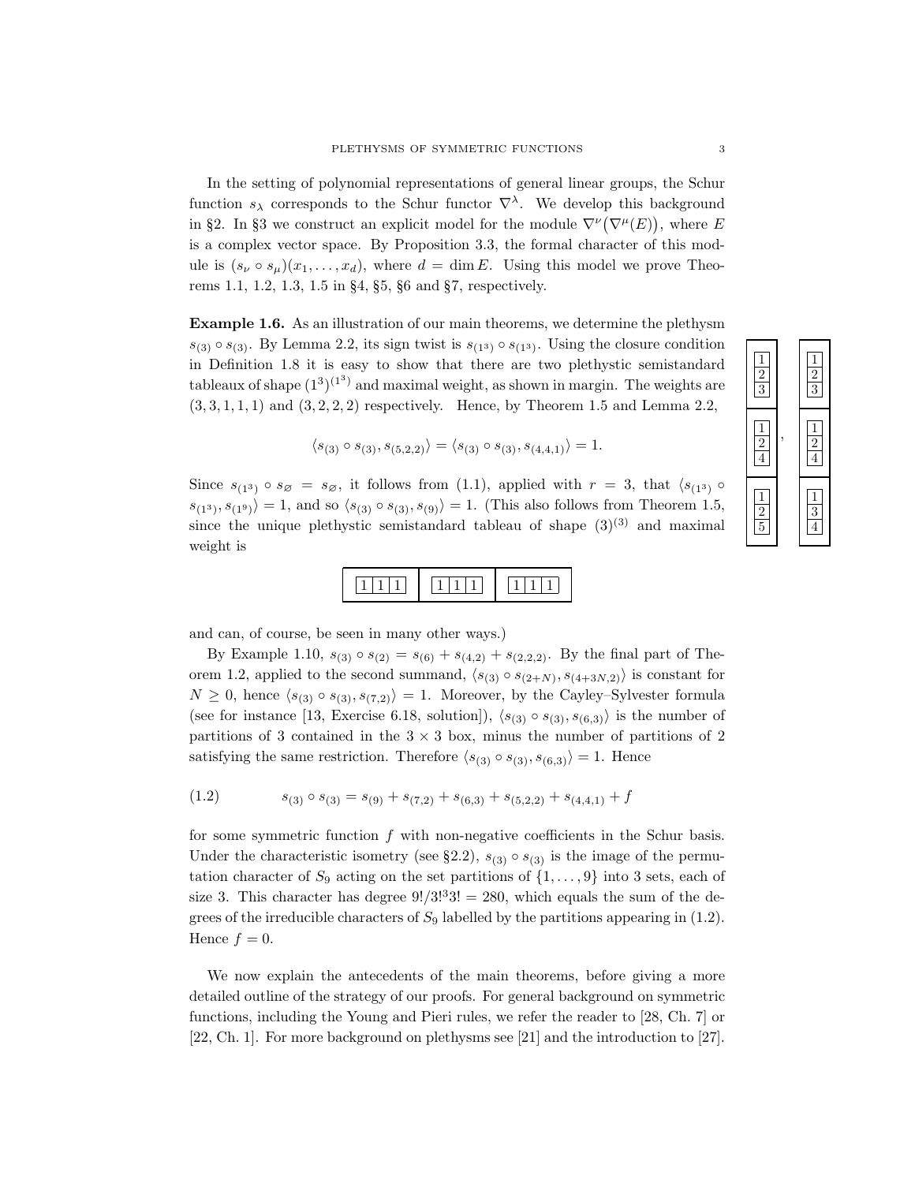In the setting of polynomial representations of general linear groups, the Schur function $s_\lambda$ corresponds to the Schur functor $\nabla^\lambda$. We develop this background in §2. In §3 we construct an explicit model for the module $\nabla^\nu(\nabla^\mu(E))$, where $E$ is a complex vector space. By Proposition 3.3, the formal character of this module is $(s_\nu \circ s_\mu)(x_1, \ldots, x_d)$, where $d = \dim E$. Using this model we prove Theorems 1.1, 1.2, 1.3, 1.5 in §4, §5, §6 and §7, respectively.

**Example 1.6.** As an illustration of our main theorems, we determine the plethysm $s_{(3)} \circ s_{(3)}$. By Lemma 2.2, its sign twist is $s_{(1^3)} \circ s_{(1^3)}$. Using the closure condition in Definition 1.8 it is easy to show that there are two plethystic semistandard tableaux of shape $(1^3)^{(1^3)}$ and maximal weight, as shown in margin. The weights are $(3, 3, 1, 1, 1)$ and $(3, 2, 2, 2)$ respectively. Hence, by Theorem 1.5 and Lemma 2.2,

$$\langle s_{(3)} \circ s_{(3)}, s_{(5,2,2)} \rangle = \langle s_{(3)} \circ s_{(3)}, s_{(4,4,1)} \rangle = 1.$$

$$\begin{array}{|c|}\hline 1\\2\\3\\\hline 1\\2\\4\\\hline 1\\2\\5\\\hline\end{array}\ ,\quad \begin{array}{|c|}\hline 1\\2\\3\\\hline 1\\2\\4\\\hline 1\\3\\4\\\hline\end{array}$$

Since $s_{(1^3)} \circ s_{\varnothing} = s_{\varnothing}$, it follows from (1.1), applied with $r = 3$, that $\langle s_{(1^3)} \circ s_{(1^3)}, s_{(1^9)} \rangle = 1$, and so $\langle s_{(3)} \circ s_{(3)}, s_{(9)} \rangle = 1$. (This also follows from Theorem 1.5, since the unique plethystic semistandard tableau of shape $(3)^{(3)}$ and maximal weight is

$$\begin{array}{|c|c|c|}\hline 1\,1\,1 & 1\,1\,1 & 1\,1\,1\\\hline\end{array}$$

and can, of course, be seen in many other ways.)

By Example 1.10, $s_{(3)} \circ s_{(2)} = s_{(6)} + s_{(4,2)} + s_{(2,2,2)}$. By the final part of Theorem 1.2, applied to the second summand, $\langle s_{(3)} \circ s_{(2+N)}, s_{(4+3N,2)} \rangle$ is constant for $N \geq 0$, hence $\langle s_{(3)} \circ s_{(3)}, s_{(7,2)} \rangle = 1$. Moreover, by the Cayley–Sylvester formula (see for instance [13, Exercise 6.18, solution]), $\langle s_{(3)} \circ s_{(3)}, s_{(6,3)} \rangle$ is the number of partitions of 3 contained in the $3 \times 3$ box, minus the number of partitions of 2 satisfying the same restriction. Therefore $\langle s_{(3)} \circ s_{(3)}, s_{(6,3)} \rangle = 1$. Hence

$$s_{(3)} \circ s_{(3)} = s_{(9)} + s_{(7,2)} + s_{(6,3)} + s_{(5,2,2)} + s_{(4,4,1)} + f \tag{1.2}$$

for some symmetric function $f$ with non-negative coefficients in the Schur basis. Under the characteristic isometry (see §2.2), $s_{(3)} \circ s_{(3)}$ is the image of the permutation character of $S_9$ acting on the set partitions of $\{1, \ldots, 9\}$ into 3 sets, each of size 3. This character has degree $9!/3!^3 3! = 280$, which equals the sum of the degrees of the irreducible characters of $S_9$ labelled by the partitions appearing in (1.2). Hence $f = 0$.

We now explain the antecedents of the main theorems, before giving a more detailed outline of the strategy of our proofs. For general background on symmetric functions, including the Young and Pieri rules, we refer the reader to [28, Ch. 7] or [22, Ch. 1]. For more background on plethysms see [21] and the introduction to [27].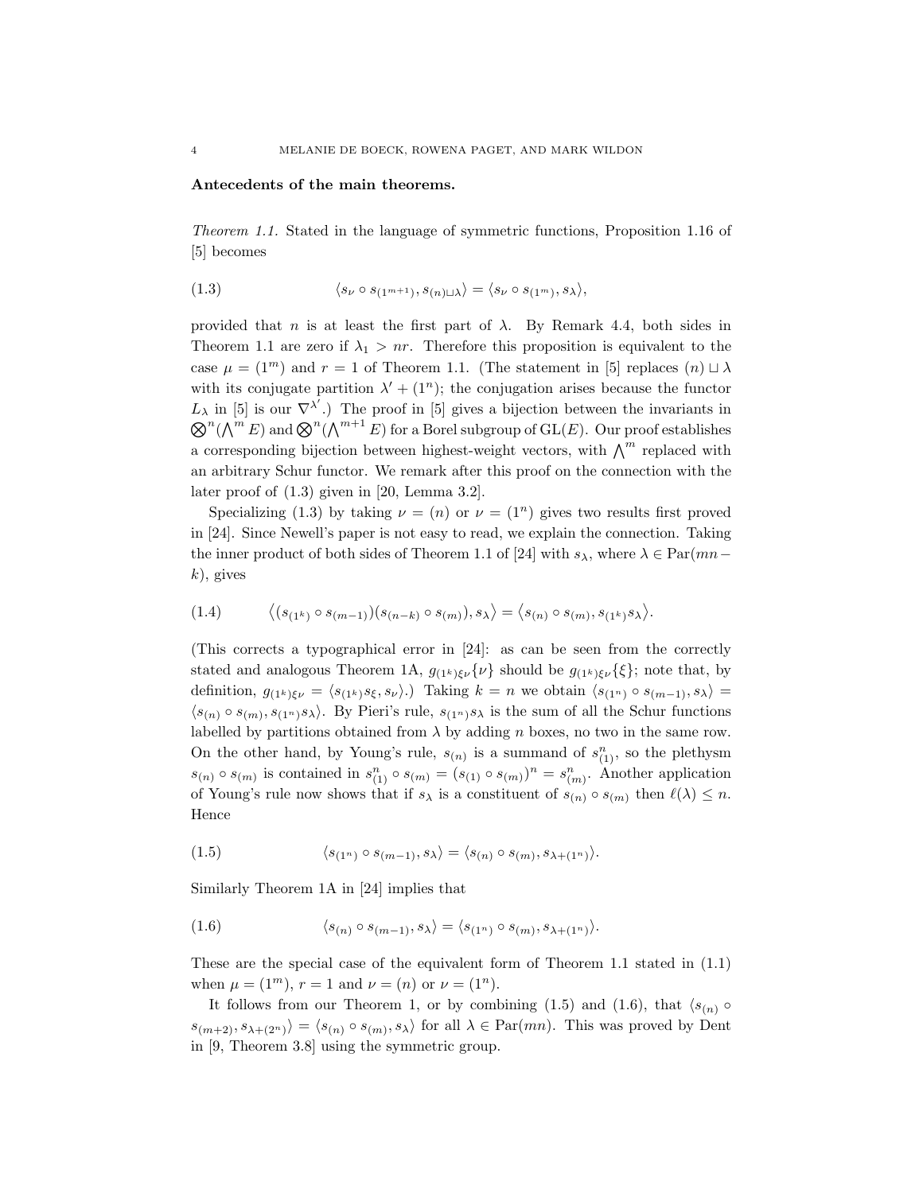**Antecedents of the main theorems.**

*Theorem 1.1.* Stated in the language of symmetric functions, Proposition 1.16 of [5] becomes

$$\langle s_\nu \circ s_{(1^{m+1})}, s_{(n)\sqcup\lambda} \rangle = \langle s_\nu \circ s_{(1^m)}, s_\lambda \rangle, \tag{1.3}$$

provided that $n$ is at least the first part of $\lambda$. By Remark 4.4, both sides in Theorem 1.1 are zero if $\lambda_1 > nr$. Therefore this proposition is equivalent to the case $\mu = (1^m)$ and $r = 1$ of Theorem 1.1. (The statement in [5] replaces $(n) \sqcup \lambda$ with its conjugate partition $\lambda' + (1^n)$; the conjugation arises because the functor $L_\lambda$ in [5] is our $\nabla^{\lambda'}$.) The proof in [5] gives a bijection between the invariants in $\bigotimes^n(\bigwedge^m E)$ and $\bigotimes^n(\bigwedge^{m+1} E)$ for a Borel subgroup of $\mathrm{GL}(E)$. Our proof establishes a corresponding bijection between highest-weight vectors, with $\bigwedge^m$ replaced with an arbitrary Schur functor. We remark after this proof on the connection with the later proof of (1.3) given in [20, Lemma 3.2].

Specializing (1.3) by taking $\nu = (n)$ or $\nu = (1^n)$ gives two results first proved in [24]. Since Newell's paper is not easy to read, we explain the connection. Taking the inner product of both sides of Theorem 1.1 of [24] with $s_\lambda$, where $\lambda \in \mathrm{Par}(mn - k)$, gives

$$\big\langle (s_{(1^k)} \circ s_{(m-1)})(s_{(n-k)} \circ s_{(m)}), s_\lambda \big\rangle = \big\langle s_{(n)} \circ s_{(m)}, s_{(1^k)} s_\lambda \big\rangle. \tag{1.4}$$

(This corrects a typographical error in [24]: as can be seen from the correctly stated and analogous Theorem 1A, $g_{(1^k)\xi\nu}\{\nu\}$ should be $g_{(1^k)\xi\nu}\{\xi\}$; note that, by definition, $g_{(1^k)\xi\nu} = \langle s_{(1^k)} s_\xi, s_\nu \rangle$.) Taking $k = n$ we obtain $\langle s_{(1^n)} \circ s_{(m-1)}, s_\lambda \rangle = \langle s_{(n)} \circ s_{(m)}, s_{(1^n)} s_\lambda \rangle$. By Pieri's rule, $s_{(1^n)} s_\lambda$ is the sum of all the Schur functions labelled by partitions obtained from $\lambda$ by adding $n$ boxes, no two in the same row. On the other hand, by Young's rule, $s_{(n)}$ is a summand of $s_{(1)}^n$, so the plethysm $s_{(n)} \circ s_{(m)}$ is contained in $s_{(1)}^n \circ s_{(m)} = (s_{(1)} \circ s_{(m)})^n = s_{(m)}^n$. Another application of Young's rule now shows that if $s_\lambda$ is a constituent of $s_{(n)} \circ s_{(m)}$ then $\ell(\lambda) \le n$. Hence

$$\langle s_{(1^n)} \circ s_{(m-1)}, s_\lambda \rangle = \langle s_{(n)} \circ s_{(m)}, s_{\lambda + (1^n)} \rangle. \tag{1.5}$$

Similarly Theorem 1A in [24] implies that

$$\langle s_{(n)} \circ s_{(m-1)}, s_\lambda \rangle = \langle s_{(1^n)} \circ s_{(m)}, s_{\lambda + (1^n)} \rangle. \tag{1.6}$$

These are the special case of the equivalent form of Theorem 1.1 stated in (1.1) when $\mu = (1^m)$, $r = 1$ and $\nu = (n)$ or $\nu = (1^n)$.

It follows from our Theorem 1, or by combining (1.5) and (1.6), that $\langle s_{(n)} \circ s_{(m+2)}, s_{\lambda + (2^n)} \rangle = \langle s_{(n)} \circ s_{(m)}, s_\lambda \rangle$ for all $\lambda \in \mathrm{Par}(mn)$. This was proved by Dent in [9, Theorem 3.8] using the symmetric group.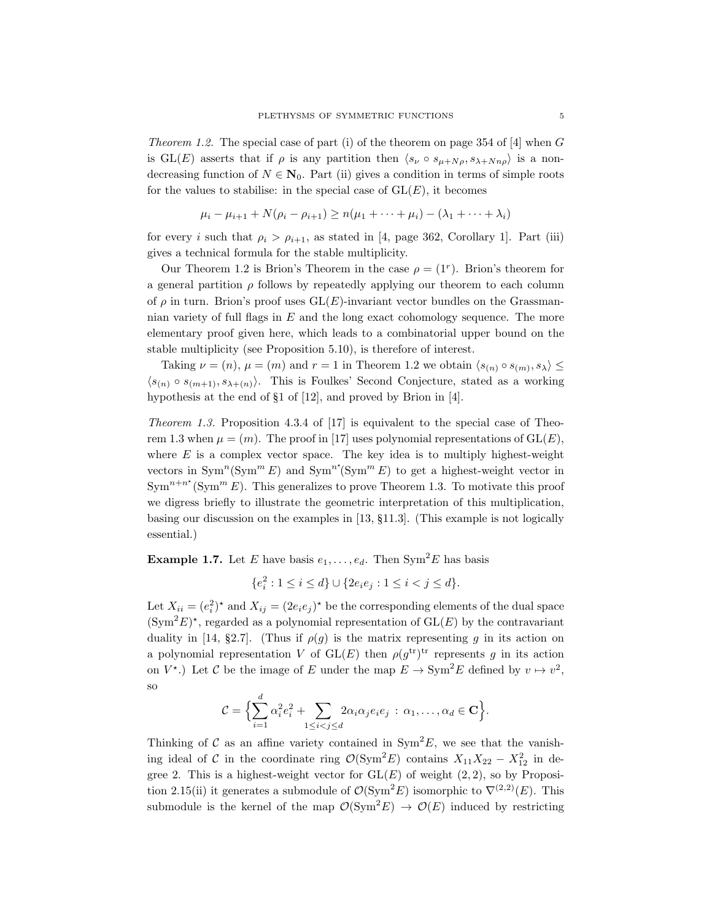*Theorem 1.2.* The special case of part (i) of the theorem on page 354 of [4] when $G$ is $\mathrm{GL}(E)$ asserts that if $\rho$ is any partition then $\langle s_\nu \circ s_{\mu+N\rho}, s_{\lambda+Nn\rho}\rangle$ is a non-decreasing function of $N \in \mathbf{N}_0$. Part (ii) gives a condition in terms of simple roots for the values to stabilise: in the special case of $\mathrm{GL}(E)$, it becomes

$$\mu_i - \mu_{i+1} + N(\rho_i - \rho_{i+1}) \geq n(\mu_1 + \cdots + \mu_i) - (\lambda_1 + \cdots + \lambda_i)$$

for every $i$ such that $\rho_i > \rho_{i+1}$, as stated in [4, page 362, Corollary 1]. Part (iii) gives a technical formula for the stable multiplicity.

Our Theorem 1.2 is Brion's Theorem in the case $\rho = (1^r)$. Brion's theorem for a general partition $\rho$ follows by repeatedly applying our theorem to each column of $\rho$ in turn. Brion's proof uses $\mathrm{GL}(E)$-invariant vector bundles on the Grassmannian variety of full flags in $E$ and the long exact cohomology sequence. The more elementary proof given here, which leads to a combinatorial upper bound on the stable multiplicity (see Proposition 5.10), is therefore of interest.

Taking $\nu = (n)$, $\mu = (m)$ and $r = 1$ in Theorem 1.2 we obtain $\langle s_{(n)} \circ s_{(m)}, s_\lambda\rangle \leq \langle s_{(n)} \circ s_{(m+1)}, s_{\lambda+(n)}\rangle$. This is Foulkes' Second Conjecture, stated as a working hypothesis at the end of §1 of [12], and proved by Brion in [4].

*Theorem 1.3.* Proposition 4.3.4 of [17] is equivalent to the special case of Theorem 1.3 when $\mu = (m)$. The proof in [17] uses polynomial representations of $\mathrm{GL}(E)$, where $E$ is a complex vector space. The key idea is to multiply highest-weight vectors in $\mathrm{Sym}^n(\mathrm{Sym}^m E)$ and $\mathrm{Sym}^{n^\star}(\mathrm{Sym}^m E)$ to get a highest-weight vector in $\mathrm{Sym}^{n+n^\star}(\mathrm{Sym}^m E)$. This generalizes to prove Theorem 1.3. To motivate this proof we digress briefly to illustrate the geometric interpretation of this multiplication, basing our discussion on the examples in [13, §11.3]. (This example is not logically essential.)

**Example 1.7.** Let $E$ have basis $e_1, \ldots, e_d$. Then $\mathrm{Sym}^2 E$ has basis

$$\{e_i^2 : 1 \leq i \leq d\} \cup \{2e_ie_j : 1 \leq i < j \leq d\}.$$

Let $X_{ii} = (e_i^2)^\star$ and $X_{ij} = (2e_ie_j)^\star$ be the corresponding elements of the dual space $(\mathrm{Sym}^2 E)^\star$, regarded as a polynomial representation of $\mathrm{GL}(E)$ by the contravariant duality in [14, §2.7]. (Thus if $\rho(g)$ is the matrix representing $g$ in its action on a polynomial representation $V$ of $\mathrm{GL}(E)$ then $\rho(g^{\mathrm{tr}})^{\mathrm{tr}}$ represents $g$ in its action on $V^\star$.) Let $\mathcal{C}$ be the image of $E$ under the map $E \to \mathrm{Sym}^2 E$ defined by $v \mapsto v^2$, so

$$\mathcal{C} = \Big\{ \sum_{i=1}^d \alpha_i^2 e_i^2 + \sum_{1 \leq i < j \leq d} 2\alpha_i\alpha_j e_ie_j \, : \, \alpha_1, \ldots, \alpha_d \in \mathbf{C} \Big\}.$$

Thinking of $\mathcal{C}$ as an affine variety contained in $\mathrm{Sym}^2 E$, we see that the vanishing ideal of $\mathcal{C}$ in the coordinate ring $\mathcal{O}(\mathrm{Sym}^2 E)$ contains $X_{11}X_{22} - X_{12}^2$ in degree 2. This is a highest-weight vector for $\mathrm{GL}(E)$ of weight $(2,2)$, so by Proposition 2.15(ii) it generates a submodule of $\mathcal{O}(\mathrm{Sym}^2 E)$ isomorphic to $\nabla^{(2,2)}(E)$. This submodule is the kernel of the map $\mathcal{O}(\mathrm{Sym}^2 E) \to \mathcal{O}(E)$ induced by restricting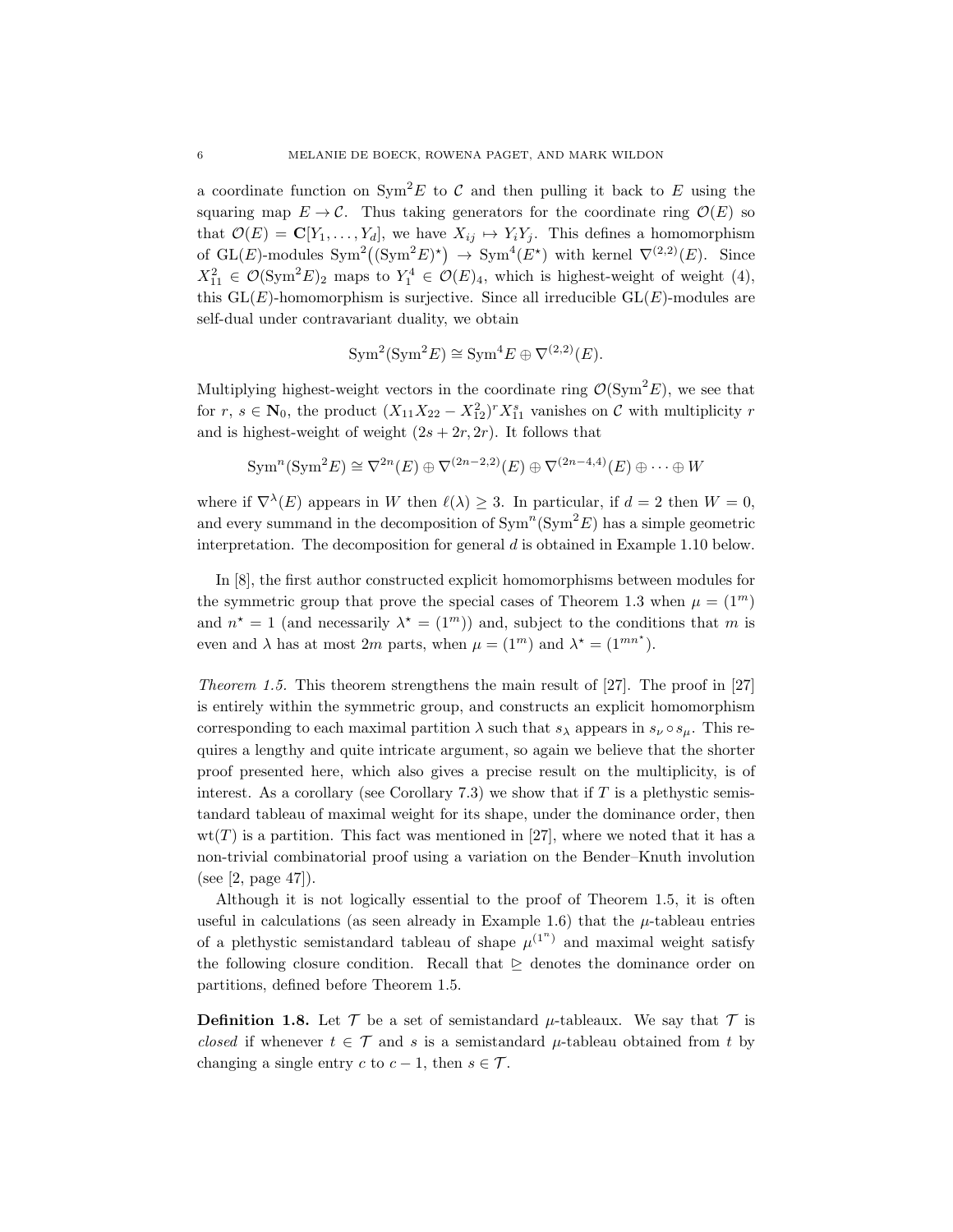a coordinate function on $\mathrm{Sym}^2 E$ to $\mathcal{C}$ and then pulling it back to $E$ using the squaring map $E \to \mathcal{C}$. Thus taking generators for the coordinate ring $\mathcal{O}(E)$ so that $\mathcal{O}(E) = \mathbf{C}[Y_1, \ldots, Y_d]$, we have $X_{ij} \mapsto Y_i Y_j$. This defines a homomorphism of $\mathrm{GL}(E)$-modules $\mathrm{Sym}^2\big((\mathrm{Sym}^2 E)^\star\big) \to \mathrm{Sym}^4(E^\star)$ with kernel $\nabla^{(2,2)}(E)$. Since $X_{11}^2 \in \mathcal{O}(\mathrm{Sym}^2 E)_2$ maps to $Y_1^4 \in \mathcal{O}(E)_4$, which is highest-weight of weight $(4)$, this $\mathrm{GL}(E)$-homomorphism is surjective. Since all irreducible $\mathrm{GL}(E)$-modules are self-dual under contravariant duality, we obtain

$$\mathrm{Sym}^2(\mathrm{Sym}^2 E) \cong \mathrm{Sym}^4 E \oplus \nabla^{(2,2)}(E).$$

Multiplying highest-weight vectors in the coordinate ring $\mathcal{O}(\mathrm{Sym}^2 E)$, we see that for $r,\, s \in \mathbf{N}_0$, the product $(X_{11}X_{22} - X_{12}^2)^r X_{11}^s$ vanishes on $\mathcal{C}$ with multiplicity $r$ and is highest-weight of weight $(2s + 2r, 2r)$. It follows that

$$\mathrm{Sym}^n(\mathrm{Sym}^2 E) \cong \nabla^{2n}(E) \oplus \nabla^{(2n-2,2)}(E) \oplus \nabla^{(2n-4,4)}(E) \oplus \cdots \oplus W$$

where if $\nabla^\lambda(E)$ appears in $W$ then $\ell(\lambda) \geq 3$. In particular, if $d = 2$ then $W = 0$, and every summand in the decomposition of $\mathrm{Sym}^n(\mathrm{Sym}^2 E)$ has a simple geometric interpretation. The decomposition for general $d$ is obtained in Example 1.10 below.

In [8], the first author constructed explicit homomorphisms between modules for the symmetric group that prove the special cases of Theorem 1.3 when $\mu = (1^m)$ and $n^\star = 1$ (and necessarily $\lambda^\star = (1^m)$) and, subject to the conditions that $m$ is even and $\lambda$ has at most $2m$ parts, when $\mu = (1^m)$ and $\lambda^\star = (1^{mn^\star})$.

*Theorem 1.5.* This theorem strengthens the main result of [27]. The proof in [27] is entirely within the symmetric group, and constructs an explicit homomorphism corresponding to each maximal partition $\lambda$ such that $s_\lambda$ appears in $s_\nu \circ s_\mu$. This requires a lengthy and quite intricate argument, so again we believe that the shorter proof presented here, which also gives a precise result on the multiplicity, is of interest. As a corollary (see Corollary 7.3) we show that if $T$ is a plethystic semistandard tableau of maximal weight for its shape, under the dominance order, then $\mathrm{wt}(T)$ is a partition. This fact was mentioned in [27], where we noted that it has a non-trivial combinatorial proof using a variation on the Bender–Knuth involution (see [2, page 47]).

Although it is not logically essential to the proof of Theorem 1.5, it is often useful in calculations (as seen already in Example 1.6) that the $\mu$-tableau entries of a plethystic semistandard tableau of shape $\mu^{(1^n)}$ and maximal weight satisfy the following closure condition. Recall that $\trianglerighteq$ denotes the dominance order on partitions, defined before Theorem 1.5.

**Definition 1.8.** Let $\mathcal{T}$ be a set of semistandard $\mu$-tableaux. We say that $\mathcal{T}$ is *closed* if whenever $t \in \mathcal{T}$ and $s$ is a semistandard $\mu$-tableau obtained from $t$ by changing a single entry $c$ to $c - 1$, then $s \in \mathcal{T}$.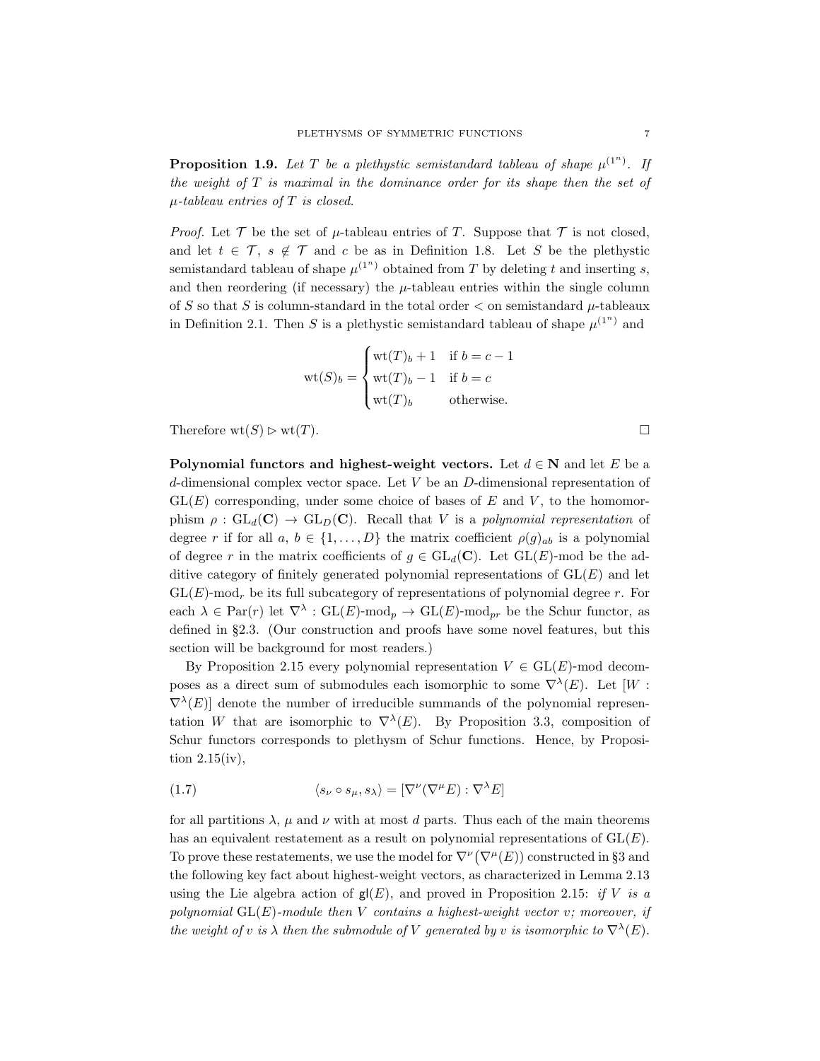**Proposition 1.9.** *Let $T$ be a plethystic semistandard tableau of shape $\mu^{(1^n)}$. If the weight of $T$ is maximal in the dominance order for its shape then the set of $\mu$-tableau entries of $T$ is closed.*

*Proof.* Let $\mathcal{T}$ be the set of $\mu$-tableau entries of $T$. Suppose that $\mathcal{T}$ is not closed, and let $t \in \mathcal{T}$, $s \notin \mathcal{T}$ and $c$ be as in Definition 1.8. Let $S$ be the plethystic semistandard tableau of shape $\mu^{(1^n)}$ obtained from $T$ by deleting $t$ and inserting $s$, and then reordering (if necessary) the $\mu$-tableau entries within the single column of $S$ so that $S$ is column-standard in the total order $<$ on semistandard $\mu$-tableaux in Definition 2.1. Then $S$ is a plethystic semistandard tableau of shape $\mu^{(1^n)}$ and

$$\mathrm{wt}(S)_b = \begin{cases} \mathrm{wt}(T)_b + 1 & \text{if } b = c-1 \\ \mathrm{wt}(T)_b - 1 & \text{if } b = c \\ \mathrm{wt}(T)_b & \text{otherwise.} \end{cases}$$

Therefore $\mathrm{wt}(S) \rhd \mathrm{wt}(T)$. □

**Polynomial functors and highest-weight vectors.** Let $d \in \mathbf{N}$ and let $E$ be a $d$-dimensional complex vector space. Let $V$ be an $D$-dimensional representation of $\mathrm{GL}(E)$ corresponding, under some choice of bases of $E$ and $V$, to the homomorphism $\rho : \mathrm{GL}_d(\mathbf{C}) \to \mathrm{GL}_D(\mathbf{C})$. Recall that $V$ is a *polynomial representation* of degree $r$ if for all $a$, $b \in \{1, \ldots, D\}$ the matrix coefficient $\rho(g)_{ab}$ is a polynomial of degree $r$ in the matrix coefficients of $g \in \mathrm{GL}_d(\mathbf{C})$. Let $\mathrm{GL}(E)$-mod be the additive category of finitely generated polynomial representations of $\mathrm{GL}(E)$ and let $\mathrm{GL}(E)\text{-mod}_r$ be its full subcategory of representations of polynomial degree $r$. For each $\lambda \in \mathrm{Par}(r)$ let $\nabla^\lambda : \mathrm{GL}(E)\text{-mod}_p \to \mathrm{GL}(E)\text{-mod}_{pr}$ be the Schur functor, as defined in §2.3. (Our construction and proofs have some novel features, but this section will be background for most readers.)

By Proposition 2.15 every polynomial representation $V \in \mathrm{GL}(E)$-mod decomposes as a direct sum of submodules each isomorphic to some $\nabla^\lambda(E)$. Let $[W : \nabla^\lambda(E)]$ denote the number of irreducible summands of the polynomial representation $W$ that are isomorphic to $\nabla^\lambda(E)$. By Proposition 3.3, composition of Schur functors corresponds to plethysm of Schur functions. Hence, by Proposition 2.15(iv),

$$\langle s_\nu \circ s_\mu, s_\lambda \rangle = [\nabla^\nu(\nabla^\mu E) : \nabla^\lambda E] \tag{1.7}$$

for all partitions $\lambda$, $\mu$ and $\nu$ with at most $d$ parts. Thus each of the main theorems has an equivalent restatement as a result on polynomial representations of $\mathrm{GL}(E)$. To prove these restatements, we use the model for $\nabla^\nu\big(\nabla^\mu(E)\big)$ constructed in §3 and the following key fact about highest-weight vectors, as characterized in Lemma 2.13 using the Lie algebra action of $\mathfrak{gl}(E)$, and proved in Proposition 2.15: *if $V$ is a polynomial $\mathrm{GL}(E)$-module then $V$ contains a highest-weight vector $v$; moreover, if the weight of $v$ is $\lambda$ then the submodule of $V$ generated by $v$ is isomorphic to $\nabla^\lambda(E)$.*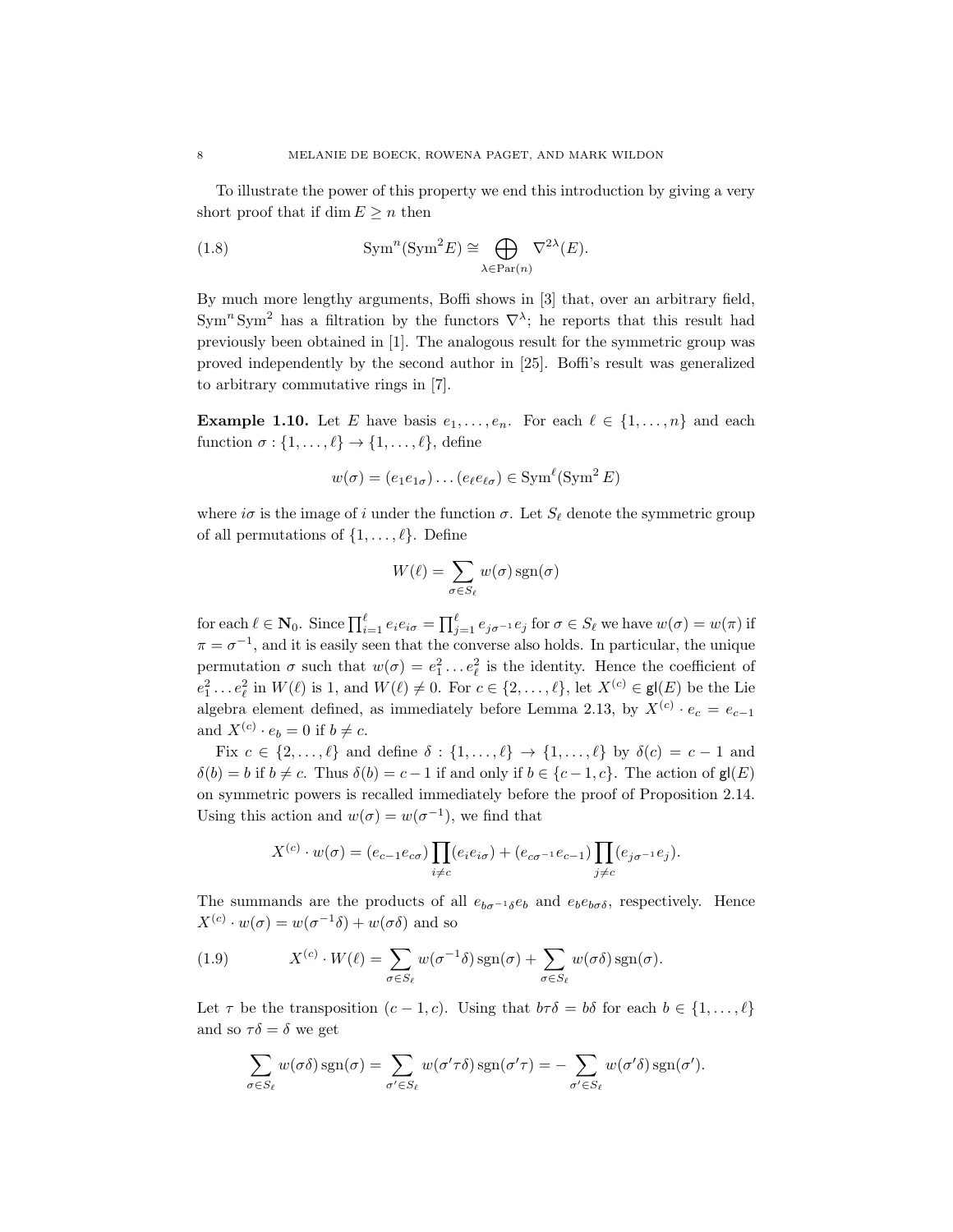To illustrate the power of this property we end this introduction by giving a very short proof that if $\dim E \geq n$ then

$$\mathrm{Sym}^n(\mathrm{Sym}^2 E) \cong \bigoplus_{\lambda \in \mathrm{Par}(n)} \nabla^{2\lambda}(E). \tag{1.8}$$

By much more lengthy arguments, Boffi shows in [3] that, over an arbitrary field, $\mathrm{Sym}^n \mathrm{Sym}^2$ has a filtration by the functors $\nabla^\lambda$; he reports that this result had previously been obtained in [1]. The analogous result for the symmetric group was proved independently by the second author in [25]. Boffi's result was generalized to arbitrary commutative rings in [7].

**Example 1.10.** Let $E$ have basis $e_1, \ldots, e_n$. For each $\ell \in \{1, \ldots, n\}$ and each function $\sigma : \{1, \ldots, \ell\} \to \{1, \ldots, \ell\}$, define

$$w(\sigma) = (e_1 e_{1\sigma}) \ldots (e_\ell e_{\ell\sigma}) \in \mathrm{Sym}^\ell(\mathrm{Sym}^2 E)$$

where $i\sigma$ is the image of $i$ under the function $\sigma$. Let $S_\ell$ denote the symmetric group of all permutations of $\{1, \ldots, \ell\}$. Define

$$W(\ell) = \sum_{\sigma \in S_\ell} w(\sigma) \operatorname{sgn}(\sigma)$$

for each $\ell \in \mathbf{N}_0$. Since $\prod_{i=1}^{\ell} e_i e_{i\sigma} = \prod_{j=1}^{\ell} e_{j\sigma^{-1}} e_j$ for $\sigma \in S_\ell$ we have $w(\sigma) = w(\pi)$ if $\pi = \sigma^{-1}$, and it is easily seen that the converse also holds. In particular, the unique permutation $\sigma$ such that $w(\sigma) = e_1^2 \ldots e_\ell^2$ is the identity. Hence the coefficient of $e_1^2 \ldots e_\ell^2$ in $W(\ell)$ is 1, and $W(\ell) \neq 0$. For $c \in \{2, \ldots, \ell\}$, let $X^{(c)} \in \mathsf{gl}(E)$ be the Lie algebra element defined, as immediately before Lemma 2.13, by $X^{(c)} \cdot e_c = e_{c-1}$ and $X^{(c)} \cdot e_b = 0$ if $b \neq c$.

Fix $c \in \{2, \ldots, \ell\}$ and define $\delta : \{1, \ldots, \ell\} \to \{1, \ldots, \ell\}$ by $\delta(c) = c - 1$ and $\delta(b) = b$ if $b \neq c$. Thus $\delta(b) = c - 1$ if and only if $b \in \{c-1, c\}$. The action of $\mathsf{gl}(E)$ on symmetric powers is recalled immediately before the proof of Proposition 2.14. Using this action and $w(\sigma) = w(\sigma^{-1})$, we find that

$$X^{(c)} \cdot w(\sigma) = (e_{c-1} e_{c\sigma}) \prod_{i \neq c} (e_i e_{i\sigma}) + (e_{c\sigma^{-1}} e_{c-1}) \prod_{j \neq c} (e_{j\sigma^{-1}} e_j).$$

The summands are the products of all $e_{b\sigma^{-1}\delta} e_b$ and $e_b e_{b\sigma\delta}$, respectively. Hence $X^{(c)} \cdot w(\sigma) = w(\sigma^{-1}\delta) + w(\sigma\delta)$ and so

$$X^{(c)} \cdot W(\ell) = \sum_{\sigma \in S_\ell} w(\sigma^{-1}\delta) \operatorname{sgn}(\sigma) + \sum_{\sigma \in S_\ell} w(\sigma\delta) \operatorname{sgn}(\sigma). \tag{1.9}$$

Let $\tau$ be the transposition $(c-1, c)$. Using that $b\tau\delta = b\delta$ for each $b \in \{1, \ldots, \ell\}$ and so $\tau\delta = \delta$ we get

$$\sum_{\sigma \in S_\ell} w(\sigma\delta) \operatorname{sgn}(\sigma) = \sum_{\sigma' \in S_\ell} w(\sigma'\tau\delta) \operatorname{sgn}(\sigma'\tau) = -\sum_{\sigma' \in S_\ell} w(\sigma'\delta) \operatorname{sgn}(\sigma').$$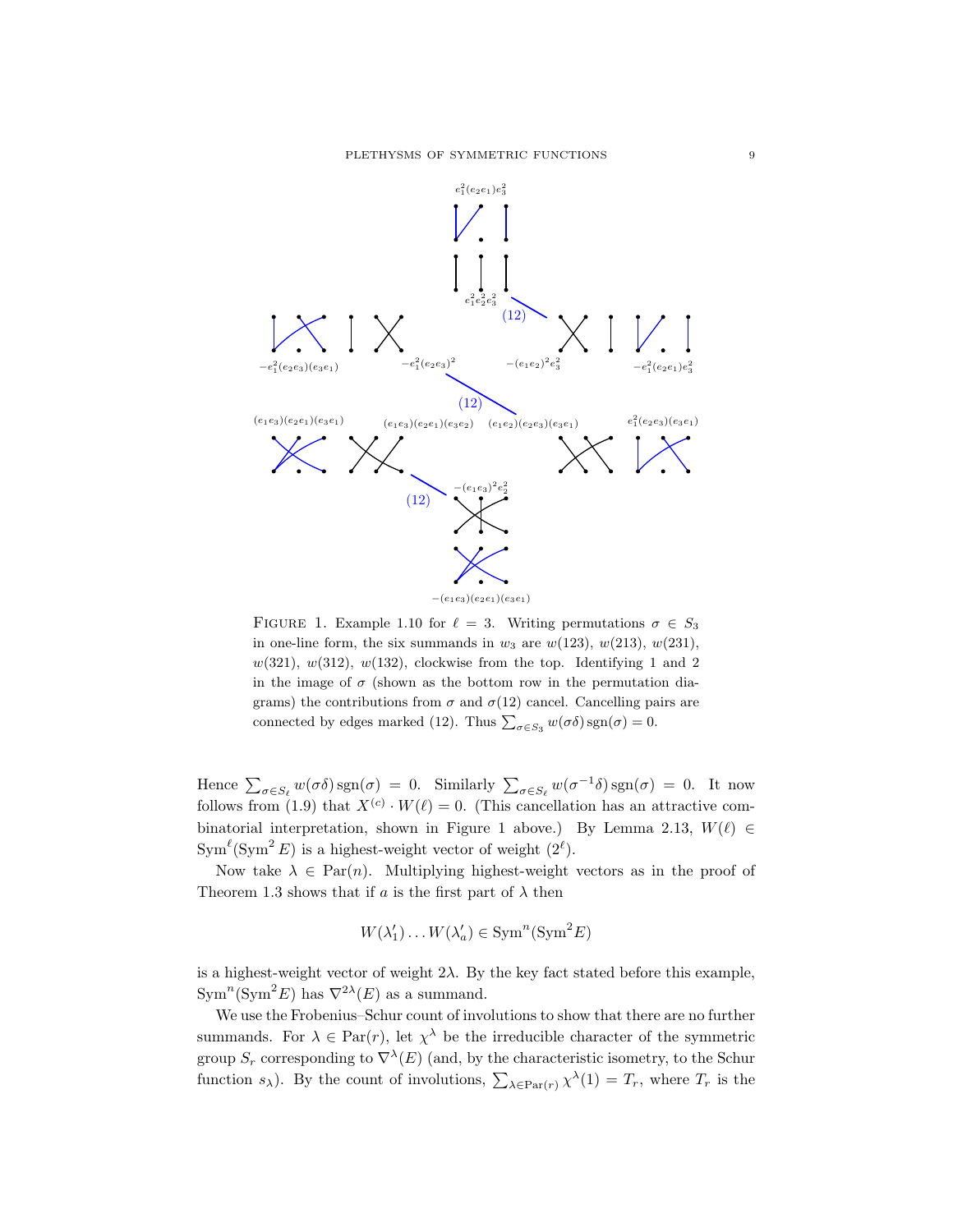FIGURE 1. Example 1.10 for $\ell = 3$. Writing permutations $\sigma \in S_3$ in one-line form, the six summands in $w_3$ are $w(123)$, $w(213)$, $w(231)$, $w(321)$, $w(312)$, $w(132)$, clockwise from the top. Identifying 1 and 2 in the image of $\sigma$ (shown as the bottom row in the permutation diagrams) the contributions from $\sigma$ and $\sigma(12)$ cancel. Cancelling pairs are connected by edges marked (12). Thus $\sum_{\sigma \in S_3} w(\sigma\delta)\operatorname{sgn}(\sigma) = 0$.

Hence $\sum_{\sigma \in S_\ell} w(\sigma\delta)\operatorname{sgn}(\sigma) = 0$. Similarly $\sum_{\sigma \in S_\ell} w(\sigma^{-1}\delta)\operatorname{sgn}(\sigma) = 0$. It now follows from (1.9) that $X^{(c)} \cdot W(\ell) = 0$. (This cancellation has an attractive combinatorial interpretation, shown in Figure 1 above.) By Lemma 2.13, $W(\ell) \in \operatorname{Sym}^\ell(\operatorname{Sym}^2 E)$ is a highest-weight vector of weight $(2^\ell)$.

Now take $\lambda \in \operatorname{Par}(n)$. Multiplying highest-weight vectors as in the proof of Theorem 1.3 shows that if $a$ is the first part of $\lambda$ then

$$W(\lambda_1') \ldots W(\lambda_a') \in \operatorname{Sym}^n(\operatorname{Sym}^2 E)$$

is a highest-weight vector of weight $2\lambda$. By the key fact stated before this example, $\operatorname{Sym}^n(\operatorname{Sym}^2 E)$ has $\nabla^{2\lambda}(E)$ as a summand.

We use the Frobenius–Schur count of involutions to show that there are no further summands. For $\lambda \in \operatorname{Par}(r)$, let $\chi^\lambda$ be the irreducible character of the symmetric group $S_r$ corresponding to $\nabla^\lambda(E)$ (and, by the characteristic isometry, to the Schur function $s_\lambda$). By the count of involutions, $\sum_{\lambda \in \operatorname{Par}(r)} \chi^\lambda(1) = T_r$, where $T_r$ is the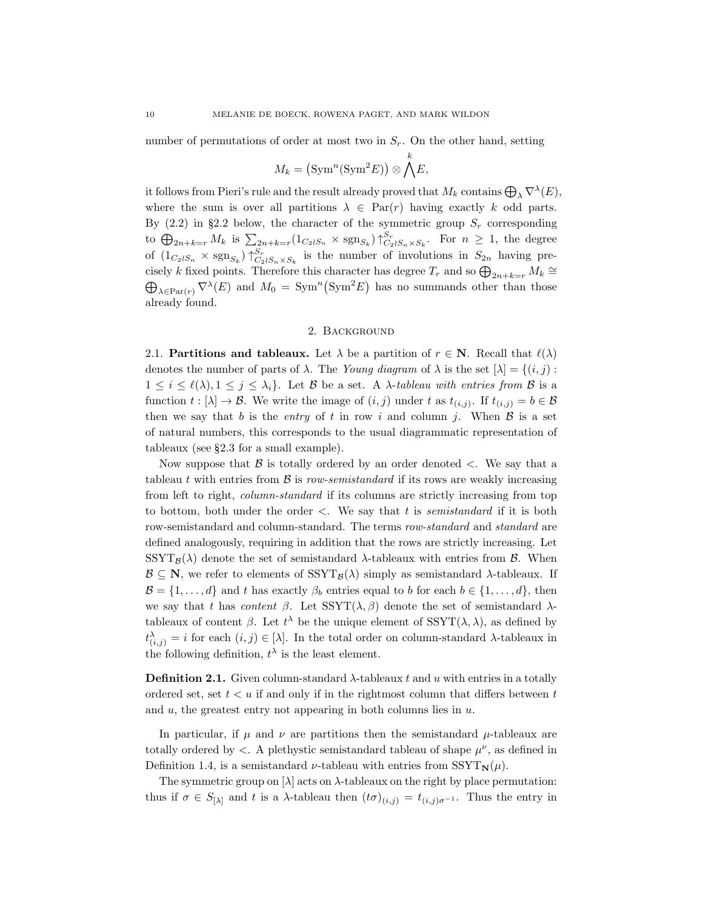number of permutations of order at most two in $S_r$. On the other hand, setting

$$M_k = \big(\mathrm{Sym}^n(\mathrm{Sym}^2 E)\big) \otimes \bigwedge^k E,$$

it follows from Pieri's rule and the result already proved that $M_k$ contains $\bigoplus_\lambda \nabla^\lambda(E)$, where the sum is over all partitions $\lambda \in \mathrm{Par}(r)$ having exactly $k$ odd parts. By (2.2) in §2.2 below, the character of the symmetric group $S_r$ corresponding to $\bigoplus_{2n+k=r} M_k$ is $\sum_{2n+k=r}(1_{C_2 \wr S_n} \times \mathrm{sgn}_{S_k})\big\uparrow_{C_2 \wr S_n \times S_k}^{S_r}$. For $n \geq 1$, the degree of $(1_{C_2 \wr S_n} \times \mathrm{sgn}_{S_k})\big\uparrow_{C_2 \wr S_n \times S_k}^{S_r}$ is the number of involutions in $S_{2n}$ having precisely $k$ fixed points. Therefore this character has degree $T_r$ and so $\bigoplus_{2n+k=r} M_k \cong \bigoplus_{\lambda \in \mathrm{Par}(r)} \nabla^\lambda(E)$ and $M_0 = \mathrm{Sym}^n\big(\mathrm{Sym}^2 E\big)$ has no summands other than those already found.

## 2. Background

**2.1. Partitions and tableaux.** Let $\lambda$ be a partition of $r \in \mathbf{N}$. Recall that $\ell(\lambda)$ denotes the number of parts of $\lambda$. The *Young diagram* of $\lambda$ is the set $[\lambda] = \{(i,j) : 1 \leq i \leq \ell(\lambda), 1 \leq j \leq \lambda_i\}$. Let $\mathcal{B}$ be a set. A *$\lambda$-tableau with entries from $\mathcal{B}$* is a function $t : [\lambda] \to \mathcal{B}$. We write the image of $(i,j)$ under $t$ as $t_{(i,j)}$. If $t_{(i,j)} = b \in \mathcal{B}$ then we say that $b$ is the *entry* of $t$ in row $i$ and column $j$. When $\mathcal{B}$ is a set of natural numbers, this corresponds to the usual diagrammatic representation of tableaux (see §2.3 for a small example).

Now suppose that $\mathcal{B}$ is totally ordered by an order denoted $<$. We say that a tableau $t$ with entries from $\mathcal{B}$ is *row-semistandard* if its rows are weakly increasing from left to right, *column-standard* if its columns are strictly increasing from top to bottom, both under the order $<$. We say that $t$ is *semistandard* if it is both row-semistandard and column-standard. The terms *row-standard* and *standard* are defined analogously, requiring in addition that the rows are strictly increasing. Let $\mathrm{SSYT}_\mathcal{B}(\lambda)$ denote the set of semistandard $\lambda$-tableaux with entries from $\mathcal{B}$. When $\mathcal{B} \subseteq \mathbf{N}$, we refer to elements of $\mathrm{SSYT}_\mathcal{B}(\lambda)$ simply as semistandard $\lambda$-tableaux. If $\mathcal{B} = \{1,\ldots,d\}$ and $t$ has exactly $\beta_b$ entries equal to $b$ for each $b \in \{1,\ldots,d\}$, then we say that $t$ has *content* $\beta$. Let $\mathrm{SSYT}(\lambda,\beta)$ denote the set of semistandard $\lambda$-tableaux of content $\beta$. Let $t^\lambda$ be the unique element of $\mathrm{SSYT}(\lambda,\lambda)$, as defined by $t^\lambda_{(i,j)} = i$ for each $(i,j) \in [\lambda]$. In the total order on column-standard $\lambda$-tableaux in the following definition, $t^\lambda$ is the least element.

**Definition 2.1.** Given column-standard $\lambda$-tableaux $t$ and $u$ with entries in a totally ordered set, set $t < u$ if and only if in the rightmost column that differs between $t$ and $u$, the greatest entry not appearing in both columns lies in $u$.

In particular, if $\mu$ and $\nu$ are partitions then the semistandard $\mu$-tableaux are totally ordered by $<$. A plethystic semistandard tableau of shape $\mu^\nu$, as defined in Definition 1.4, is a semistandard $\nu$-tableau with entries from $\mathrm{SSYT}_\mathbf{N}(\mu)$.

The symmetric group on $[\lambda]$ acts on $\lambda$-tableaux on the right by place permutation: thus if $\sigma \in S_{[\lambda]}$ and $t$ is a $\lambda$-tableau then $(t\sigma)_{(i,j)} = t_{(i,j)\sigma^{-1}}$. Thus the entry in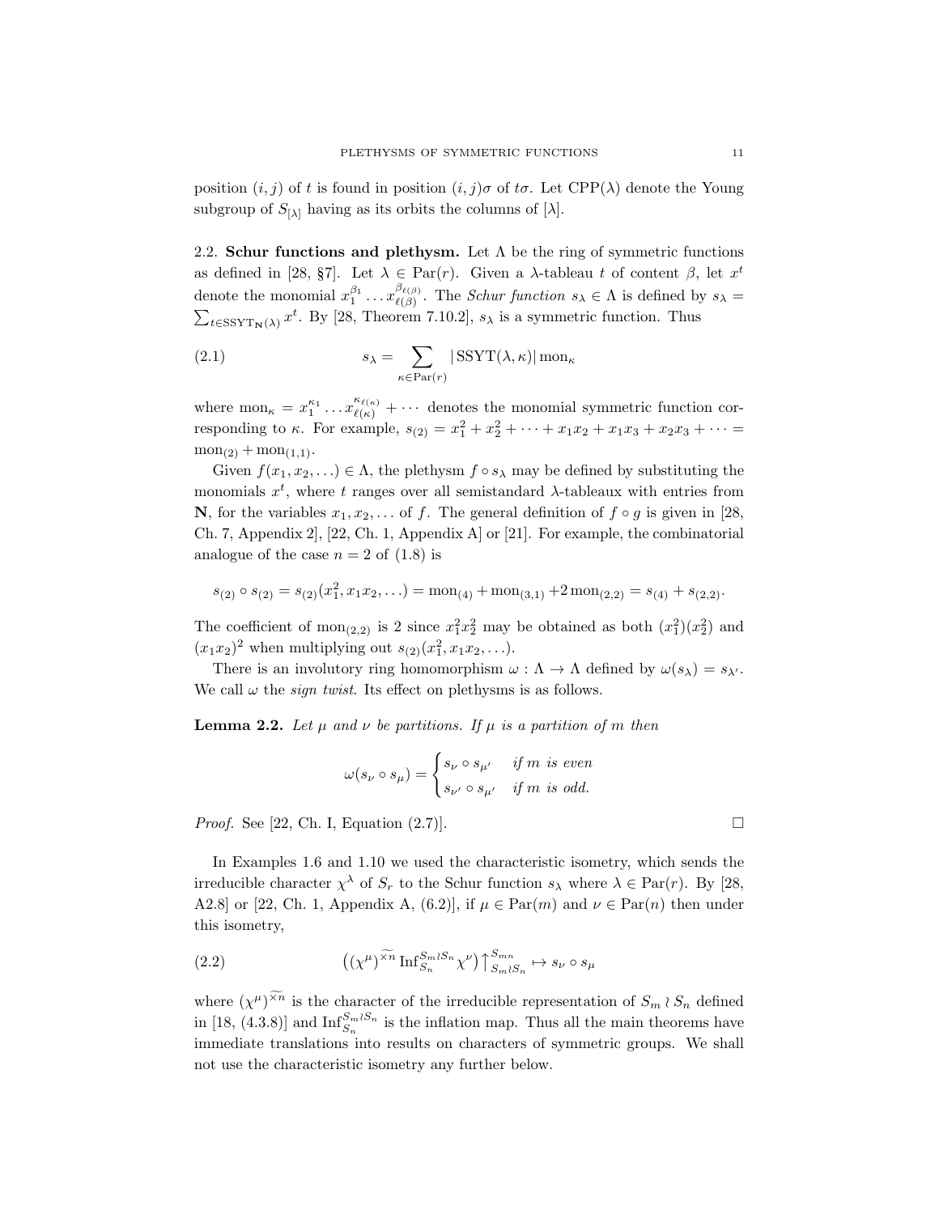position $(i, j)$ of $t$ is found in position $(i, j)\sigma$ of $t\sigma$. Let $\mathrm{CPP}(\lambda)$ denote the Young subgroup of $S_{[\lambda]}$ having as its orbits the columns of $[\lambda]$.

2.2. **Schur functions and plethysm.** Let $\Lambda$ be the ring of symmetric functions as defined in [28, §7]. Let $\lambda \in \mathrm{Par}(r)$. Given a $\lambda$-tableau $t$ of content $\beta$, let $x^t$ denote the monomial $x_1^{\beta_1} \ldots x_{\ell(\beta)}^{\beta_{\ell(\beta)}}$. The *Schur function* $s_\lambda \in \Lambda$ is defined by $s_\lambda = \sum_{t \in \mathrm{SSYT}_{\mathbf{N}}(\lambda)} x^t$. By [28, Theorem 7.10.2], $s_\lambda$ is a symmetric function. Thus

$$s_\lambda = \sum_{\kappa \in \mathrm{Par}(r)} |\,\mathrm{SSYT}(\lambda, \kappa)|\, \mathrm{mon}_\kappa \tag{2.1}$$

where $\mathrm{mon}_\kappa = x_1^{\kappa_1} \ldots x_{\ell(\kappa)}^{\kappa_{\ell(\kappa)}} + \cdots$ denotes the monomial symmetric function corresponding to $\kappa$. For example, $s_{(2)} = x_1^2 + x_2^2 + \cdots + x_1x_2 + x_1x_3 + x_2x_3 + \cdots = \mathrm{mon}_{(2)} + \mathrm{mon}_{(1,1)}$.

Given $f(x_1, x_2, \ldots) \in \Lambda$, the plethysm $f \circ s_\lambda$ may be defined by substituting the monomials $x^t$, where $t$ ranges over all semistandard $\lambda$-tableaux with entries from $\mathbf{N}$, for the variables $x_1, x_2, \ldots$ of $f$. The general definition of $f \circ g$ is given in [28, Ch. 7, Appendix 2], [22, Ch. 1, Appendix A] or [21]. For example, the combinatorial analogue of the case $n = 2$ of (1.8) is

$$s_{(2)} \circ s_{(2)} = s_{(2)}(x_1^2, x_1x_2, \ldots) = \mathrm{mon}_{(4)} + \mathrm{mon}_{(3,1)} + 2\,\mathrm{mon}_{(2,2)} = s_{(4)} + s_{(2,2)}.$$

The coefficient of $\mathrm{mon}_{(2,2)}$ is 2 since $x_1^2x_2^2$ may be obtained as both $(x_1^2)(x_2^2)$ and $(x_1x_2)^2$ when multiplying out $s_{(2)}(x_1^2, x_1x_2, \ldots)$.

There is an involutory ring homomorphism $\omega : \Lambda \to \Lambda$ defined by $\omega(s_\lambda) = s_{\lambda'}$. We call $\omega$ the *sign twist*. Its effect on plethysms is as follows.

**Lemma 2.2.** *Let $\mu$ and $\nu$ be partitions. If $\mu$ is a partition of $m$ then*

$$\omega(s_\nu \circ s_\mu) = \begin{cases} s_\nu \circ s_{\mu'} & \text{if } m \text{ is even} \\ s_{\nu'} \circ s_{\mu'} & \text{if } m \text{ is odd.} \end{cases}$$

*Proof.* See [22, Ch. I, Equation (2.7)]. $\square$

In Examples 1.6 and 1.10 we used the characteristic isometry, which sends the irreducible character $\chi^\lambda$ of $S_r$ to the Schur function $s_\lambda$ where $\lambda \in \mathrm{Par}(r)$. By [28, A2.8] or [22, Ch. 1, Appendix A, (6.2)], if $\mu \in \mathrm{Par}(m)$ and $\nu \in \mathrm{Par}(n)$ then under this isometry,

$$\big((\chi^\mu)^{\widetilde{\times n}}\, \mathrm{Inf}_{S_n}^{S_m \wr S_n} \chi^\nu\big)\big\uparrow_{S_m \wr S_n}^{S_{mn}} \mapsto s_\nu \circ s_\mu \tag{2.2}$$

where $(\chi^\mu)^{\widetilde{\times n}}$ is the character of the irreducible representation of $S_m \wr S_n$ defined in [18, (4.3.8)] and $\mathrm{Inf}_{S_n}^{S_m \wr S_n}$ is the inflation map. Thus all the main theorems have immediate translations into results on characters of symmetric groups. We shall not use the characteristic isometry any further below.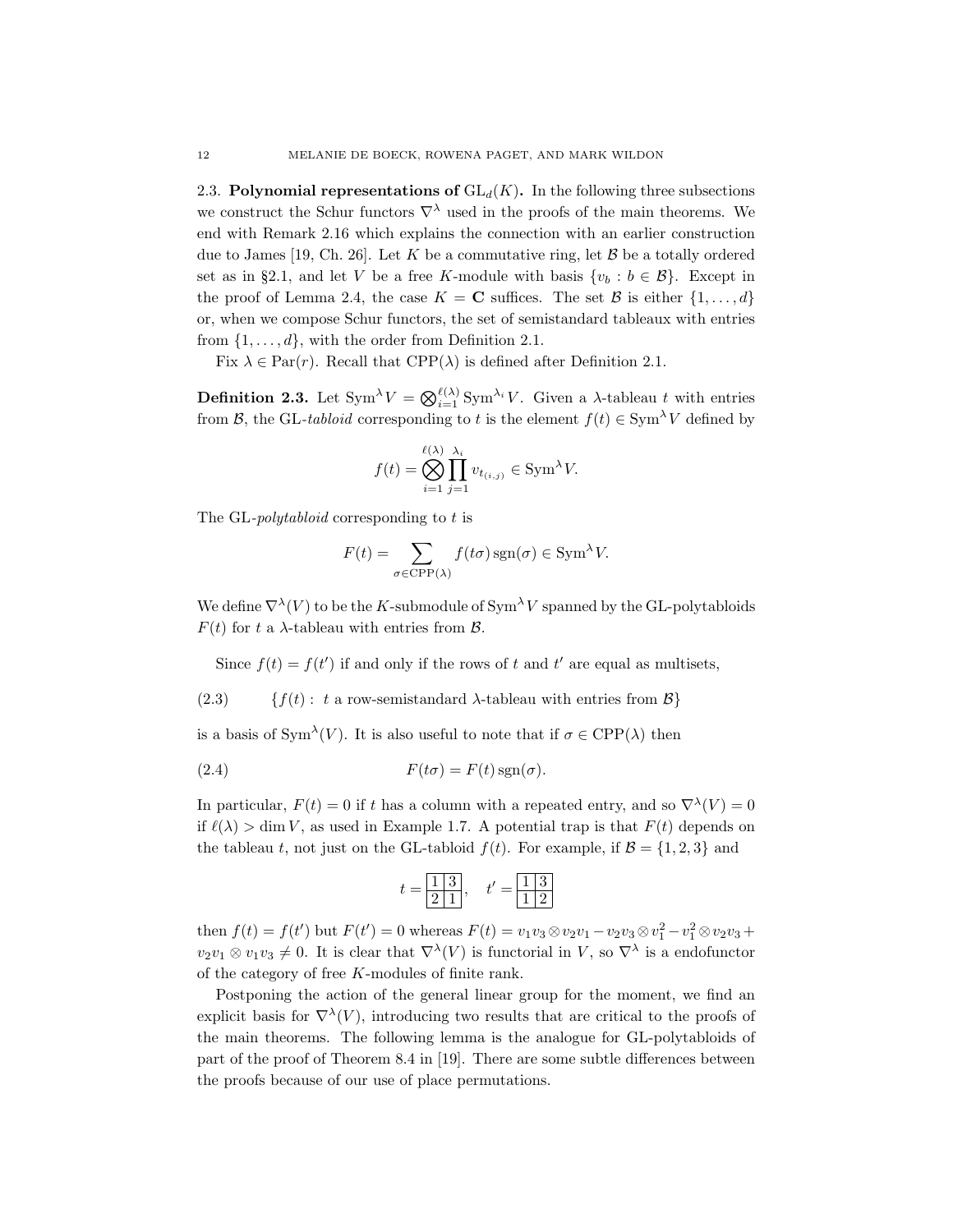## 2.3. Polynomial representations of $\mathrm{GL}_d(K)$.

In the following three subsections we construct the Schur functors $\nabla^\lambda$ used in the proofs of the main theorems. We end with Remark 2.16 which explains the connection with an earlier construction due to James [19, Ch. 26]. Let $K$ be a commutative ring, let $\mathcal{B}$ be a totally ordered set as in §2.1, and let $V$ be a free $K$-module with basis $\{v_b : b \in \mathcal{B}\}$. Except in the proof of Lemma 2.4, the case $K = \mathbf{C}$ suffices. The set $\mathcal{B}$ is either $\{1, \ldots, d\}$ or, when we compose Schur functors, the set of semistandard tableaux with entries from $\{1, \ldots, d\}$, with the order from Definition 2.1.

Fix $\lambda \in \mathrm{Par}(r)$. Recall that $\mathrm{CPP}(\lambda)$ is defined after Definition 2.1.

**Definition 2.3.** Let $\mathrm{Sym}^\lambda V = \bigotimes_{i=1}^{\ell(\lambda)} \mathrm{Sym}^{\lambda_i} V$. Given a $\lambda$-tableau $t$ with entries from $\mathcal{B}$, the GL-*tabloid* corresponding to $t$ is the element $f(t) \in \mathrm{Sym}^\lambda V$ defined by

$$f(t) = \bigotimes_{i=1}^{\ell(\lambda)} \prod_{j=1}^{\lambda_i} v_{t_{(i,j)}} \in \mathrm{Sym}^\lambda V.$$

The GL-*polytabloid* corresponding to $t$ is

$$F(t) = \sum_{\sigma \in \mathrm{CPP}(\lambda)} f(t\sigma)\,\mathrm{sgn}(\sigma) \in \mathrm{Sym}^\lambda V.$$

We define $\nabla^\lambda(V)$ to be the $K$-submodule of $\mathrm{Sym}^\lambda V$ spanned by the GL-polytabloids $F(t)$ for $t$ a $\lambda$-tableau with entries from $\mathcal{B}$.

Since $f(t) = f(t')$ if and only if the rows of $t$ and $t'$ are equal as multisets,

$$\{f(t) : \ t \text{ a row-semistandard } \lambda\text{-tableau with entries from } \mathcal{B}\} \tag{2.3}$$

is a basis of $\mathrm{Sym}^\lambda(V)$. It is also useful to note that if $\sigma \in \mathrm{CPP}(\lambda)$ then

$$F(t\sigma) = F(t)\,\mathrm{sgn}(\sigma). \tag{2.4}$$

In particular, $F(t) = 0$ if $t$ has a column with a repeated entry, and so $\nabla^\lambda(V) = 0$ if $\ell(\lambda) > \dim V$, as used in Example 1.7. A potential trap is that $F(t)$ depends on the tableau $t$, not just on the GL-tabloid $f(t)$. For example, if $\mathcal{B} = \{1, 2, 3\}$ and

$$t = \begin{array}{|c|c|}\hline 1 & 3 \\ \hline 2 & 1 \\ \hline\end{array}\,, \quad t' = \begin{array}{|c|c|}\hline 1 & 3 \\ \hline 1 & 2 \\ \hline\end{array}$$

then $f(t) = f(t')$ but $F(t') = 0$ whereas $F(t) = v_1v_3 \otimes v_2v_1 - v_2v_3 \otimes v_1^2 - v_1^2 \otimes v_2v_3 + v_2v_1 \otimes v_1v_3 \neq 0$. It is clear that $\nabla^\lambda(V)$ is functorial in $V$, so $\nabla^\lambda$ is a endofunctor of the category of free $K$-modules of finite rank.

Postponing the action of the general linear group for the moment, we find an explicit basis for $\nabla^\lambda(V)$, introducing two results that are critical to the proofs of the main theorems. The following lemma is the analogue for GL-polytabloids of part of the proof of Theorem 8.4 in [19]. There are some subtle differences between the proofs because of our use of place permutations.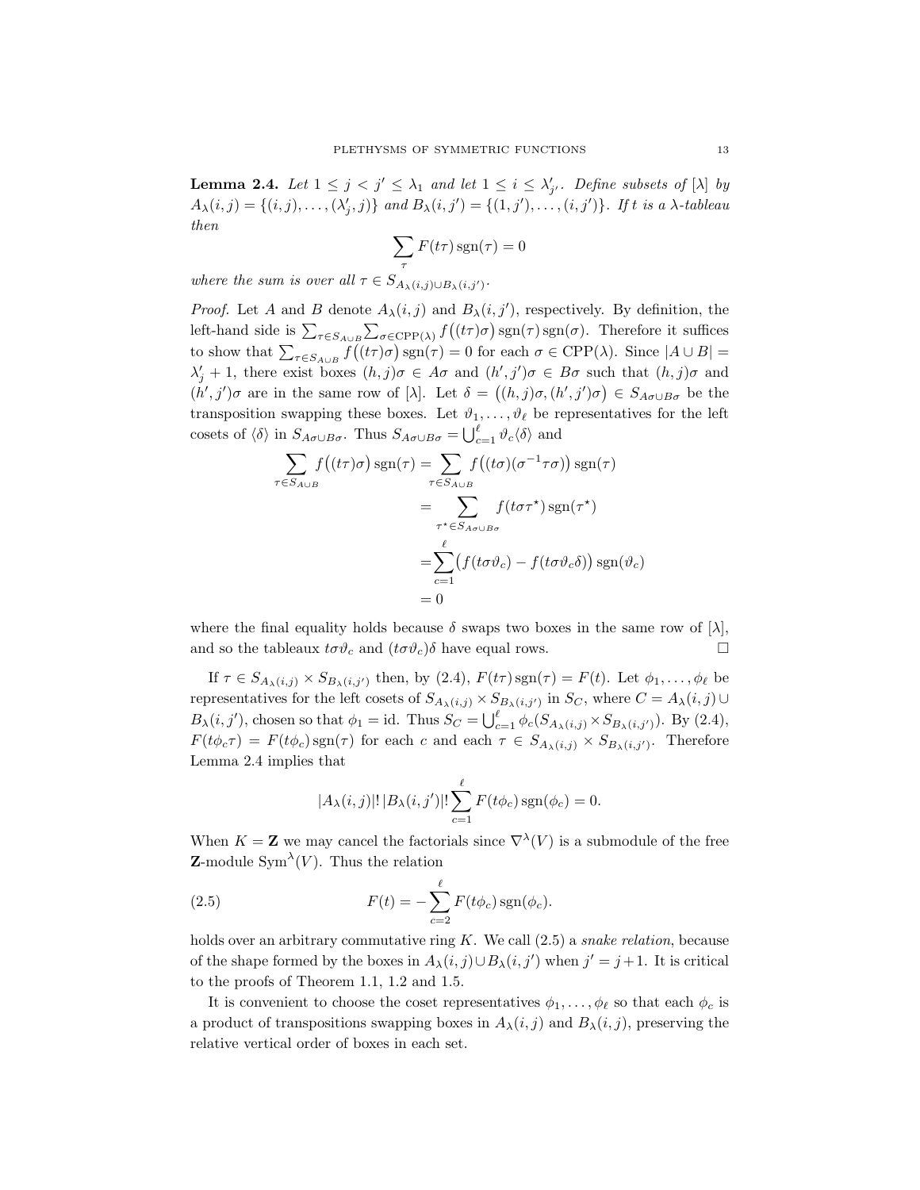**Lemma 2.4.** *Let $1 \leq j < j' \leq \lambda_1$ and let $1 \leq i \leq \lambda'_{j'}$. Define subsets of $[\lambda]$ by $A_\lambda(i,j) = \{(i,j), \dots, (\lambda'_j, j)\}$ and $B_\lambda(i,j') = \{(1,j'), \dots, (i,j')\}$. If $t$ is a $\lambda$-tableau then*

$$\sum_{\tau} F(t\tau)\operatorname{sgn}(\tau) = 0$$

*where the sum is over all $\tau \in S_{A_\lambda(i,j) \cup B_\lambda(i,j')}$.*

*Proof.* Let $A$ and $B$ denote $A_\lambda(i,j)$ and $B_\lambda(i,j')$, respectively. By definition, the left-hand side is $\sum_{\tau \in S_{A\cup B}} \sum_{\sigma \in \mathrm{CPP}(\lambda)} f\big((t\tau)\sigma\big)\operatorname{sgn}(\tau)\operatorname{sgn}(\sigma)$. Therefore it suffices to show that $\sum_{\tau \in S_{A\cup B}} f\big((t\tau)\sigma\big)\operatorname{sgn}(\tau) = 0$ for each $\sigma \in \mathrm{CPP}(\lambda)$. Since $|A \cup B| = \lambda'_j + 1$, there exist boxes $(h,j)\sigma \in A\sigma$ and $(h',j')\sigma \in B\sigma$ such that $(h,j)\sigma$ and $(h',j')\sigma$ are in the same row of $[\lambda]$. Let $\delta = \big((h,j)\sigma, (h',j')\sigma\big) \in S_{A\sigma \cup B\sigma}$ be the transposition swapping these boxes. Let $\vartheta_1, \dots, \vartheta_\ell$ be representatives for the left cosets of $\langle\delta\rangle$ in $S_{A\sigma\cup B\sigma}$. Thus $S_{A\sigma \cup B\sigma} = \bigcup_{c=1}^{\ell} \vartheta_c\langle\delta\rangle$ and

$$\begin{aligned}
\sum_{\tau \in S_{A\cup B}} f\big((t\tau)\sigma\big)\operatorname{sgn}(\tau) &= \sum_{\tau \in S_{A\cup B}} f\big((t\sigma)(\sigma^{-1}\tau\sigma)\big)\operatorname{sgn}(\tau) \\
&= \sum_{\tau^\star \in S_{A\sigma\cup B\sigma}} f(t\sigma\tau^\star)\operatorname{sgn}(\tau^\star) \\
&= \sum_{c=1}^{\ell} \big(f(t\sigma\vartheta_c) - f(t\sigma\vartheta_c\delta)\big)\operatorname{sgn}(\vartheta_c) \\
&= 0
\end{aligned}$$

where the final equality holds because $\delta$ swaps two boxes in the same row of $[\lambda]$, and so the tableaux $t\sigma\vartheta_c$ and $(t\sigma\vartheta_c)\delta$ have equal rows. $\square$

If $\tau \in S_{A_\lambda(i,j)} \times S_{B_\lambda(i,j')}$ then, by (2.4), $F(t\tau)\operatorname{sgn}(\tau) = F(t)$. Let $\phi_1, \dots, \phi_\ell$ be representatives for the left cosets of $S_{A_\lambda(i,j)} \times S_{B_\lambda(i,j')}$ in $S_C$, where $C = A_\lambda(i,j) \cup B_\lambda(i,j')$, chosen so that $\phi_1 = \mathrm{id}$. Thus $S_C = \bigcup_{c=1}^{\ell} \phi_c(S_{A_\lambda(i,j)} \times S_{B_\lambda(i,j')})$. By (2.4), $F(t\phi_c\tau) = F(t\phi_c)\operatorname{sgn}(\tau)$ for each $c$ and each $\tau \in S_{A_\lambda(i,j)} \times S_{B_\lambda(i,j')}$. Therefore Lemma 2.4 implies that

$$|A_\lambda(i,j)|!\,|B_\lambda(i,j')|! \sum_{c=1}^{\ell} F(t\phi_c)\operatorname{sgn}(\phi_c) = 0.$$

When $K = \mathbf{Z}$ we may cancel the factorials since $\nabla^\lambda(V)$ is a submodule of the free $\mathbf{Z}$-module $\mathrm{Sym}^\lambda(V)$. Thus the relation

$$F(t) = -\sum_{c=2}^{\ell} F(t\phi_c)\operatorname{sgn}(\phi_c). \tag{2.5}$$

holds over an arbitrary commutative ring $K$. We call (2.5) a *snake relation*, because of the shape formed by the boxes in $A_\lambda(i,j) \cup B_\lambda(i,j')$ when $j' = j+1$. It is critical to the proofs of Theorem 1.1, 1.2 and 1.5.

It is convenient to choose the coset representatives $\phi_1, \dots, \phi_\ell$ so that each $\phi_c$ is a product of transpositions swapping boxes in $A_\lambda(i,j)$ and $B_\lambda(i,j)$, preserving the relative vertical order of boxes in each set.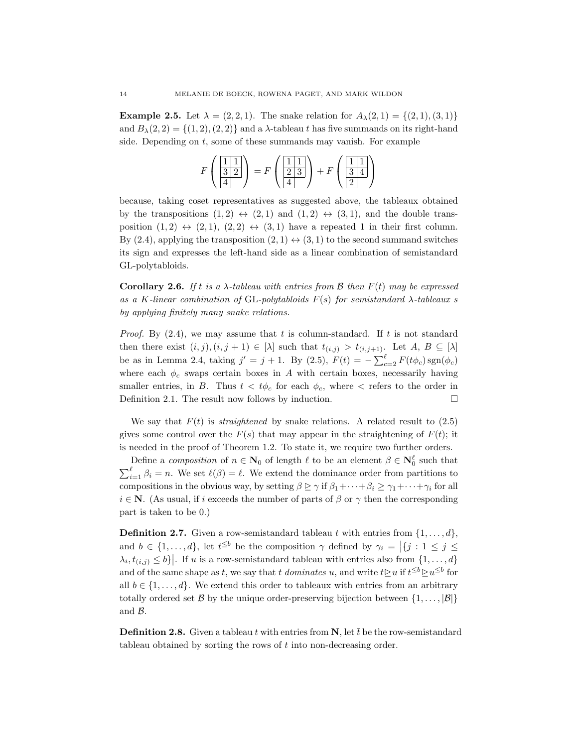**Example 2.5.** Let $\lambda = (2,2,1)$. The snake relation for $A_\lambda(2,1) = \{(2,1),(3,1)\}$ and $B_\lambda(2,2) = \{(1,2),(2,2)\}$ and a $\lambda$-tableau $t$ has five summands on its right-hand side. Depending on $t$, some of these summands may vanish. For example

$$F\left(\begin{array}{|c|c|}\hline 1 & 1 \\ \hline 3 & 2 \\ \hline 4 \\ \cline{1-1}\end{array}\right) = F\left(\begin{array}{|c|c|}\hline 1 & 1 \\ \hline 2 & 3 \\ \hline 4 \\ \cline{1-1}\end{array}\right) + F\left(\begin{array}{|c|c|}\hline 1 & 1 \\ \hline 3 & 4 \\ \hline 2 \\ \cline{1-1}\end{array}\right)$$

because, taking coset representatives as suggested above, the tableaux obtained by the transpositions $(1,2) \leftrightarrow (2,1)$ and $(1,2) \leftrightarrow (3,1)$, and the double transposition $(1,2) \leftrightarrow (2,1)$, $(2,2) \leftrightarrow (3,1)$ have a repeated 1 in their first column. By (2.4), applying the transposition $(2,1) \leftrightarrow (3,1)$ to the second summand switches its sign and expresses the left-hand side as a linear combination of semistandard GL-polytabloids.

**Corollary 2.6.** *If $t$ is a $\lambda$-tableau with entries from $\mathcal{B}$ then $F(t)$ may be expressed as a $K$-linear combination of* GL*-polytabloids $F(s)$ for semistandard $\lambda$-tableaux $s$ by applying finitely many snake relations.*

*Proof.* By (2.4), we may assume that $t$ is column-standard. If $t$ is not standard then there exist $(i,j),(i,j+1) \in [\lambda]$ such that $t_{(i,j)} > t_{(i,j+1)}$. Let $A$, $B \subseteq [\lambda]$ be as in Lemma 2.4, taking $j' = j+1$. By (2.5), $F(t) = -\sum_{c=2}^{\ell} F(t\phi_c)\operatorname{sgn}(\phi_c)$ where each $\phi_c$ swaps certain boxes in $A$ with certain boxes, necessarily having smaller entries, in $B$. Thus $t < t\phi_c$ for each $\phi_c$, where $<$ refers to the order in Definition 2.1. The result now follows by induction. $\square$

We say that $F(t)$ is *straightened* by snake relations. A related result to (2.5) gives some control over the $F(s)$ that may appear in the straightening of $F(t)$; it is needed in the proof of Theorem 1.2. To state it, we require two further orders.

Define a *composition* of $n \in \mathbf{N}_0$ of length $\ell$ to be an element $\beta \in \mathbf{N}_0^\ell$ such that $\sum_{i=1}^{\ell} \beta_i = n$. We set $\ell(\beta) = \ell$. We extend the dominance order from partitions to compositions in the obvious way, by setting $\beta \trianglerighteq \gamma$ if $\beta_1 + \cdots + \beta_i \geq \gamma_1 + \cdots + \gamma_i$ for all $i \in \mathbf{N}$. (As usual, if $i$ exceeds the number of parts of $\beta$ or $\gamma$ then the corresponding part is taken to be 0.)

**Definition 2.7.** Given a row-semistandard tableau $t$ with entries from $\{1,\ldots,d\}$, and $b \in \{1,\ldots,d\}$, let $t^{\leq b}$ be the composition $\gamma$ defined by $\gamma_i = \bigl|\{j : 1 \leq j \leq \lambda_i, t_{(i,j)} \leq b\}\bigr|$. If $u$ is a row-semistandard tableau with entries also from $\{1,\ldots,d\}$ and of the same shape as $t$, we say that $t$ *dominates* $u$, and write $t \trianglerighteq u$ if $t^{\leq b} \trianglerighteq u^{\leq b}$ for all $b \in \{1,\ldots,d\}$. We extend this order to tableaux with entries from an arbitrary totally ordered set $\mathcal{B}$ by the unique order-preserving bijection between $\{1,\ldots,|\mathcal{B}|\}$ and $\mathcal{B}$.

**Definition 2.8.** Given a tableau $t$ with entries from $\mathbf{N}$, let $\overline{t}$ be the row-semistandard tableau obtained by sorting the rows of $t$ into non-decreasing order.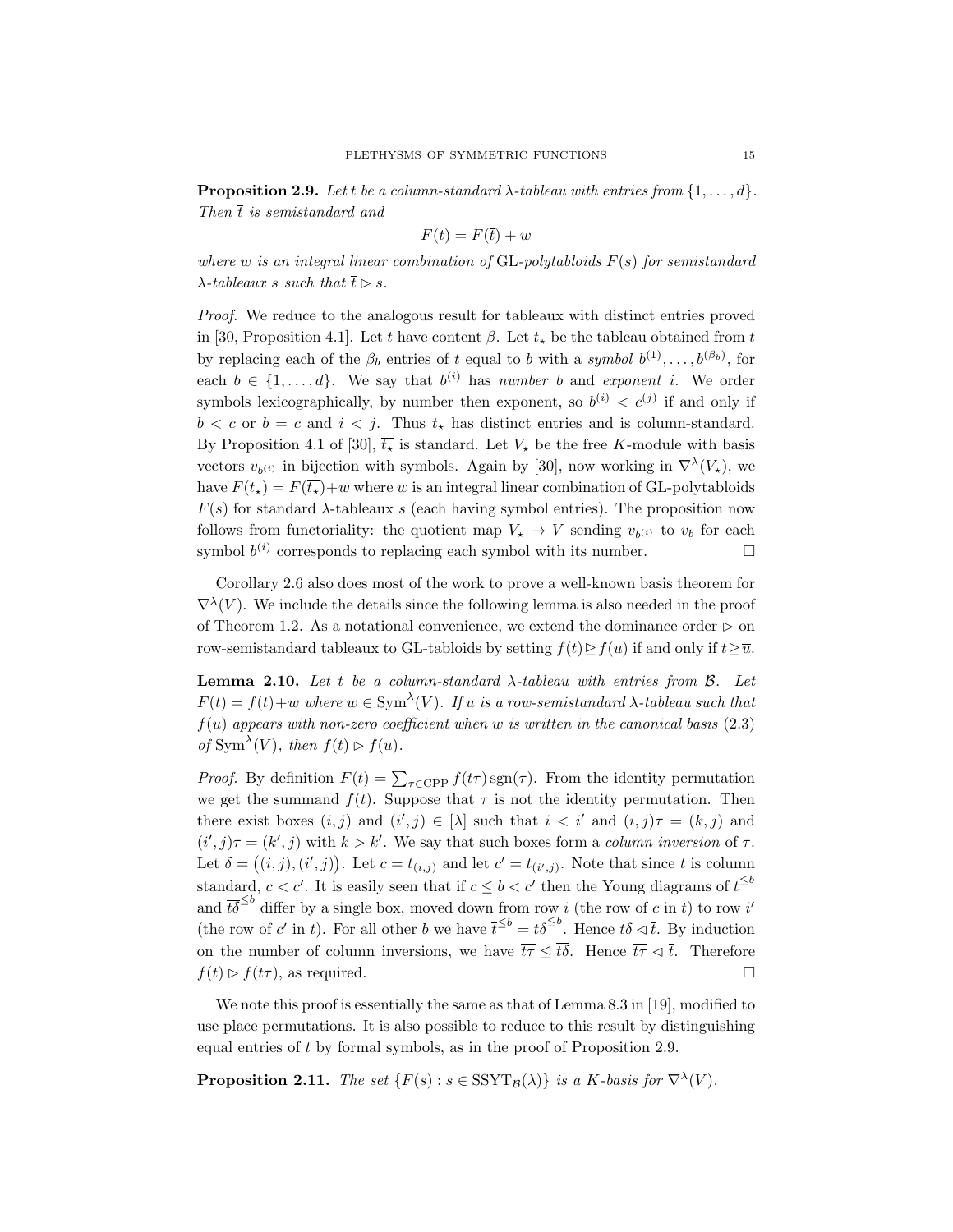**Proposition 2.9.** *Let $t$ be a column-standard $\lambda$-tableau with entries from $\{1, \ldots, d\}$. Then $\bar{t}$ is semistandard and*

$$F(t) = F(\bar{t}) + w$$

*where $w$ is an integral linear combination of* GL*-polytabloids $F(s)$ for semistandard $\lambda$-tableaux $s$ such that $\bar{t} \rhd s$.*

*Proof.* We reduce to the analogous result for tableaux with distinct entries proved in [30, Proposition 4.1]. Let $t$ have content $\beta$. Let $t_\star$ be the tableau obtained from $t$ by replacing each of the $\beta_b$ entries of $t$ equal to $b$ with a *symbol* $b^{(1)}, \ldots, b^{(\beta_b)}$, for each $b \in \{1, \ldots, d\}$. We say that $b^{(i)}$ has *number* $b$ and *exponent* $i$. We order symbols lexicographically, by number then exponent, so $b^{(i)} < c^{(j)}$ if and only if $b < c$ or $b = c$ and $i < j$. Thus $t_\star$ has distinct entries and is column-standard. By Proposition 4.1 of [30], $\overline{t_\star}$ is standard. Let $V_\star$ be the free $K$-module with basis vectors $v_{b^{(i)}}$ in bijection with symbols. Again by [30], now working in $\nabla^\lambda(V_\star)$, we have $F(t_\star) = F(\overline{t_\star}) + w$ where $w$ is an integral linear combination of GL-polytabloids $F(s)$ for standard $\lambda$-tableaux $s$ (each having symbol entries). The proposition now follows from functoriality: the quotient map $V_\star \to V$ sending $v_{b^{(i)}}$ to $v_b$ for each symbol $b^{(i)}$ corresponds to replacing each symbol with its number. $\square$

Corollary 2.6 also does most of the work to prove a well-known basis theorem for $\nabla^\lambda(V)$. We include the details since the following lemma is also needed in the proof of Theorem 1.2. As a notational convenience, we extend the dominance order $\rhd$ on row-semistandard tableaux to GL-tabloids by setting $f(t) \unrhd f(u)$ if and only if $\bar{t} \unrhd \bar{u}$.

**Lemma 2.10.** *Let $t$ be a column-standard $\lambda$-tableau with entries from $\mathcal{B}$. Let $F(t) = f(t) + w$ where $w \in \mathrm{Sym}^\lambda(V)$. If $u$ is a row-semistandard $\lambda$-tableau such that $f(u)$ appears with non-zero coefficient when $w$ is written in the canonical basis* (2.3) *of $\mathrm{Sym}^\lambda(V)$, then $f(t) \rhd f(u)$.*

*Proof.* By definition $F(t) = \sum_{\tau \in \mathrm{CPP}} f(t\tau)\,\mathrm{sgn}(\tau)$. From the identity permutation we get the summand $f(t)$. Suppose that $\tau$ is not the identity permutation. Then there exist boxes $(i, j)$ and $(i', j) \in [\lambda]$ such that $i < i'$ and $(i, j)\tau = (k, j)$ and $(i', j)\tau = (k', j)$ with $k > k'$. We say that such boxes form a *column inversion* of $\tau$. Let $\delta = \big((i, j), (i', j)\big)$. Let $c = t_{(i,j)}$ and let $c' = t_{(i',j)}$. Note that since $t$ is column standard, $c < c'$. It is easily seen that if $c \leq b < c'$ then the Young diagrams of $\bar{t}^{\leq b}$ and $\overline{t\delta}^{\leq b}$ differ by a single box, moved down from row $i$ (the row of $c$ in $t$) to row $i'$ (the row of $c'$ in $t$). For all other $b$ we have $\bar{t}^{\leq b} = \overline{t\delta}^{\leq b}$. Hence $\overline{t\delta} \lhd \bar{t}$. By induction on the number of column inversions, we have $\overline{t\tau} \unlhd \overline{t\delta}$. Hence $\overline{t\tau} \lhd \bar{t}$. Therefore $f(t) \rhd f(t\tau)$, as required. $\square$

We note this proof is essentially the same as that of Lemma 8.3 in [19], modified to use place permutations. It is also possible to reduce to this result by distinguishing equal entries of $t$ by formal symbols, as in the proof of Proposition 2.9.

**Proposition 2.11.** *The set $\{F(s) : s \in \mathrm{SSYT}_{\mathcal{B}}(\lambda)\}$ is a $K$-basis for $\nabla^\lambda(V)$.*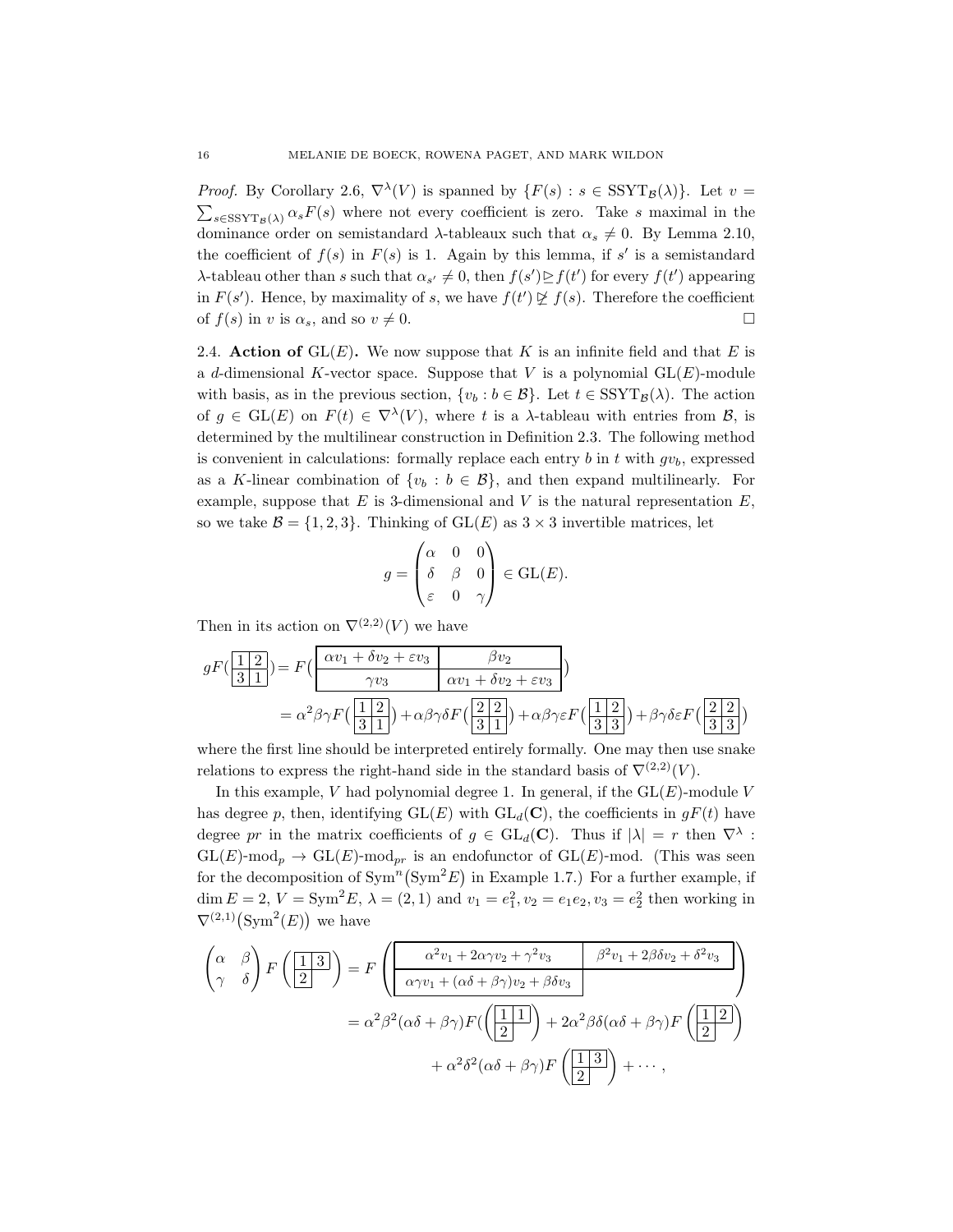*Proof.* By Corollary 2.6, $\nabla^\lambda(V)$ is spanned by $\{F(s) : s \in \mathrm{SSYT}_\mathcal{B}(\lambda)\}$. Let $v = \sum_{s\in\mathrm{SSYT}_\mathcal{B}(\lambda)} \alpha_s F(s)$ where not every coefficient is zero. Take $s$ maximal in the dominance order on semistandard $\lambda$-tableaux such that $\alpha_s \neq 0$. By Lemma 2.10, the coefficient of $f(s)$ in $F(s)$ is 1. Again by this lemma, if $s'$ is a semistandard $\lambda$-tableau other than $s$ such that $\alpha_{s'} \neq 0$, then $f(s') \trianglerighteq f(t')$ for every $f(t')$ appearing in $F(s')$. Hence, by maximality of $s$, we have $f(t') \not\trianglerighteq f(s)$. Therefore the coefficient of $f(s)$ in $v$ is $\alpha_s$, and so $v \neq 0$. $\square$

## 2.4. Action of $\mathrm{GL}(E)$.

We now suppose that $K$ is an infinite field and that $E$ is a $d$-dimensional $K$-vector space. Suppose that $V$ is a polynomial $\mathrm{GL}(E)$-module with basis, as in the previous section, $\{v_b : b \in \mathcal{B}\}$. Let $t \in \mathrm{SSYT}_\mathcal{B}(\lambda)$. The action of $g \in \mathrm{GL}(E)$ on $F(t) \in \nabla^\lambda(V)$, where $t$ is a $\lambda$-tableau with entries from $\mathcal{B}$, is determined by the multilinear construction in Definition 2.3. The following method is convenient in calculations: formally replace each entry $b$ in $t$ with $gv_b$, expressed as a $K$-linear combination of $\{v_b : b \in \mathcal{B}\}$, and then expand multilinearly. For example, suppose that $E$ is 3-dimensional and $V$ is the natural representation $E$, so we take $\mathcal{B} = \{1, 2, 3\}$. Thinking of $\mathrm{GL}(E)$ as $3 \times 3$ invertible matrices, let

$$g = \begin{pmatrix} \alpha & 0 & 0 \\ \delta & \beta & 0 \\ \varepsilon & 0 & \gamma \end{pmatrix} \in \mathrm{GL}(E).$$

Then in its action on $\nabla^{(2,2)}(V)$ we have

$$\begin{aligned} gF\Big(\begin{array}{|c|c|}\hline 1 & 2 \\ \hline 3 & 1 \\ \hline\end{array}\Big) &= F\Big(\begin{array}{|c|c|}\hline \alpha v_1 + \delta v_2 + \varepsilon v_3 & \beta v_2 \\ \hline \gamma v_3 & \alpha v_1 + \delta v_2 + \varepsilon v_3 \\ \hline\end{array}\Big) \\ &= \alpha^2\beta\gamma F\Big(\begin{array}{|c|c|}\hline 1 & 2 \\ \hline 3 & 1 \\ \hline\end{array}\Big) + \alpha\beta\gamma\delta F\Big(\begin{array}{|c|c|}\hline 2 & 2 \\ \hline 3 & 1 \\ \hline\end{array}\Big) + \alpha\beta\gamma\varepsilon F\Big(\begin{array}{|c|c|}\hline 1 & 2 \\ \hline 3 & 3 \\ \hline\end{array}\Big) + \beta\gamma\delta\varepsilon F\Big(\begin{array}{|c|c|}\hline 2 & 2 \\ \hline 3 & 3 \\ \hline\end{array}\Big) \end{aligned}$$

where the first line should be interpreted entirely formally. One may then use snake relations to express the right-hand side in the standard basis of $\nabla^{(2,2)}(V)$.

In this example, $V$ had polynomial degree 1. In general, if the $\mathrm{GL}(E)$-module $V$ has degree $p$, then, identifying $\mathrm{GL}(E)$ with $\mathrm{GL}_d(\mathbf{C})$, the coefficients in $gF(t)$ have degree $pr$ in the matrix coefficients of $g \in \mathrm{GL}_d(\mathbf{C})$. Thus if $|\lambda| = r$ then $\nabla^\lambda : \mathrm{GL}(E)\text{-mod}_p \to \mathrm{GL}(E)\text{-mod}_{pr}$ is an endofunctor of $\mathrm{GL}(E)$-mod. (This was seen for the decomposition of $\mathrm{Sym}^n(\mathrm{Sym}^2 E)$ in Example 1.7.) For a further example, if $\dim E = 2$, $V = \mathrm{Sym}^2 E$, $\lambda = (2,1)$ and $v_1 = e_1^2, v_2 = e_1e_2, v_3 = e_2^2$ then working in $\nabla^{(2,1)}(\mathrm{Sym}^2(E))$ we have

$$\begin{aligned} \begin{pmatrix} \alpha & \beta \\ \gamma & \delta \end{pmatrix} F\left(\begin{array}{|c|c|}\hline 1 & 3 \\ \hline 2 \\ \cline{1-1}\end{array}\right) &= F\left(\begin{array}{|c|c|}\hline \alpha^2 v_1 + 2\alpha\gamma v_2 + \gamma^2 v_3 & \beta^2 v_1 + 2\beta\delta v_2 + \delta^2 v_3 \\ \hline \alpha\gamma v_1 + (\alpha\delta + \beta\gamma) v_2 + \beta\delta v_3 \\ \cline{1-1}\end{array}\right) \\ &= \alpha^2\beta^2(\alpha\delta + \beta\gamma) F\left(\begin{array}{|c|c|}\hline 1 & 1 \\ \hline 2 \\ \cline{1-1}\end{array}\right) + 2\alpha^2\beta\delta(\alpha\delta + \beta\gamma) F\left(\begin{array}{|c|c|}\hline 1 & 2 \\ \hline 2 \\ \cline{1-1}\end{array}\right) \\ &\quad + \alpha^2\delta^2(\alpha\delta + \beta\gamma) F\left(\begin{array}{|c|c|}\hline 1 & 3 \\ \hline 2 \\ \cline{1-1}\end{array}\right) + \cdots, \end{aligned}$$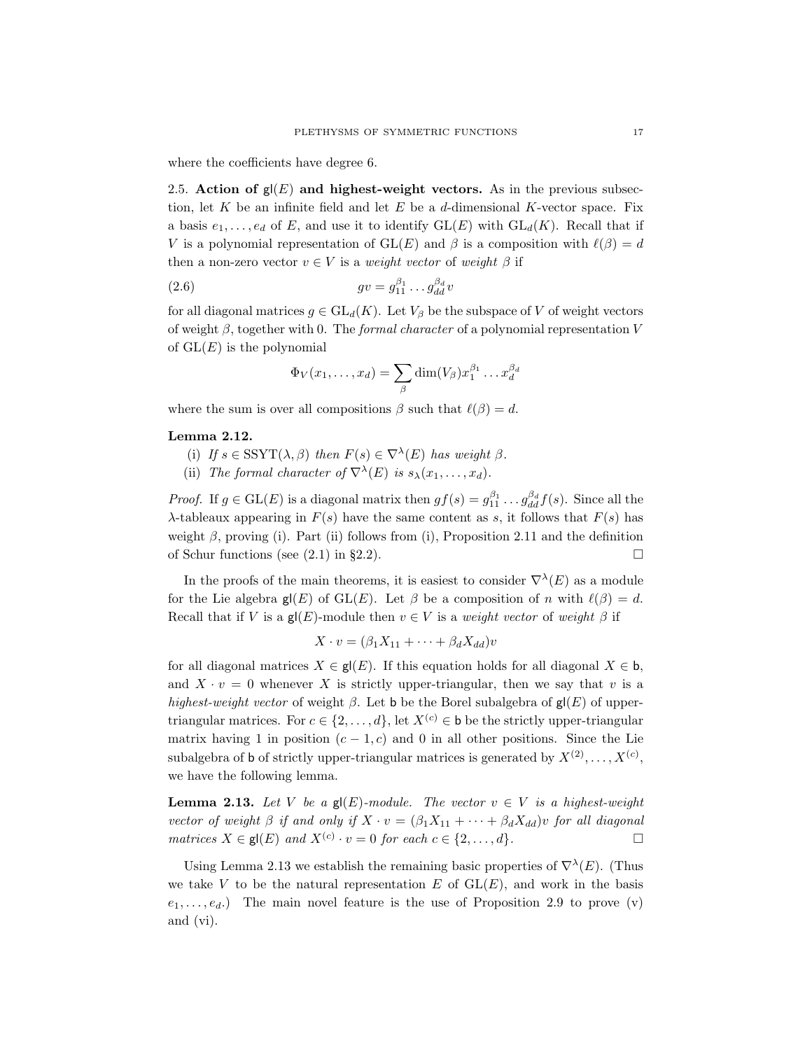where the coefficients have degree 6.

2.5. **Action of $\mathsf{gl}(E)$ and highest-weight vectors.** As in the previous subsection, let $K$ be an infinite field and let $E$ be a $d$-dimensional $K$-vector space. Fix a basis $e_1, \ldots, e_d$ of $E$, and use it to identify $\mathrm{GL}(E)$ with $\mathrm{GL}_d(K)$. Recall that if $V$ is a polynomial representation of $\mathrm{GL}(E)$ and $\beta$ is a composition with $\ell(\beta) = d$ then a non-zero vector $v \in V$ is a *weight vector* of *weight* $\beta$ if

$$gv = g_{11}^{\beta_1} \ldots g_{dd}^{\beta_d} v \tag{2.6}$$

for all diagonal matrices $g \in \mathrm{GL}_d(K)$. Let $V_\beta$ be the subspace of $V$ of weight vectors of weight $\beta$, together with 0. The *formal character* of a polynomial representation $V$ of $\mathrm{GL}(E)$ is the polynomial

$$\Phi_V(x_1, \ldots, x_d) = \sum_\beta \dim(V_\beta) x_1^{\beta_1} \ldots x_d^{\beta_d}$$

where the sum is over all compositions $\beta$ such that $\ell(\beta) = d$.

**Lemma 2.12.**

(i) *If $s \in \mathrm{SSYT}(\lambda, \beta)$ then $F(s) \in \nabla^\lambda(E)$ has weight $\beta$.*

(ii) *The formal character of $\nabla^\lambda(E)$ is $s_\lambda(x_1, \ldots, x_d)$.*

*Proof.* If $g \in \mathrm{GL}(E)$ is a diagonal matrix then $gf(s) = g_{11}^{\beta_1} \ldots g_{dd}^{\beta_d} f(s)$. Since all the $\lambda$-tableaux appearing in $F(s)$ have the same content as $s$, it follows that $F(s)$ has weight $\beta$, proving (i). Part (ii) follows from (i), Proposition 2.11 and the definition of Schur functions (see (2.1) in §2.2). □

In the proofs of the main theorems, it is easiest to consider $\nabla^\lambda(E)$ as a module for the Lie algebra $\mathsf{gl}(E)$ of $\mathrm{GL}(E)$. Let $\beta$ be a composition of $n$ with $\ell(\beta) = d$. Recall that if $V$ is a $\mathsf{gl}(E)$-module then $v \in V$ is a *weight vector* of *weight* $\beta$ if

$$X \cdot v = (\beta_1 X_{11} + \cdots + \beta_d X_{dd}) v$$

for all diagonal matrices $X \in \mathsf{gl}(E)$. If this equation holds for all diagonal $X \in \mathsf{b}$, and $X \cdot v = 0$ whenever $X$ is strictly upper-triangular, then we say that $v$ is a *highest-weight vector* of weight $\beta$. Let $\mathsf{b}$ be the Borel subalgebra of $\mathsf{gl}(E)$ of upper-triangular matrices. For $c \in \{2, \ldots, d\}$, let $X^{(c)} \in \mathsf{b}$ be the strictly upper-triangular matrix having 1 in position $(c-1, c)$ and 0 in all other positions. Since the Lie subalgebra of $\mathsf{b}$ of strictly upper-triangular matrices is generated by $X^{(2)}, \ldots, X^{(c)}$, we have the following lemma.

**Lemma 2.13.** *Let $V$ be a $\mathsf{gl}(E)$-module. The vector $v \in V$ is a highest-weight vector of weight $\beta$ if and only if $X \cdot v = (\beta_1 X_{11} + \cdots + \beta_d X_{dd}) v$ for all diagonal matrices $X \in \mathsf{gl}(E)$ and $X^{(c)} \cdot v = 0$ for each $c \in \{2, \ldots, d\}$.* □

Using Lemma 2.13 we establish the remaining basic properties of $\nabla^\lambda(E)$. (Thus we take $V$ to be the natural representation $E$ of $\mathrm{GL}(E)$, and work in the basis $e_1, \ldots, e_d$.) The main novel feature is the use of Proposition 2.9 to prove (v) and (vi).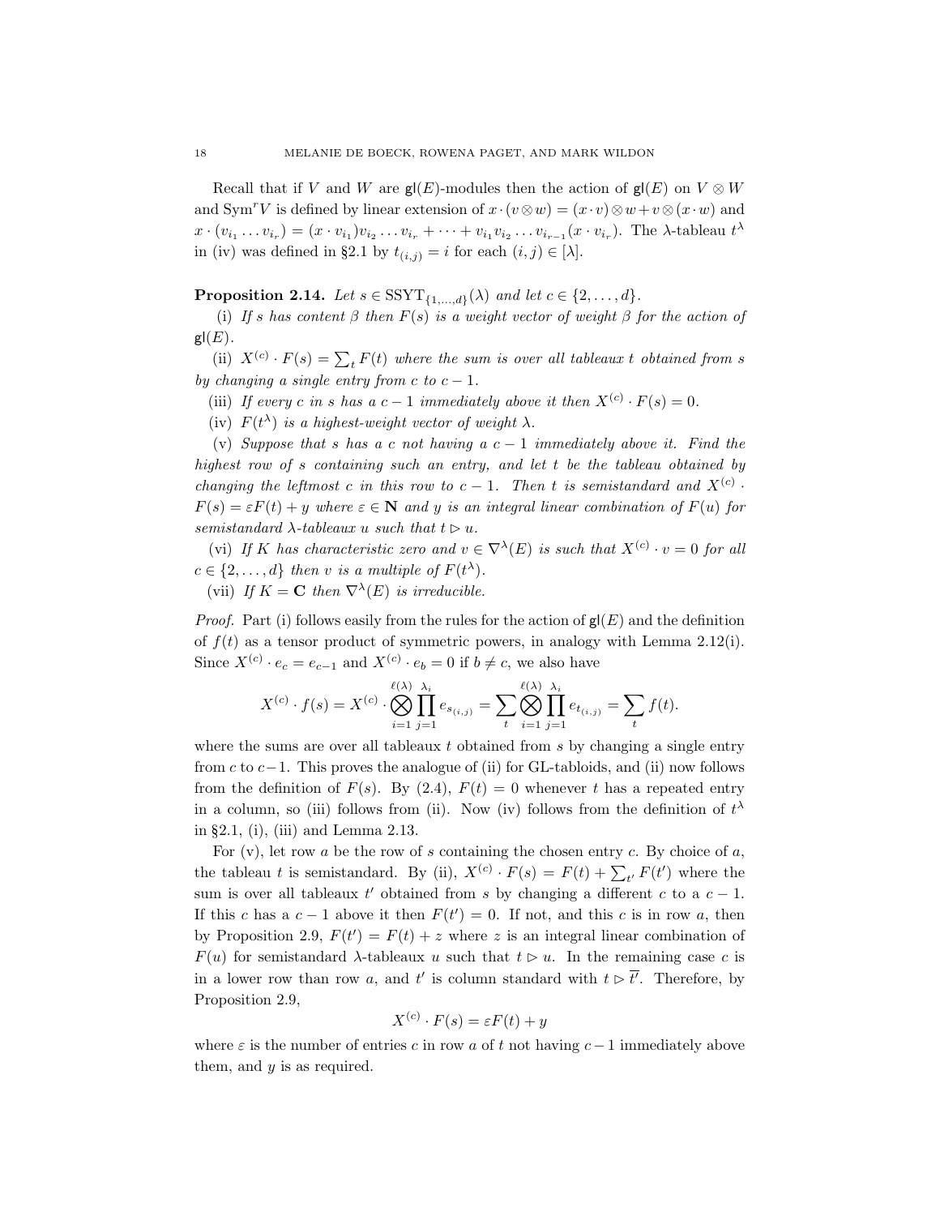Recall that if $V$ and $W$ are $\mathsf{gl}(E)$-modules then the action of $\mathsf{gl}(E)$ on $V \otimes W$ and $\mathrm{Sym}^r V$ is defined by linear extension of $x \cdot (v \otimes w) = (x \cdot v) \otimes w + v \otimes (x \cdot w)$ and $x \cdot (v_{i_1} \ldots v_{i_r}) = (x \cdot v_{i_1}) v_{i_2} \ldots v_{i_r} + \cdots + v_{i_1} v_{i_2} \ldots v_{i_{r-1}} (x \cdot v_{i_r})$. The $\lambda$-tableau $t^\lambda$ in (iv) was defined in §2.1 by $t_{(i,j)} = i$ for each $(i,j) \in [\lambda]$.

**Proposition 2.14.** *Let $s \in \mathrm{SSYT}_{\{1,\ldots,d\}}(\lambda)$ and let $c \in \{2, \ldots, d\}$.*

(i) *If $s$ has content $\beta$ then $F(s)$ is a weight vector of weight $\beta$ for the action of $\mathsf{gl}(E)$.*

(ii) *$X^{(c)} \cdot F(s) = \sum_t F(t)$ where the sum is over all tableaux $t$ obtained from $s$ by changing a single entry from $c$ to $c-1$.*

(iii) *If every $c$ in $s$ has a $c-1$ immediately above it then $X^{(c)} \cdot F(s) = 0$.*

(iv) *$F(t^\lambda)$ is a highest-weight vector of weight $\lambda$.*

(v) *Suppose that $s$ has a $c$ not having a $c-1$ immediately above it. Find the highest row of $s$ containing such an entry, and let $t$ be the tableau obtained by changing the leftmost $c$ in this row to $c-1$. Then $t$ is semistandard and $X^{(c)} \cdot F(s) = \varepsilon F(t) + y$ where $\varepsilon \in \mathbf{N}$ and $y$ is an integral linear combination of $F(u)$ for semistandard $\lambda$-tableaux $u$ such that $t \rhd u$.*

(vi) *If $K$ has characteristic zero and $v \in \nabla^\lambda(E)$ is such that $X^{(c)} \cdot v = 0$ for all $c \in \{2, \ldots, d\}$ then $v$ is a multiple of $F(t^\lambda)$.*

(vii) *If $K = \mathbf{C}$ then $\nabla^\lambda(E)$ is irreducible.*

*Proof.* Part (i) follows easily from the rules for the action of $\mathsf{gl}(E)$ and the definition of $f(t)$ as a tensor product of symmetric powers, in analogy with Lemma 2.12(i). Since $X^{(c)} \cdot e_c = e_{c-1}$ and $X^{(c)} \cdot e_b = 0$ if $b \neq c$, we also have

$$X^{(c)} \cdot f(s) = X^{(c)} \cdot \bigotimes_{i=1}^{\ell(\lambda)} \prod_{j=1}^{\lambda_i} e_{s_{(i,j)}} = \sum_t \bigotimes_{i=1}^{\ell(\lambda)} \prod_{j=1}^{\lambda_i} e_{t_{(i,j)}} = \sum_t f(t).$$

where the sums are over all tableaux $t$ obtained from $s$ by changing a single entry from $c$ to $c-1$. This proves the analogue of (ii) for GL-tabloids, and (ii) now follows from the definition of $F(s)$. By (2.4), $F(t) = 0$ whenever $t$ has a repeated entry in a column, so (iii) follows from (ii). Now (iv) follows from the definition of $t^\lambda$ in §2.1, (i), (iii) and Lemma 2.13.

For (v), let row $a$ be the row of $s$ containing the chosen entry $c$. By choice of $a$, the tableau $t$ is semistandard. By (ii), $X^{(c)} \cdot F(s) = F(t) + \sum_{t'} F(t')$ where the sum is over all tableaux $t'$ obtained from $s$ by changing a different $c$ to a $c-1$. If this $c$ has a $c-1$ above it then $F(t') = 0$. If not, and this $c$ is in row $a$, then by Proposition 2.9, $F(t') = F(t) + z$ where $z$ is an integral linear combination of $F(u)$ for semistandard $\lambda$-tableaux $u$ such that $t \rhd u$. In the remaining case $c$ is in a lower row than row $a$, and $t'$ is column standard with $t \rhd \overline{t'}$. Therefore, by Proposition 2.9,

$$X^{(c)} \cdot F(s) = \varepsilon F(t) + y$$

where $\varepsilon$ is the number of entries $c$ in row $a$ of $t$ not having $c-1$ immediately above them, and $y$ is as required.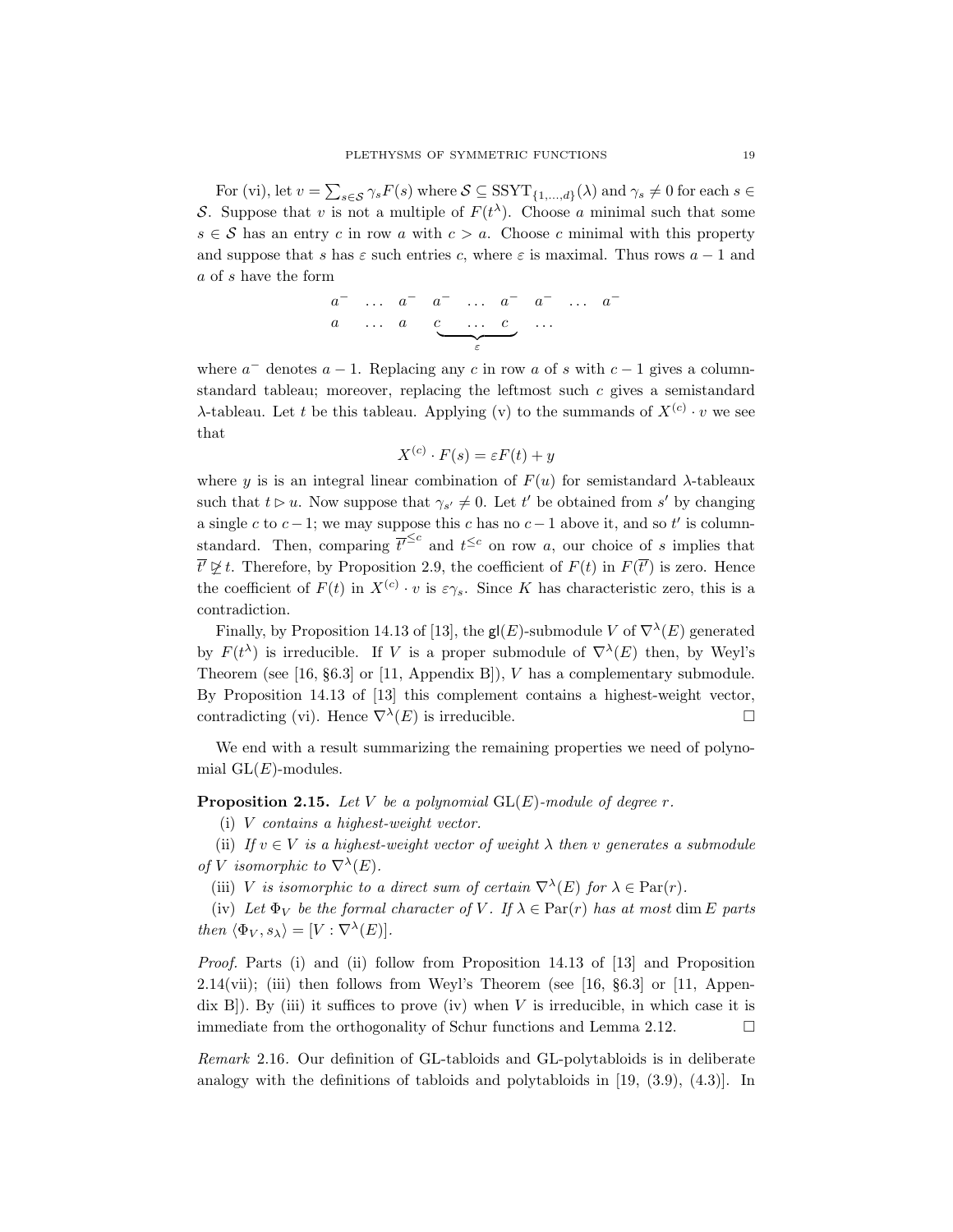For (vi), let $v = \sum_{s \in \mathcal{S}} \gamma_s F(s)$ where $\mathcal{S} \subseteq \mathrm{SSYT}_{\{1,\ldots,d\}}(\lambda)$ and $\gamma_s \neq 0$ for each $s \in \mathcal{S}$. Suppose that $v$ is not a multiple of $F(t^\lambda)$. Choose $a$ minimal such that some $s \in \mathcal{S}$ has an entry $c$ in row $a$ with $c > a$. Choose $c$ minimal with this property and suppose that $s$ has $\varepsilon$ such entries $c$, where $\varepsilon$ is maximal. Thus rows $a-1$ and $a$ of $s$ have the form

$$\begin{array}{ccccccccc} a^- & \ldots & a^- & a^- & \ldots & a^- & a^- & \ldots & a^- \\ a & \ldots & a & \underbrace{c \quad \ldots \quad c}_{\varepsilon} & & & \ldots & & \end{array}$$

where $a^-$ denotes $a-1$. Replacing any $c$ in row $a$ of $s$ with $c-1$ gives a column-standard tableau; moreover, replacing the leftmost such $c$ gives a semistandard $\lambda$-tableau. Let $t$ be this tableau. Applying (v) to the summands of $X^{(c)} \cdot v$ we see that

$$X^{(c)} \cdot F(s) = \varepsilon F(t) + y$$

where $y$ is is an integral linear combination of $F(u)$ for semistandard $\lambda$-tableaux such that $t \rhd u$. Now suppose that $\gamma_{s'} \neq 0$. Let $t'$ be obtained from $s'$ by changing a single $c$ to $c-1$; we may suppose this $c$ has no $c-1$ above it, and so $t'$ is column-standard. Then, comparing $\overline{t'}^{\leq c}$ and $t^{\leq c}$ on row $a$, our choice of $s$ implies that $\overline{t'} \not\trianglerighteq t$. Therefore, by Proposition 2.9, the coefficient of $F(t)$ in $F(\overline{t'})$ is zero. Hence the coefficient of $F(t)$ in $X^{(c)} \cdot v$ is $\varepsilon \gamma_s$. Since $K$ has characteristic zero, this is a contradiction.

Finally, by Proposition 14.13 of [13], the $\mathsf{gl}(E)$-submodule $V$ of $\nabla^\lambda(E)$ generated by $F(t^\lambda)$ is irreducible. If $V$ is a proper submodule of $\nabla^\lambda(E)$ then, by Weyl's Theorem (see [16, §6.3] or [11, Appendix B]), $V$ has a complementary submodule. By Proposition 14.13 of [13] this complement contains a highest-weight vector, contradicting (vi). Hence $\nabla^\lambda(E)$ is irreducible. $\square$

We end with a result summarizing the remaining properties we need of polynomial $\mathrm{GL}(E)$-modules.

**Proposition 2.15.** *Let $V$ be a polynomial $\mathrm{GL}(E)$-module of degree $r$.*

(i) *$V$ contains a highest-weight vector.*

(ii) *If $v \in V$ is a highest-weight vector of weight $\lambda$ then $v$ generates a submodule of $V$ isomorphic to $\nabla^\lambda(E)$.*

(iii) *$V$ is isomorphic to a direct sum of certain $\nabla^\lambda(E)$ for $\lambda \in \mathrm{Par}(r)$.*

(iv) *Let $\Phi_V$ be the formal character of $V$. If $\lambda \in \mathrm{Par}(r)$ has at most $\dim E$ parts then $\langle \Phi_V, s_\lambda \rangle = [V : \nabla^\lambda(E)]$.*

*Proof.* Parts (i) and (ii) follow from Proposition 14.13 of [13] and Proposition 2.14(vii); (iii) then follows from Weyl's Theorem (see [16, §6.3] or [11, Appendix B]). By (iii) it suffices to prove (iv) when $V$ is irreducible, in which case it is immediate from the orthogonality of Schur functions and Lemma 2.12. $\square$

*Remark* 2.16. Our definition of GL-tabloids and GL-polytabloids is in deliberate analogy with the definitions of tabloids and polytabloids in [19, (3.9), (4.3)]. In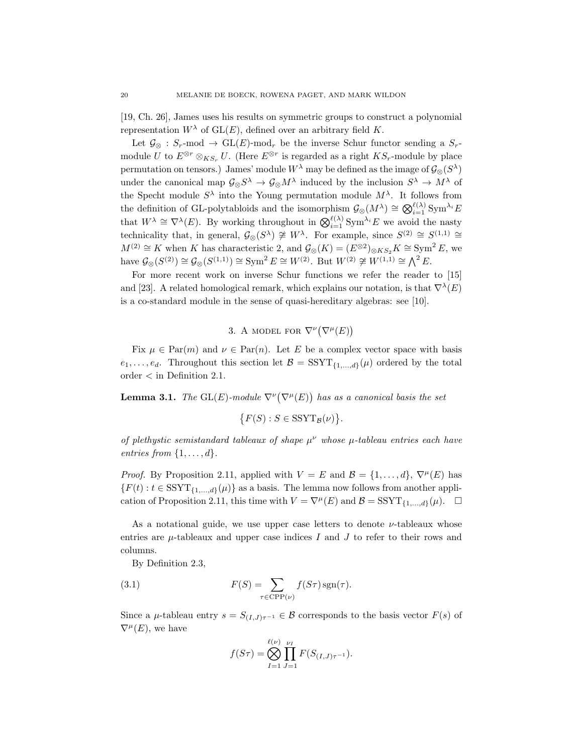[19, Ch. 26], James uses his results on symmetric groups to construct a polynomial representation $W^\lambda$ of $\mathrm{GL}(E)$, defined over an arbitrary field $K$.

Let $\mathcal{G}_\otimes : S_r\text{-mod} \to \mathrm{GL}(E)\text{-mod}_r$ be the inverse Schur functor sending a $S_r$-module $U$ to $E^{\otimes r} \otimes_{KS_r} U$. (Here $E^{\otimes r}$ is regarded as a right $KS_r$-module by place permutation on tensors.) James' module $W^\lambda$ may be defined as the image of $\mathcal{G}_\otimes(S^\lambda)$ under the canonical map $\mathcal{G}_\otimes S^\lambda \to \mathcal{G}_\otimes M^\lambda$ induced by the inclusion $S^\lambda \to M^\lambda$ of the Specht module $S^\lambda$ into the Young permutation module $M^\lambda$. It follows from the definition of GL-polytabloids and the isomorphism $\mathcal{G}_\otimes(M^\lambda) \cong \bigotimes_{i=1}^{\ell(\lambda)} \mathrm{Sym}^{\lambda_i} E$ that $W^\lambda \cong \nabla^\lambda(E)$. By working throughout in $\bigotimes_{i=1}^{\ell(\lambda)} \mathrm{Sym}^{\lambda_i} E$ we avoid the nasty technicality that, in general, $\mathcal{G}_\otimes(S^\lambda) \not\cong W^\lambda$. For example, since $S^{(2)} \cong S^{(1,1)} \cong M^{(2)} \cong K$ when $K$ has characteristic 2, and $\mathcal{G}_\otimes(K) = (E^{\otimes 2})_{\otimes KS_2} K \cong \mathrm{Sym}^2 E$, we have $\mathcal{G}_\otimes(S^{(2)}) \cong \mathcal{G}_\otimes(S^{(1,1)}) \cong \mathrm{Sym}^2 E \cong W^{(2)}$. But $W^{(2)} \not\cong W^{(1,1)} \cong \bigwedge^2 E$.

For more recent work on inverse Schur functions we refer the reader to [15] and [23]. A related homological remark, which explains our notation, is that $\nabla^\lambda(E)$ is a co-standard module in the sense of quasi-hereditary algebras: see [10].

## 3. A model for $\nabla^\nu\big(\nabla^\mu(E)\big)$

Fix $\mu \in \mathrm{Par}(m)$ and $\nu \in \mathrm{Par}(n)$. Let $E$ be a complex vector space with basis $e_1, \ldots, e_d$. Throughout this section let $\mathcal{B} = \mathrm{SSYT}_{\{1,\ldots,d\}}(\mu)$ ordered by the total order $<$ in Definition 2.1.

**Lemma 3.1.** *The $\mathrm{GL}(E)$-module $\nabla^\nu\big(\nabla^\mu(E)\big)$ has as a canonical basis the set*

$$\big\{F(S) : S \in \mathrm{SSYT}_{\mathcal{B}}(\nu)\big\}.$$

*of plethystic semistandard tableaux of shape $\mu^\nu$ whose $\mu$-tableau entries each have entries from $\{1, \ldots, d\}$.*

*Proof.* By Proposition 2.11, applied with $V = E$ and $\mathcal{B} = \{1, \ldots, d\}$, $\nabla^\mu(E)$ has $\{F(t) : t \in \mathrm{SSYT}_{\{1,\ldots,d\}}(\mu)\}$ as a basis. The lemma now follows from another application of Proposition 2.11, this time with $V = \nabla^\mu(E)$ and $\mathcal{B} = \mathrm{SSYT}_{\{1,\ldots,d\}}(\mu)$. $\square$

As a notational guide, we use upper case letters to denote $\nu$-tableaux whose entries are $\mu$-tableaux and upper case indices $I$ and $J$ to refer to their rows and columns.

By Definition 2.3,

$$F(S) = \sum_{\tau \in \mathrm{CPP}(\nu)} f(S\tau)\,\mathrm{sgn}(\tau). \tag{3.1}$$

Since a $\mu$-tableau entry $s = S_{(I,J)\tau^{-1}} \in \mathcal{B}$ corresponds to the basis vector $F(s)$ of $\nabla^\mu(E)$, we have

$$f(S\tau) = \bigotimes_{I=1}^{\ell(\nu)} \prod_{J=1}^{\nu_I} F(S_{(I,J)\tau^{-1}}).$$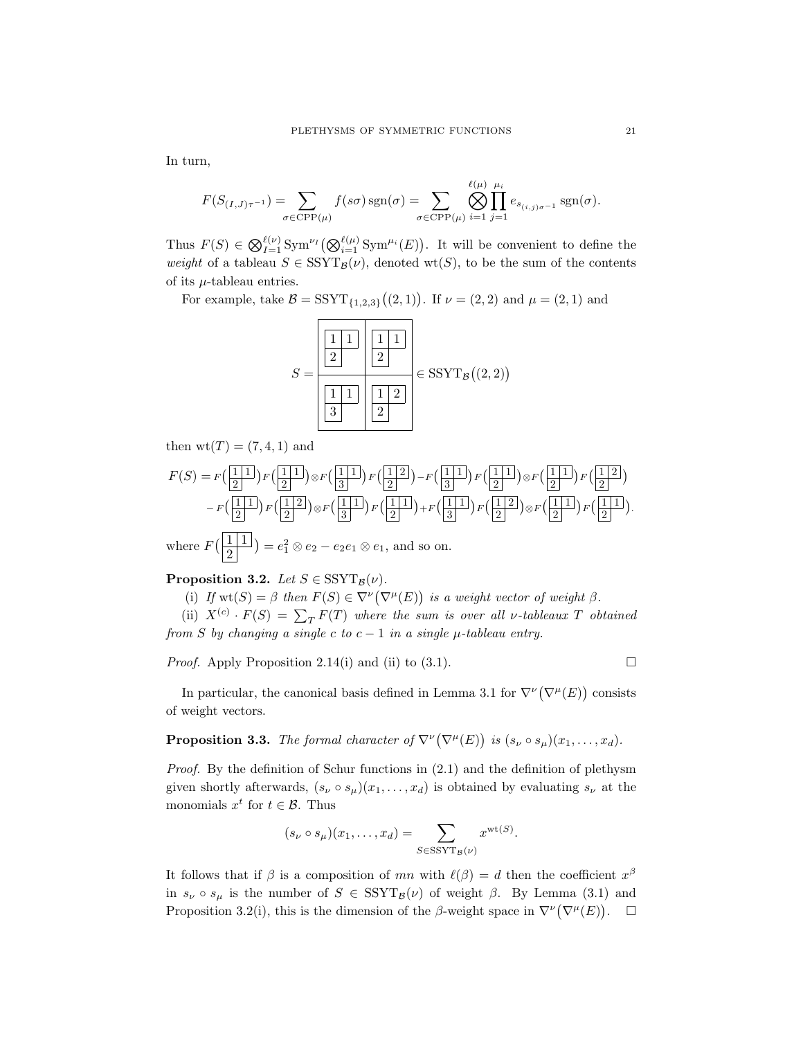In turn,

$$F(S_{(I,J)\tau^{-1}}) = \sum_{\sigma \in \mathrm{CPP}(\mu)} f(s\sigma)\,\mathrm{sgn}(\sigma) = \sum_{\sigma \in \mathrm{CPP}(\mu)} \bigotimes_{i=1}^{\ell(\mu)} \prod_{j=1}^{\mu_i} e_{s_{(i,j)\sigma^{-1}}}\,\mathrm{sgn}(\sigma).$$

Thus $F(S) \in \bigotimes_{I=1}^{\ell(\nu)} \mathrm{Sym}^{\nu_I}\big(\bigotimes_{i=1}^{\ell(\mu)} \mathrm{Sym}^{\mu_i}(E)\big)$. It will be convenient to define the *weight* of a tableau $S \in \mathrm{SSYT}_{\mathcal{B}}(\nu)$, denoted $\mathrm{wt}(S)$, to be the sum of the contents of its $\mu$-tableau entries.

For example, take $\mathcal{B} = \mathrm{SSYT}_{\{1,2,3\}}\big((2,1)\big)$. If $\nu = (2,2)$ and $\mu = (2,1)$ and

$$S = \begin{array}{|c|c|} \hline \begin{smallmatrix} 1 & 1 \\ 2 & \end{smallmatrix} & \begin{smallmatrix} 1 & 1 \\ 2 & \end{smallmatrix} \\ \hline \begin{smallmatrix} 1 & 1 \\ 3 & \end{smallmatrix} & \begin{smallmatrix} 1 & 2 \\ 2 & \end{smallmatrix} \\ \hline \end{array} \in \mathrm{SSYT}_{\mathcal{B}}\big((2,2)\big)$$

then $\mathrm{wt}(T) = (7,4,1)$ and

$$\begin{aligned} F(S) = {} & F\big(\begin{smallmatrix} 1 & 1 \\ 2 & \end{smallmatrix}\big) F\big(\begin{smallmatrix} 1 & 1 \\ 2 & \end{smallmatrix}\big) \otimes F\big(\begin{smallmatrix} 1 & 1 \\ 3 & \end{smallmatrix}\big) F\big(\begin{smallmatrix} 1 & 2 \\ 2 & \end{smallmatrix}\big) - F\big(\begin{smallmatrix} 1 & 1 \\ 3 & \end{smallmatrix}\big) F\big(\begin{smallmatrix} 1 & 1 \\ 2 & \end{smallmatrix}\big) \otimes F\big(\begin{smallmatrix} 1 & 1 \\ 2 & \end{smallmatrix}\big) F\big(\begin{smallmatrix} 1 & 2 \\ 2 & \end{smallmatrix}\big) \\ & - F\big(\begin{smallmatrix} 1 & 1 \\ 2 & \end{smallmatrix}\big) F\big(\begin{smallmatrix} 1 & 2 \\ 2 & \end{smallmatrix}\big) \otimes F\big(\begin{smallmatrix} 1 & 1 \\ 3 & \end{smallmatrix}\big) F\big(\begin{smallmatrix} 1 & 1 \\ 2 & \end{smallmatrix}\big) + F\big(\begin{smallmatrix} 1 & 1 \\ 3 & \end{smallmatrix}\big) F\big(\begin{smallmatrix} 1 & 2 \\ 2 & \end{smallmatrix}\big) \otimes F\big(\begin{smallmatrix} 1 & 1 \\ 2 & \end{smallmatrix}\big) F\big(\begin{smallmatrix} 1 & 1 \\ 2 & \end{smallmatrix}\big). \end{aligned}$$

where $F\big(\begin{smallmatrix} 1 & 1 \\ 2 & \end{smallmatrix}\big) = e_1^2 \otimes e_2 - e_2 e_1 \otimes e_1$, and so on.

**Proposition 3.2.** *Let $S \in \mathrm{SSYT}_{\mathcal{B}}(\nu)$.*

(i) *If $\mathrm{wt}(S) = \beta$ then $F(S) \in \nabla^\nu\big(\nabla^\mu(E)\big)$ is a weight vector of weight $\beta$.*

(ii) *$X^{(c)} \cdot F(S) = \sum_T F(T)$ where the sum is over all $\nu$-tableaux $T$ obtained from $S$ by changing a single $c$ to $c-1$ in a single $\mu$-tableau entry.*

*Proof.* Apply Proposition 2.14(i) and (ii) to (3.1). $\square$

In particular, the canonical basis defined in Lemma 3.1 for $\nabla^\nu\big(\nabla^\mu(E)\big)$ consists of weight vectors.

**Proposition 3.3.** *The formal character of $\nabla^\nu\big(\nabla^\mu(E)\big)$ is $(s_\nu \circ s_\mu)(x_1, \ldots, x_d)$.*

*Proof.* By the definition of Schur functions in (2.1) and the definition of plethysm given shortly afterwards, $(s_\nu \circ s_\mu)(x_1, \ldots, x_d)$ is obtained by evaluating $s_\nu$ at the monomials $x^t$ for $t \in \mathcal{B}$. Thus

$$(s_\nu \circ s_\mu)(x_1, \ldots, x_d) = \sum_{S \in \mathrm{SSYT}_{\mathcal{B}}(\nu)} x^{\mathrm{wt}(S)}.$$

It follows that if $\beta$ is a composition of $mn$ with $\ell(\beta) = d$ then the coefficient $x^\beta$ in $s_\nu \circ s_\mu$ is the number of $S \in \mathrm{SSYT}_{\mathcal{B}}(\nu)$ of weight $\beta$. By Lemma (3.1) and Proposition 3.2(i), this is the dimension of the $\beta$-weight space in $\nabla^\nu\big(\nabla^\mu(E)\big)$. $\square$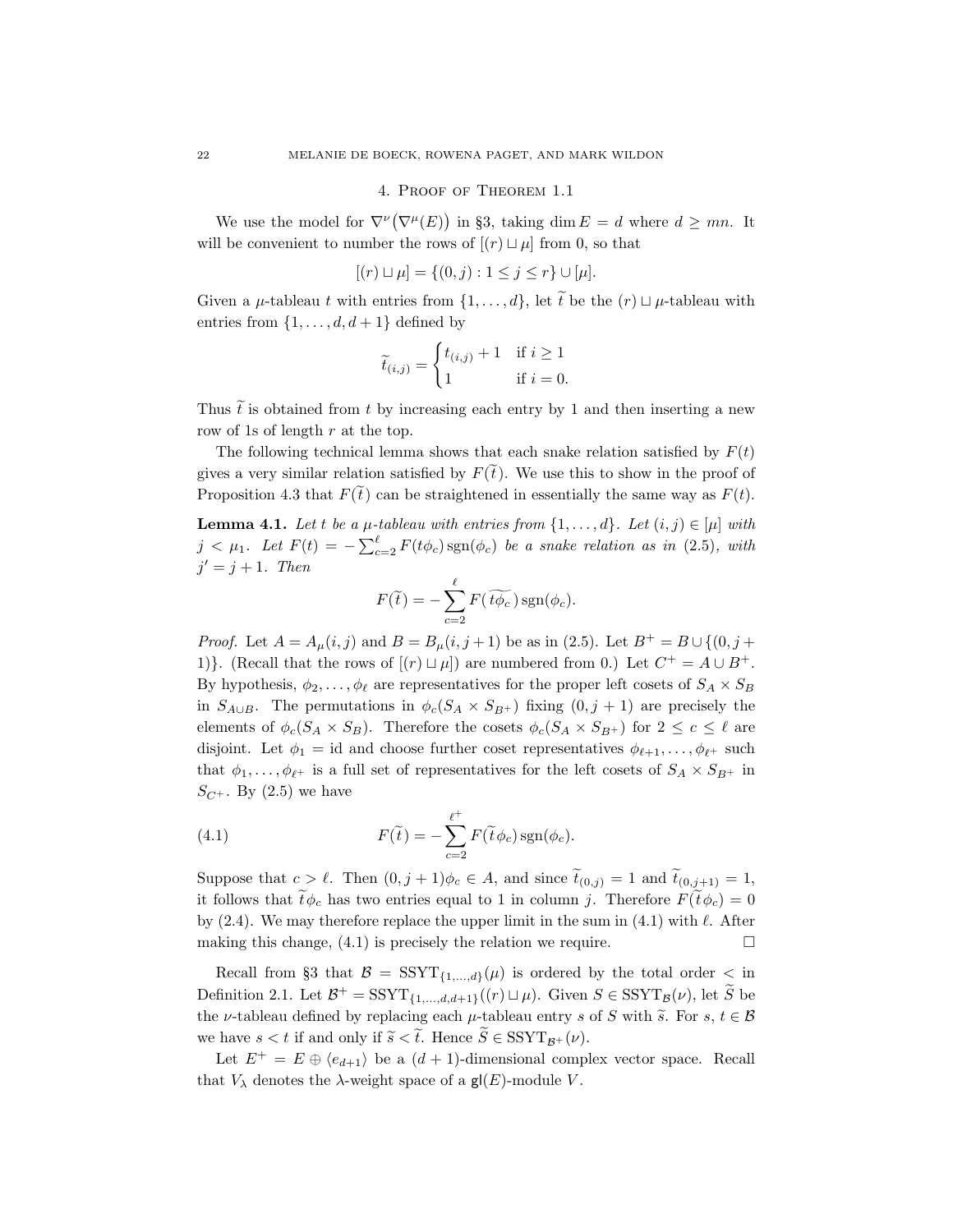## 4. Proof of Theorem 1.1

We use the model for $\nabla^\nu\big(\nabla^\mu(E)\big)$ in §3, taking $\dim E = d$ where $d \geq mn$. It will be convenient to number the rows of $[(r) \sqcup \mu]$ from 0, so that

$$[(r) \sqcup \mu] = \{(0, j) : 1 \leq j \leq r\} \cup [\mu].$$

Given a $\mu$-tableau $t$ with entries from $\{1, \ldots, d\}$, let $\widetilde{t}$ be the $(r) \sqcup \mu$-tableau with entries from $\{1, \ldots, d, d+1\}$ defined by

$$\widetilde{t}_{(i,j)} = \begin{cases} t_{(i,j)} + 1 & \text{if } i \geq 1 \\ 1 & \text{if } i = 0. \end{cases}$$

Thus $\widetilde{t}$ is obtained from $t$ by increasing each entry by 1 and then inserting a new row of 1s of length $r$ at the top.

The following technical lemma shows that each snake relation satisfied by $F(t)$ gives a very similar relation satisfied by $F(\widetilde{t})$. We use this to show in the proof of Proposition 4.3 that $F(\widetilde{t})$ can be straightened in essentially the same way as $F(t)$.

**Lemma 4.1.** *Let $t$ be a $\mu$-tableau with entries from $\{1, \ldots, d\}$. Let $(i, j) \in [\mu]$ with $j < \mu_1$. Let $F(t) = -\sum_{c=2}^{\ell} F(t\phi_c)\operatorname{sgn}(\phi_c)$ be a snake relation as in (2.5), with $j' = j + 1$. Then*

$$F(\widetilde{t}) = -\sum_{c=2}^{\ell} F(\widetilde{t\phi_c})\operatorname{sgn}(\phi_c).$$

*Proof.* Let $A = A_\mu(i, j)$ and $B = B_\mu(i, j+1)$ be as in (2.5). Let $B^+ = B \cup \{(0, j+1)\}$. (Recall that the rows of $[(r) \sqcup \mu]$) are numbered from 0.) Let $C^+ = A \cup B^+$. By hypothesis, $\phi_2, \ldots, \phi_\ell$ are representatives for the proper left cosets of $S_A \times S_B$ in $S_{A\cup B}$. The permutations in $\phi_c(S_A \times S_{B^+})$ fixing $(0, j+1)$ are precisely the elements of $\phi_c(S_A \times S_B)$. Therefore the cosets $\phi_c(S_A \times S_{B^+})$ for $2 \leq c \leq \ell$ are disjoint. Let $\phi_1 = \mathrm{id}$ and choose further coset representatives $\phi_{\ell+1}, \ldots, \phi_{\ell^+}$ such that $\phi_1, \ldots, \phi_{\ell^+}$ is a full set of representatives for the left cosets of $S_A \times S_{B^+}$ in $S_{C^+}$. By (2.5) we have

$$F(\widetilde{t}) = -\sum_{c=2}^{\ell^+} F(\widetilde{t}\phi_c)\operatorname{sgn}(\phi_c). \tag{4.1}$$

Suppose that $c > \ell$. Then $(0, j+1)\phi_c \in A$, and since $\widetilde{t}_{(0,j)} = 1$ and $\widetilde{t}_{(0,j+1)} = 1$, it follows that $\widetilde{t}\phi_c$ has two entries equal to 1 in column $j$. Therefore $F(\widetilde{t}\phi_c) = 0$ by (2.4). We may therefore replace the upper limit in the sum in (4.1) with $\ell$. After making this change, (4.1) is precisely the relation we require. $\square$

Recall from §3 that $\mathcal{B} = \mathrm{SSYT}_{\{1,\ldots,d\}}(\mu)$ is ordered by the total order $<$ in Definition 2.1. Let $\mathcal{B}^+ = \mathrm{SSYT}_{\{1,\ldots,d,d+1\}}((r) \sqcup \mu)$. Given $S \in \mathrm{SSYT}_{\mathcal{B}}(\nu)$, let $\widetilde{S}$ be the $\nu$-tableau defined by replacing each $\mu$-tableau entry $s$ of $S$ with $\widetilde{s}$. For $s, t \in \mathcal{B}$ we have $s < t$ if and only if $\widetilde{s} < \widetilde{t}$. Hence $\widetilde{S} \in \mathrm{SSYT}_{\mathcal{B}^+}(\nu)$.

Let $E^+ = E \oplus \langle e_{d+1}\rangle$ be a $(d+1)$-dimensional complex vector space. Recall that $V_\lambda$ denotes the $\lambda$-weight space of a $\mathfrak{gl}(E)$-module $V$.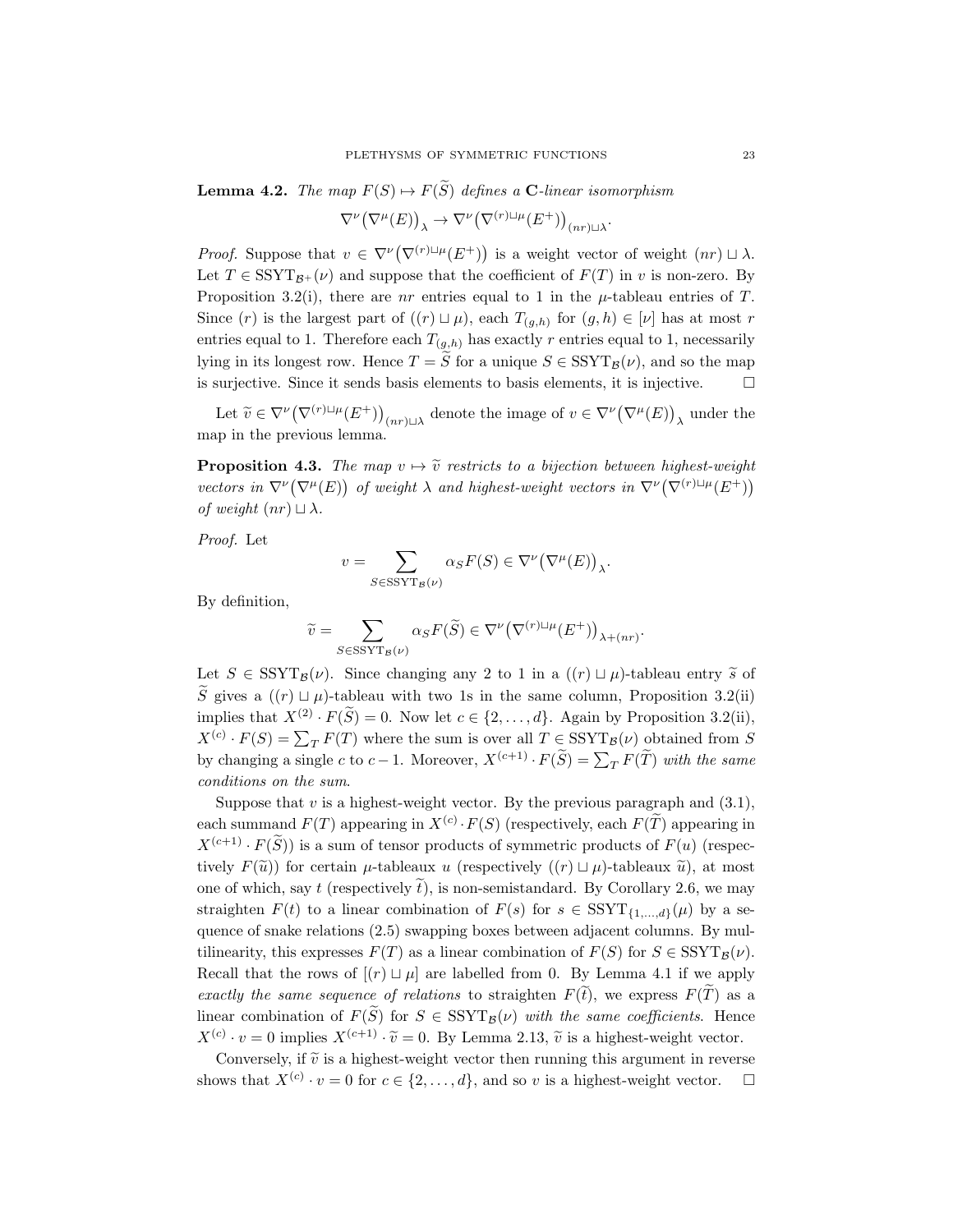**Lemma 4.2.** *The map $F(S) \mapsto F(\widetilde{S})$ defines a* **C***-linear isomorphism*

$$\nabla^\nu\big(\nabla^\mu(E)\big)_\lambda \to \nabla^\nu\big(\nabla^{(r)\sqcup\mu}(E^+)\big)_{(nr)\sqcup\lambda}.$$

*Proof.* Suppose that $v \in \nabla^\nu\big(\nabla^{(r)\sqcup\mu}(E^+)\big)$ is a weight vector of weight $(nr) \sqcup \lambda$. Let $T \in \mathrm{SSYT}_{\mathcal{B}^+}(\nu)$ and suppose that the coefficient of $F(T)$ in $v$ is non-zero. By Proposition 3.2(i), there are $nr$ entries equal to 1 in the $\mu$-tableau entries of $T$. Since $(r)$ is the largest part of $((r) \sqcup \mu)$, each $T_{(g,h)}$ for $(g,h) \in [\nu]$ has at most $r$ entries equal to 1. Therefore each $T_{(g,h)}$ has exactly $r$ entries equal to 1, necessarily lying in its longest row. Hence $T = \widetilde{S}$ for a unique $S \in \mathrm{SSYT}_{\mathcal{B}}(\nu)$, and so the map is surjective. Since it sends basis elements to basis elements, it is injective. $\square$

Let $\widetilde{v} \in \nabla^\nu\big(\nabla^{(r)\sqcup\mu}(E^+)\big)_{(nr)\sqcup\lambda}$ denote the image of $v \in \nabla^\nu\big(\nabla^\mu(E)\big)_\lambda$ under the map in the previous lemma.

**Proposition 4.3.** *The map $v \mapsto \widetilde{v}$ restricts to a bijection between highest-weight vectors in $\nabla^\nu\big(\nabla^\mu(E)\big)$ of weight $\lambda$ and highest-weight vectors in $\nabla^\nu\big(\nabla^{(r)\sqcup\mu}(E^+)\big)$ of weight $(nr) \sqcup \lambda$.*

*Proof.* Let

$$v = \sum_{S \in \mathrm{SSYT}_{\mathcal{B}}(\nu)} \alpha_S F(S) \in \nabla^\nu\big(\nabla^\mu(E)\big)_\lambda.$$

By definition,

$$\widetilde{v} = \sum_{S \in \mathrm{SSYT}_{\mathcal{B}}(\nu)} \alpha_S F(\widetilde{S}) \in \nabla^\nu\big(\nabla^{(r)\sqcup\mu}(E^+)\big)_{\lambda+(nr)}.$$

Let $S \in \mathrm{SSYT}_{\mathcal{B}}(\nu)$. Since changing any 2 to 1 in a $((r) \sqcup \mu)$-tableau entry $\widetilde{s}$ of $\widetilde{S}$ gives a $((r) \sqcup \mu)$-tableau with two 1s in the same column, Proposition 3.2(ii) implies that $X^{(2)} \cdot F(\widetilde{S}) = 0$. Now let $c \in \{2, \ldots, d\}$. Again by Proposition 3.2(ii), $X^{(c)} \cdot F(S) = \sum_T F(T)$ where the sum is over all $T \in \mathrm{SSYT}_{\mathcal{B}}(\nu)$ obtained from $S$ by changing a single $c$ to $c-1$. Moreover, $X^{(c+1)} \cdot F(\widetilde{S}) = \sum_T F(\widetilde{T})$ *with the same conditions on the sum*.

Suppose that $v$ is a highest-weight vector. By the previous paragraph and (3.1), each summand $F(T)$ appearing in $X^{(c)} \cdot F(S)$ (respectively, each $F(\widetilde{T})$ appearing in $X^{(c+1)} \cdot F(\widetilde{S})$) is a sum of tensor products of symmetric products of $F(u)$ (respectively $F(\widetilde{u})$) for certain $\mu$-tableaux $u$ (respectively $((r) \sqcup \mu)$-tableaux $\widetilde{u}$), at most one of which, say $t$ (respectively $\widetilde{t}$), is non-semistandard. By Corollary 2.6, we may straighten $F(t)$ to a linear combination of $F(s)$ for $s \in \mathrm{SSYT}_{\{1,\ldots,d\}}(\mu)$ by a sequence of snake relations (2.5) swapping boxes between adjacent columns. By multilinearity, this expresses $F(T)$ as a linear combination of $F(S)$ for $S \in \mathrm{SSYT}_{\mathcal{B}}(\nu)$. Recall that the rows of $[(r) \sqcup \mu]$ are labelled from 0. By Lemma 4.1 if we apply *exactly the same sequence of relations* to straighten $F(\widetilde{t})$, we express $F(\widetilde{T})$ as a linear combination of $F(\widetilde{S})$ for $S \in \mathrm{SSYT}_{\mathcal{B}}(\nu)$ *with the same coefficients*. Hence $X^{(c)} \cdot v = 0$ implies $X^{(c+1)} \cdot \widetilde{v} = 0$. By Lemma 2.13, $\widetilde{v}$ is a highest-weight vector.

Conversely, if $\widetilde{v}$ is a highest-weight vector then running this argument in reverse shows that $X^{(c)} \cdot v = 0$ for $c \in \{2, \ldots, d\}$, and so $v$ is a highest-weight vector. $\square$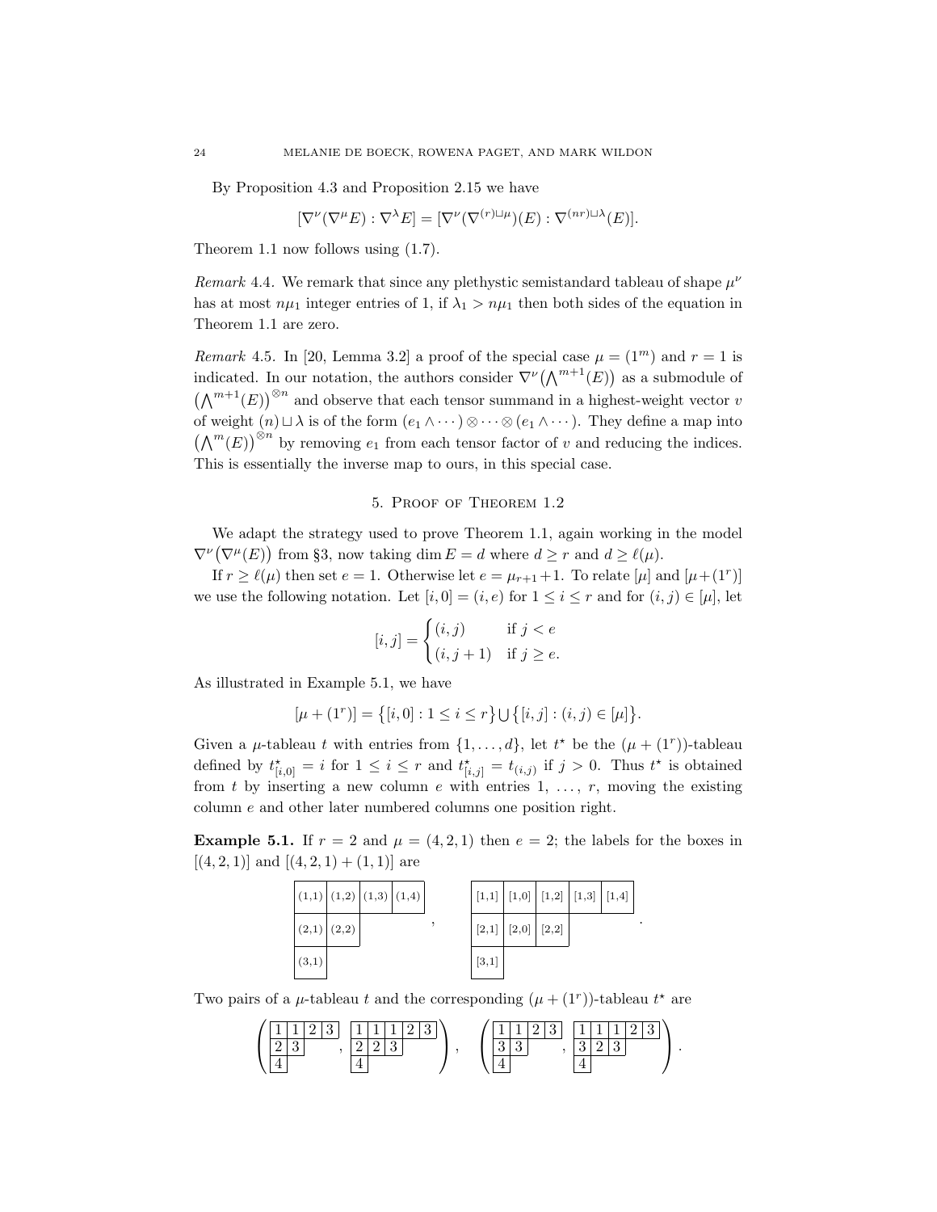By Proposition 4.3 and Proposition 2.15 we have

$$[\nabla^\nu(\nabla^\mu E) : \nabla^\lambda E] = [\nabla^\nu(\nabla^{(r)\sqcup\mu})(E) : \nabla^{(nr)\sqcup\lambda}(E)].$$

Theorem 1.1 now follows using (1.7).

*Remark* 4.4. We remark that since any plethystic semistandard tableau of shape $\mu^\nu$ has at most $n\mu_1$ integer entries of 1, if $\lambda_1 > n\mu_1$ then both sides of the equation in Theorem 1.1 are zero.

*Remark* 4.5. In [20, Lemma 3.2] a proof of the special case $\mu = (1^m)$ and $r = 1$ is indicated. In our notation, the authors consider $\nabla^\nu\big(\bigwedge^{m+1}(E)\big)$ as a submodule of $\big(\bigwedge^{m+1}(E)\big)^{\otimes n}$ and observe that each tensor summand in a highest-weight vector $v$ of weight $(n) \sqcup \lambda$ is of the form $(e_1 \wedge \cdots) \otimes \cdots \otimes (e_1 \wedge \cdots)$. They define a map into $\big(\bigwedge^m(E)\big)^{\otimes n}$ by removing $e_1$ from each tensor factor of $v$ and reducing the indices. This is essentially the inverse map to ours, in this special case.

## 5. Proof of Theorem 1.2

We adapt the strategy used to prove Theorem 1.1, again working in the model $\nabla^\nu\big(\nabla^\mu(E)\big)$ from §3, now taking $\dim E = d$ where $d \geq r$ and $d \geq \ell(\mu)$.

If $r \geq \ell(\mu)$ then set $e = 1$. Otherwise let $e = \mu_{r+1}+1$. To relate $[\mu]$ and $[\mu+(1^r)]$ we use the following notation. Let $[i, 0] = (i, e)$ for $1 \leq i \leq r$ and for $(i, j) \in [\mu]$, let

$$[i,j] = \begin{cases} (i,j) & \text{if } j < e \\ (i,j+1) & \text{if } j \geq e. \end{cases}$$

As illustrated in Example 5.1, we have

$$[\mu + (1^r)] = \big\{[i,0] : 1 \leq i \leq r\big\} \bigcup \big\{[i,j] : (i,j) \in [\mu]\big\}.$$

Given a $\mu$-tableau $t$ with entries from $\{1, \ldots, d\}$, let $t^\star$ be the $(\mu + (1^r))$-tableau defined by $t^\star_{[i,0]} = i$ for $1 \leq i \leq r$ and $t^\star_{[i,j]} = t_{(i,j)}$ if $j > 0$. Thus $t^\star$ is obtained from $t$ by inserting a new column $e$ with entries $1, \ldots, r$, moving the existing column $e$ and other later numbered columns one position right.

**Example 5.1.** If $r = 2$ and $\mu = (4, 2, 1)$ then $e = 2$; the labels for the boxes in $[(4, 2, 1)]$ and $[(4, 2, 1) + (1, 1)]$ are

| (1,1) | (1,2) | (1,3) | (1,4) |
|---|---|---|---|
| (2,1) | (2,2) | | |
| (3,1) | | | |

,

| [1,1] | [1,0] | [1,2] | [1,3] | [1,4] |
|---|---|---|---|---|
| [2,1] | [2,0] | [2,2] | | |
| [3,1] | | | | |

.

Two pairs of a $\mu$-tableau $t$ and the corresponding $(\mu + (1^r))$-tableau $t^\star$ are

$$\left( \begin{array}{llll} 1&1&2&3 \\ 2&3 \\ 4 \end{array},\ \begin{array}{lllll} 1&1&1&2&3 \\ 2&2&3 \\ 4 \end{array} \right), \quad \left( \begin{array}{llll} 1&1&2&3 \\ 3&3 \\ 4 \end{array},\ \begin{array}{lllll} 1&1&1&2&3 \\ 3&2&3 \\ 4 \end{array} \right).$$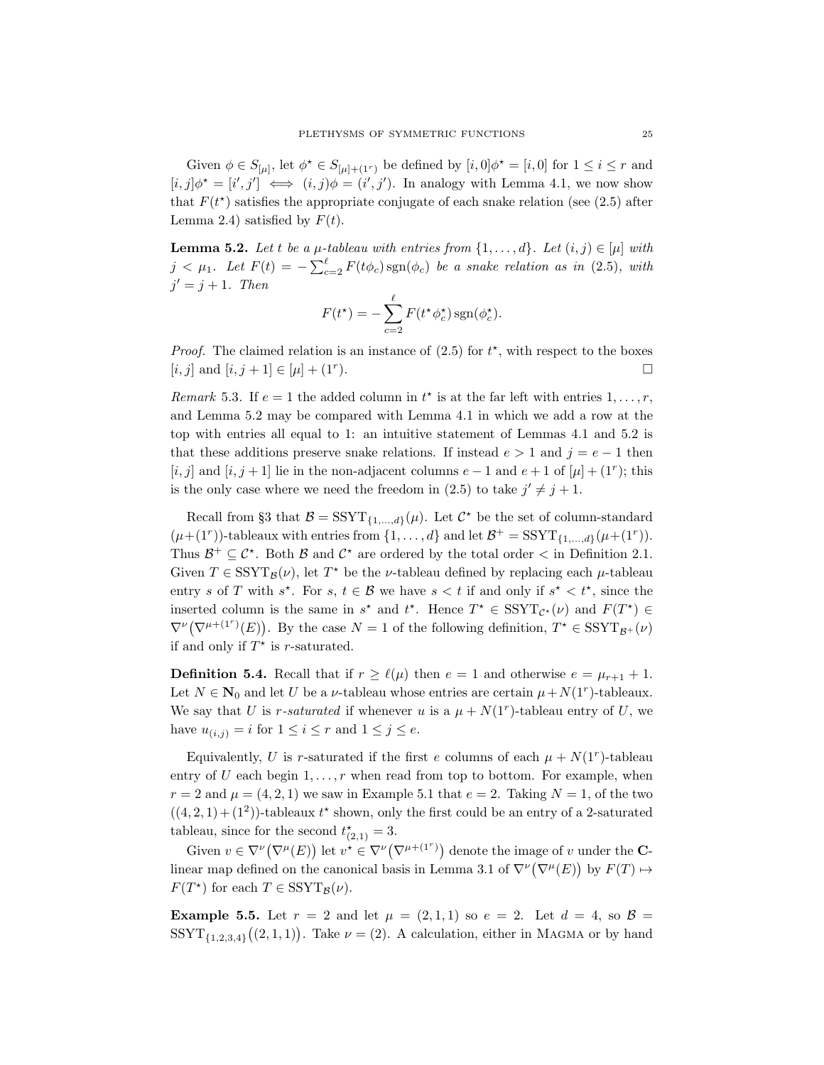Given $\phi \in S_{[\mu]}$, let $\phi^\star \in S_{[\mu]+(1^r)}$ be defined by $[i,0]\phi^\star = [i,0]$ for $1 \le i \le r$ and $[i,j]\phi^\star = [i',j'] \iff (i,j)\phi = (i',j')$. In analogy with Lemma 4.1, we now show that $F(t^\star)$ satisfies the appropriate conjugate of each snake relation (see (2.5) after Lemma 2.4) satisfied by $F(t)$.

**Lemma 5.2.** *Let $t$ be a $\mu$-tableau with entries from $\{1,\ldots,d\}$. Let $(i,j) \in [\mu]$ with $j < \mu_1$. Let $F(t) = -\sum_{c=2}^{\ell} F(t\phi_c)\operatorname{sgn}(\phi_c)$ be a snake relation as in (2.5), with $j' = j+1$. Then*

$$F(t^\star) = -\sum_{c=2}^{\ell} F(t^\star\phi_c^\star)\operatorname{sgn}(\phi_c^\star).$$

*Proof.* The claimed relation is an instance of (2.5) for $t^\star$, with respect to the boxes $[i,j]$ and $[i,j+1] \in [\mu] + (1^r)$. $\square$

*Remark* 5.3. If $e = 1$ the added column in $t^\star$ is at the far left with entries $1,\ldots,r$, and Lemma 5.2 may be compared with Lemma 4.1 in which we add a row at the top with entries all equal to 1: an intuitive statement of Lemmas 4.1 and 5.2 is that these additions preserve snake relations. If instead $e > 1$ and $j = e-1$ then $[i,j]$ and $[i,j+1]$ lie in the non-adjacent columns $e-1$ and $e+1$ of $[\mu]+(1^r)$; this is the only case where we need the freedom in (2.5) to take $j' \neq j+1$.

Recall from §3 that $\mathcal{B} = \mathrm{SSYT}_{\{1,\ldots,d\}}(\mu)$. Let $\mathcal{C}^\star$ be the set of column-standard $(\mu+(1^r))$-tableaux with entries from $\{1,\ldots,d\}$ and let $\mathcal{B}^+ = \mathrm{SSYT}_{\{1,\ldots,d\}}(\mu+(1^r))$. Thus $\mathcal{B}^+ \subseteq \mathcal{C}^\star$. Both $\mathcal{B}$ and $\mathcal{C}^\star$ are ordered by the total order $<$ in Definition 2.1. Given $T \in \mathrm{SSYT}_{\mathcal{B}}(\nu)$, let $T^\star$ be the $\nu$-tableau defined by replacing each $\mu$-tableau entry $s$ of $T$ with $s^\star$. For $s$, $t \in \mathcal{B}$ we have $s < t$ if and only if $s^\star < t^\star$, since the inserted column is the same in $s^\star$ and $t^\star$. Hence $T^\star \in \mathrm{SSYT}_{\mathcal{C}^\star}(\nu)$ and $F(T^\star) \in \nabla^\nu\big(\nabla^{\mu+(1^r)}(E)\big)$. By the case $N=1$ of the following definition, $T^\star \in \mathrm{SSYT}_{\mathcal{B}^+}(\nu)$ if and only if $T^\star$ is $r$-saturated.

**Definition 5.4.** Recall that if $r \ge \ell(\mu)$ then $e = 1$ and otherwise $e = \mu_{r+1}+1$. Let $N \in \mathbf{N}_0$ and let $U$ be a $\nu$-tableau whose entries are certain $\mu+N(1^r)$-tableaux. We say that $U$ is *$r$-saturated* if whenever $u$ is a $\mu+N(1^r)$-tableau entry of $U$, we have $u_{(i,j)} = i$ for $1 \le i \le r$ and $1 \le j \le e$.

Equivalently, $U$ is $r$-saturated if the first $e$ columns of each $\mu+N(1^r)$-tableau entry of $U$ each begin $1,\ldots,r$ when read from top to bottom. For example, when $r=2$ and $\mu = (4,2,1)$ we saw in Example 5.1 that $e=2$. Taking $N=1$, of the two $((4,2,1)+(1^2))$-tableaux $t^\star$ shown, only the first could be an entry of a 2-saturated tableau, since for the second $t^\star_{(2,1)} = 3$.

Given $v \in \nabla^\nu\big(\nabla^\mu(E)\big)$ let $v^\star \in \nabla^\nu\big(\nabla^{\mu+(1^r)}\big)$ denote the image of $v$ under the $\mathbf{C}$-linear map defined on the canonical basis in Lemma 3.1 of $\nabla^\nu\big(\nabla^\mu(E)\big)$ by $F(T) \mapsto F(T^\star)$ for each $T \in \mathrm{SSYT}_{\mathcal{B}}(\nu)$.

**Example 5.5.** Let $r=2$ and let $\mu = (2,1,1)$ so $e=2$. Let $d=4$, so $\mathcal{B} = \mathrm{SSYT}_{\{1,2,3,4\}}\big((2,1,1)\big)$. Take $\nu = (2)$. A calculation, either in MAGMA or by hand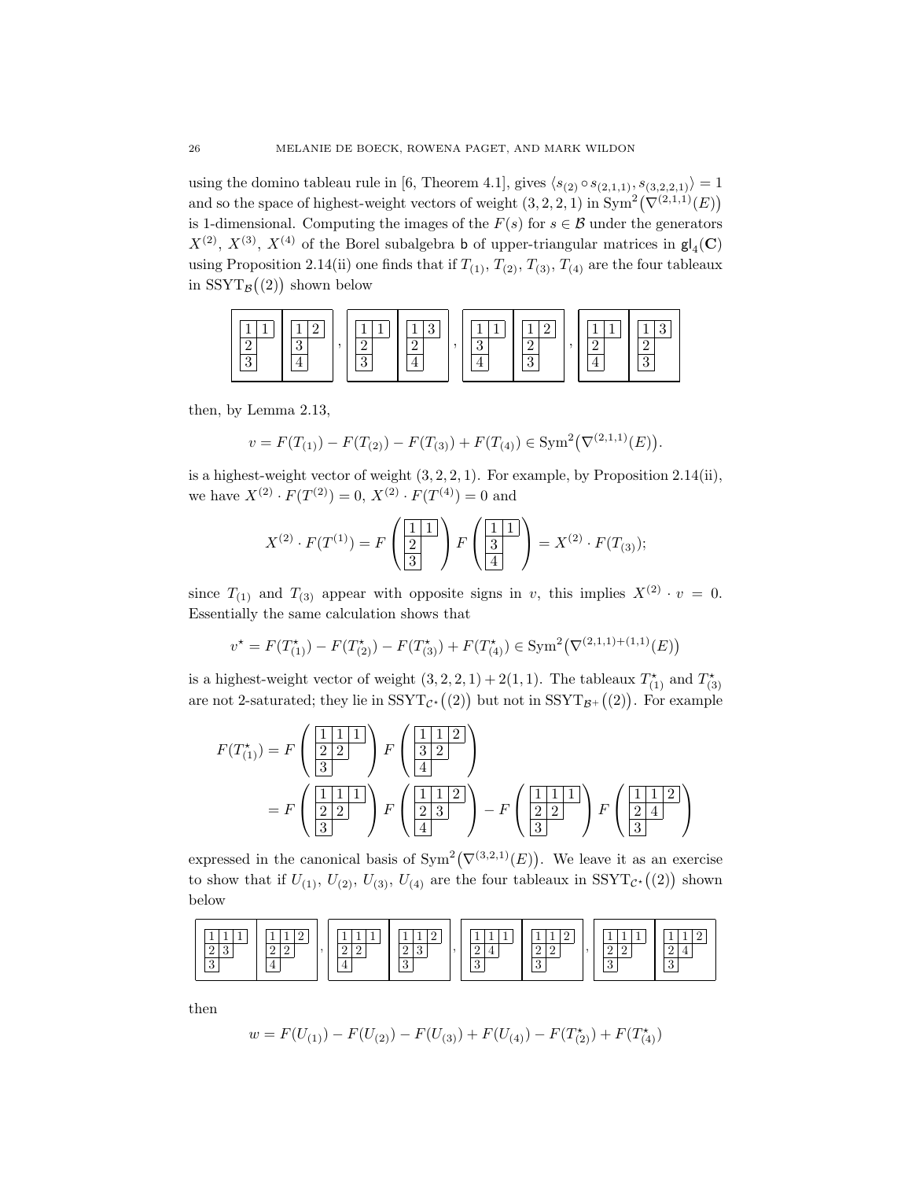using the domino tableau rule in [6, Theorem 4.1], gives $\langle s_{(2)} \circ s_{(2,1,1)}, s_{(3,2,2,1)} \rangle = 1$ and so the space of highest-weight vectors of weight $(3,2,2,1)$ in $\mathrm{Sym}^2\big(\nabla^{(2,1,1)}(E)\big)$ is 1-dimensional. Computing the images of the $F(s)$ for $s \in \mathcal{B}$ under the generators $X^{(2)}$, $X^{(3)}$, $X^{(4)}$ of the Borel subalgebra $\mathsf{b}$ of upper-triangular matrices in $\mathsf{gl}_4(\mathbf{C})$ using Proposition 2.14(ii) one finds that if $T_{(1)}$, $T_{(2)}$, $T_{(3)}$, $T_{(4)}$ are the four tableaux in $\mathrm{SSYT}_{\mathcal{B}}\big((2)\big)$ shown below

$$
\left[\begin{array}{ll}1&1\\2&\\3&\end{array}\;\middle|\;\begin{array}{ll}1&2\\3&\\4&\end{array}\right],\quad
\left[\begin{array}{ll}1&1\\2&\\3&\end{array}\;\middle|\;\begin{array}{ll}1&3\\2&\\4&\end{array}\right],\quad
\left[\begin{array}{ll}1&1\\3&\\4&\end{array}\;\middle|\;\begin{array}{ll}1&2\\2&\\3&\end{array}\right],\quad
\left[\begin{array}{ll}1&1\\2&\\4&\end{array}\;\middle|\;\begin{array}{ll}1&3\\2&\\3&\end{array}\right]
$$

then, by Lemma 2.13,

$$v = F(T_{(1)}) - F(T_{(2)}) - F(T_{(3)}) + F(T_{(4)}) \in \mathrm{Sym}^2\big(\nabla^{(2,1,1)}(E)\big).$$

is a highest-weight vector of weight $(3,2,2,1)$. For example, by Proposition 2.14(ii), we have $X^{(2)} \cdot F(T^{(2)}) = 0$, $X^{(2)} \cdot F(T^{(4)}) = 0$ and

$$X^{(2)} \cdot F(T^{(1)}) = F\left(\begin{array}{ll}1&1\\2&\\3&\end{array}\right) F\left(\begin{array}{ll}1&1\\3&\\4&\end{array}\right) = X^{(2)} \cdot F(T_{(3)});$$

since $T_{(1)}$ and $T_{(3)}$ appear with opposite signs in $v$, this implies $X^{(2)} \cdot v = 0$. Essentially the same calculation shows that

$$v^\star = F(T^\star_{(1)}) - F(T^\star_{(2)}) - F(T^\star_{(3)}) + F(T^\star_{(4)}) \in \mathrm{Sym}^2\big(\nabla^{(2,1,1)+(1,1)}(E)\big)$$

is a highest-weight vector of weight $(3,2,2,1) + 2(1,1)$. The tableaux $T^\star_{(1)}$ and $T^\star_{(3)}$ are not 2-saturated; they lie in $\mathrm{SSYT}_{\mathcal{C}^\star}\big((2)\big)$ but not in $\mathrm{SSYT}_{\mathcal{B}^+}\big((2)\big)$. For example

$$
\begin{aligned}
F(T^\star_{(1)}) &= F\left(\begin{array}{lll}1&1&1\\2&2&\\3&&\end{array}\right) F\left(\begin{array}{lll}1&1&2\\3&2&\\4&&\end{array}\right)\\
&= F\left(\begin{array}{lll}1&1&1\\2&2&\\3&&\end{array}\right) F\left(\begin{array}{lll}1&1&2\\2&3&\\4&&\end{array}\right) - F\left(\begin{array}{lll}1&1&1\\2&2&\\3&&\end{array}\right) F\left(\begin{array}{lll}1&1&2\\2&4&\\3&&\end{array}\right)
\end{aligned}
$$

expressed in the canonical basis of $\mathrm{Sym}^2\big(\nabla^{(3,2,1)}(E)\big)$. We leave it as an exercise to show that if $U_{(1)}$, $U_{(2)}$, $U_{(3)}$, $U_{(4)}$ are the four tableaux in $\mathrm{SSYT}_{\mathcal{C}^\star}\big((2)\big)$ shown below

$$
\left[\begin{array}{lll}1&1&1\\2&3&\\3&&\end{array}\;\middle|\;\begin{array}{lll}1&1&2\\2&2&\\4&&\end{array}\right],\quad
\left[\begin{array}{lll}1&1&1\\2&2&\\4&&\end{array}\;\middle|\;\begin{array}{lll}1&1&2\\2&3&\\3&&\end{array}\right],\quad
\left[\begin{array}{lll}1&1&1\\2&4&\\3&&\end{array}\;\middle|\;\begin{array}{lll}1&1&2\\2&2&\\3&&\end{array}\right],\quad
\left[\begin{array}{lll}1&1&1\\2&2&\\3&&\end{array}\;\middle|\;\begin{array}{lll}1&1&2\\2&4&\\3&&\end{array}\right]
$$

then

$$w = F(U_{(1)}) - F(U_{(2)}) - F(U_{(3)}) + F(U_{(4)}) - F(T^\star_{(2)}) + F(T^\star_{(4)})$$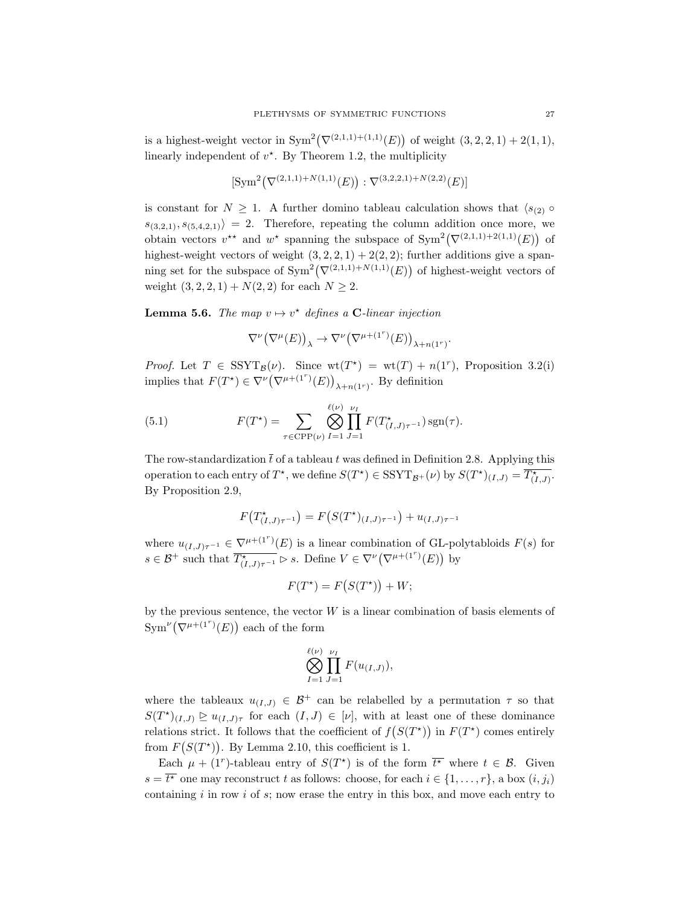is a highest-weight vector in $\mathrm{Sym}^2\big(\nabla^{(2,1,1)+(1,1)}(E)\big)$ of weight $(3,2,2,1)+2(1,1)$, linearly independent of $v^\star$. By Theorem 1.2, the multiplicity

$$[\mathrm{Sym}^2\big(\nabla^{(2,1,1)+N(1,1)}(E)\big) : \nabla^{(3,2,2,1)+N(2,2)}(E)]$$

is constant for $N \geq 1$. A further domino tableau calculation shows that $\langle s_{(2)} \circ s_{(3,2,1)}, s_{(5,4,2,1)}\rangle = 2$. Therefore, repeating the column addition once more, we obtain vectors $v^{\star\star}$ and $w^\star$ spanning the subspace of $\mathrm{Sym}^2\big(\nabla^{(2,1,1)+2(1,1)}(E)\big)$ of highest-weight vectors of weight $(3,2,2,1)+2(2,2)$; further additions give a spanning set for the subspace of $\mathrm{Sym}^2\big(\nabla^{(2,1,1)+N(1,1)}(E)\big)$ of highest-weight vectors of weight $(3,2,2,1)+N(2,2)$ for each $N \geq 2$.

**Lemma 5.6.** *The map $v \mapsto v^\star$ defines a* $\mathbf{C}$*-linear injection*

$$\nabla^\nu\big(\nabla^\mu(E)\big)_\lambda \to \nabla^\nu\big(\nabla^{\mu+(1^r)}(E)\big)_{\lambda+n(1^r)}.$$

*Proof.* Let $T \in \mathrm{SSYT}_\mathcal{B}(\nu)$. Since $\mathrm{wt}(T^\star) = \mathrm{wt}(T) + n(1^r)$, Proposition 3.2(i) implies that $F(T^\star) \in \nabla^\nu\big(\nabla^{\mu+(1^r)}(E)\big)_{\lambda+n(1^r)}$. By definition

$$F(T^\star) = \sum_{\tau \in \mathrm{CPP}(\nu)} \bigotimes_{I=1}^{\ell(\nu)} \prod_{J=1}^{\nu_I} F(T^\star_{(I,J)\tau^{-1}})\,\mathrm{sgn}(\tau). \tag{5.1}$$

The row-standardization $\bar{t}$ of a tableau $t$ was defined in Definition 2.8. Applying this operation to each entry of $T^\star$, we define $S(T^\star) \in \mathrm{SSYT}_{\mathcal{B}^+}(\nu)$ by $S(T^\star)_{(I,J)} = \overline{T^\star_{(I,J)}}$. By Proposition 2.9,

$$F\big(T^\star_{(I,J)\tau^{-1}}\big) = F\big(S(T^\star)_{(I,J)\tau^{-1}}\big) + u_{(I,J)\tau^{-1}}$$

where $u_{(I,J)\tau^{-1}} \in \nabla^{\mu+(1^r)}(E)$ is a linear combination of GL-polytabloids $F(s)$ for $s \in \mathcal{B}^+$ such that $\overline{T^\star_{(I,J)\tau^{-1}}} \rhd s$. Define $V \in \nabla^\nu\big(\nabla^{\mu+(1^r)}(E)\big)$ by

$$F(T^\star) = F\big(S(T^\star)\big) + W;$$

by the previous sentence, the vector $W$ is a linear combination of basis elements of $\mathrm{Sym}^\nu\big(\nabla^{\mu+(1^r)}(E)\big)$ each of the form

$$\bigotimes_{I=1}^{\ell(\nu)} \prod_{J=1}^{\nu_I} F(u_{(I,J)}),$$

where the tableaux $u_{(I,J)} \in \mathcal{B}^+$ can be relabelled by a permutation $\tau$ so that $S(T^\star)_{(I,J)} \unrhd u_{(I,J)\tau}$ for each $(I,J) \in [\nu]$, with at least one of these dominance relations strict. It follows that the coefficient of $f\big(S(T^\star)\big)$ in $F(T^\star)$ comes entirely from $F\big(S(T^\star)\big)$. By Lemma 2.10, this coefficient is 1.

Each $\mu + (1^r)$-tableau entry of $S(T^\star)$ is of the form $\overline{t^\star}$ where $t \in \mathcal{B}$. Given $s = \overline{t^\star}$ one may reconstruct $t$ as follows: choose, for each $i \in \{1,\ldots,r\}$, a box $(i, j_i)$ containing $i$ in row $i$ of $s$; now erase the entry in this box, and move each entry to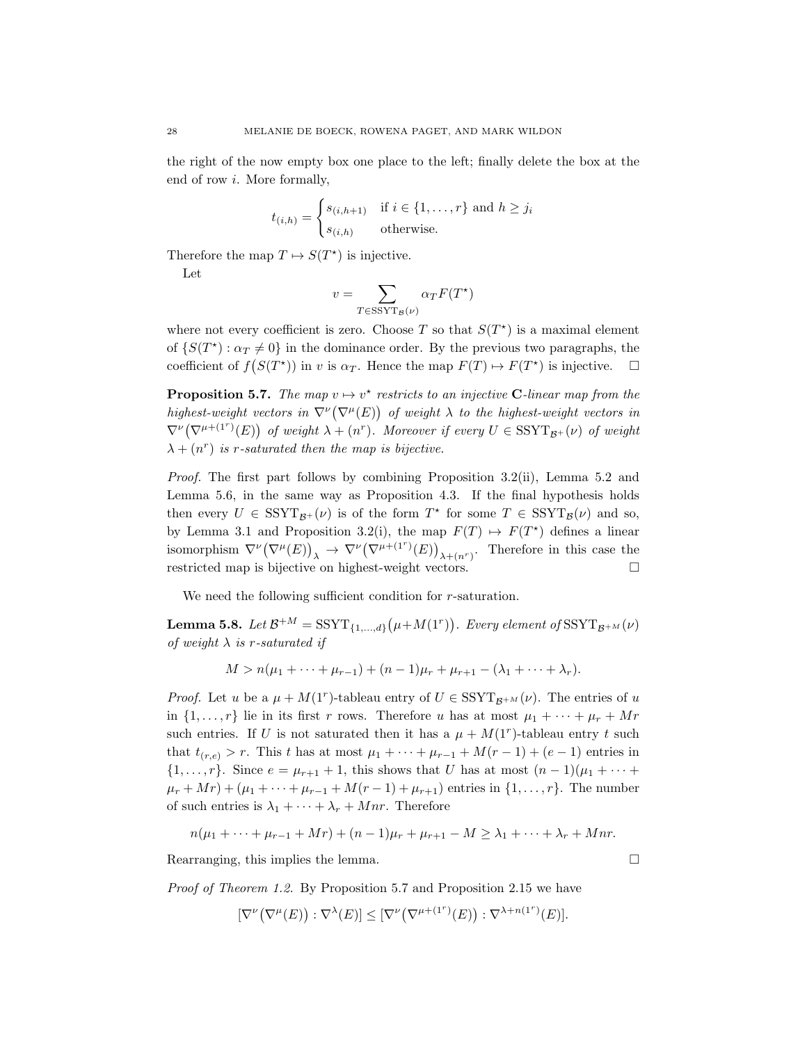the right of the now empty box one place to the left; finally delete the box at the end of row $i$. More formally,

$$t_{(i,h)} = \begin{cases} s_{(i,h+1)} & \text{if } i \in \{1,\ldots,r\} \text{ and } h \geq j_i \\ s_{(i,h)} & \text{otherwise.} \end{cases}$$

Therefore the map $T \mapsto S(T^\star)$ is injective.

Let

$$v = \sum_{T \in \mathrm{SSYT}_{\mathcal{B}}(\nu)} \alpha_T F(T^\star)$$

where not every coefficient is zero. Choose $T$ so that $S(T^\star)$ is a maximal element of $\{S(T^\star) : \alpha_T \neq 0\}$ in the dominance order. By the previous two paragraphs, the coefficient of $f\big(S(T^\star)\big)$ in $v$ is $\alpha_T$. Hence the map $F(T) \mapsto F(T^\star)$ is injective. $\square$

**Proposition 5.7.** *The map $v \mapsto v^\star$ restricts to an injective $\mathbf{C}$-linear map from the highest-weight vectors in $\nabla^\nu\big(\nabla^\mu(E)\big)$ of weight $\lambda$ to the highest-weight vectors in $\nabla^\nu\big(\nabla^{\mu+(1^r)}(E)\big)$ of weight $\lambda + (n^r)$. Moreover if every $U \in \mathrm{SSYT}_{\mathcal{B}^+}(\nu)$ of weight $\lambda + (n^r)$ is $r$-saturated then the map is bijective.*

*Proof.* The first part follows by combining Proposition 3.2(ii), Lemma 5.2 and Lemma 5.6, in the same way as Proposition 4.3. If the final hypothesis holds then every $U \in \mathrm{SSYT}_{\mathcal{B}^+}(\nu)$ is of the form $T^\star$ for some $T \in \mathrm{SSYT}_{\mathcal{B}}(\nu)$ and so, by Lemma 3.1 and Proposition 3.2(i), the map $F(T) \mapsto F(T^\star)$ defines a linear isomorphism $\nabla^\nu\big(\nabla^\mu(E)\big)_\lambda \to \nabla^\nu\big(\nabla^{\mu+(1^r)}(E)\big)_{\lambda+(n^r)}$. Therefore in this case the restricted map is bijective on highest-weight vectors. $\square$

We need the following sufficient condition for $r$-saturation.

**Lemma 5.8.** *Let $\mathcal{B}^{+M} = \mathrm{SSYT}_{\{1,\ldots,d\}}\big(\mu+M(1^r)\big)$. Every element of $\mathrm{SSYT}_{\mathcal{B}^{+M}}(\nu)$ of weight $\lambda$ is $r$-saturated if*

$$M > n(\mu_1 + \cdots + \mu_{r-1}) + (n-1)\mu_r + \mu_{r+1} - (\lambda_1 + \cdots + \lambda_r).$$

*Proof.* Let $u$ be a $\mu + M(1^r)$-tableau entry of $U \in \mathrm{SSYT}_{\mathcal{B}^{+M}}(\nu)$. The entries of $u$ in $\{1,\ldots,r\}$ lie in its first $r$ rows. Therefore $u$ has at most $\mu_1 + \cdots + \mu_r + Mr$ such entries. If $U$ is not saturated then it has a $\mu + M(1^r)$-tableau entry $t$ such that $t_{(r,e)} > r$. This $t$ has at most $\mu_1 + \cdots + \mu_{r-1} + M(r-1) + (e-1)$ entries in $\{1,\ldots,r\}$. Since $e = \mu_{r+1}+1$, this shows that $U$ has at most $(n-1)(\mu_1 + \cdots + \mu_r + Mr) + (\mu_1 + \cdots + \mu_{r-1} + M(r-1) + \mu_{r+1})$ entries in $\{1,\ldots,r\}$. The number of such entries is $\lambda_1 + \cdots + \lambda_r + Mnr$. Therefore

$$n(\mu_1 + \cdots + \mu_{r-1} + Mr) + (n-1)\mu_r + \mu_{r+1} - M \geq \lambda_1 + \cdots + \lambda_r + Mnr.$$

Rearranging, this implies the lemma. $\square$

*Proof of Theorem 1.2.* By Proposition 5.7 and Proposition 2.15 we have

$$[\nabla^\nu\big(\nabla^\mu(E)\big) : \nabla^\lambda(E)] \leq [\nabla^\nu\big(\nabla^{\mu+(1^r)}(E)\big) : \nabla^{\lambda+n(1^r)}(E)].$$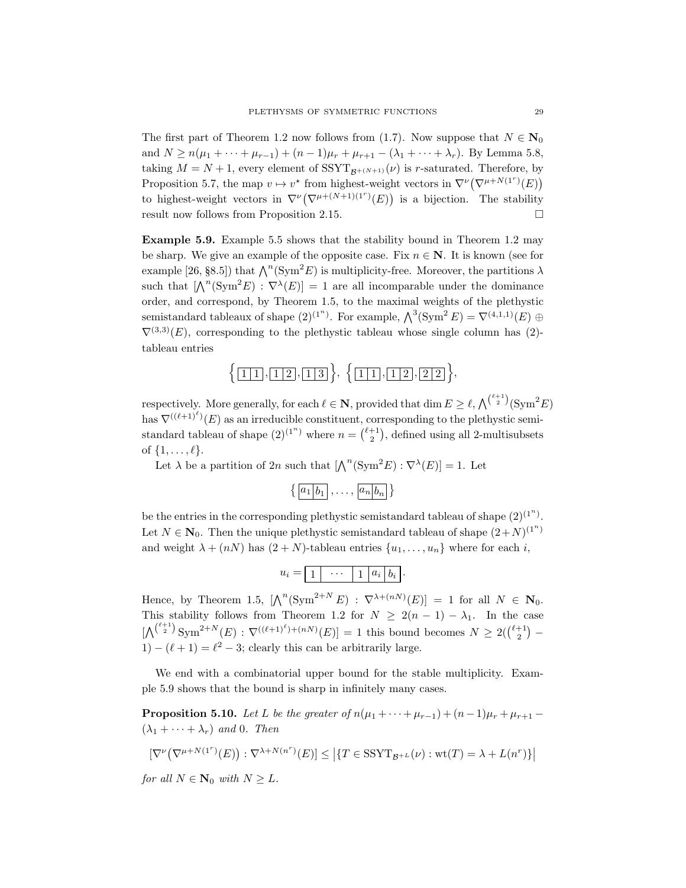The first part of Theorem 1.2 now follows from (1.7). Now suppose that $N \in \mathbf{N}_0$ and $N \geq n(\mu_1 + \cdots + \mu_{r-1}) + (n-1)\mu_r + \mu_{r+1} - (\lambda_1 + \cdots + \lambda_r)$. By Lemma 5.8, taking $M = N+1$, every element of $\mathrm{SSYT}_{\mathcal{B}^{+(N+1)}}(\nu)$ is $r$-saturated. Therefore, by Proposition 5.7, the map $v \mapsto v^\star$ from highest-weight vectors in $\nabla^\nu\big(\nabla^{\mu+N(1^r)}(E)\big)$ to highest-weight vectors in $\nabla^\nu\big(\nabla^{\mu+(N+1)(1^r)}(E)\big)$ is a bijection. The stability result now follows from Proposition 2.15. $\square$

**Example 5.9.** Example 5.5 shows that the stability bound in Theorem 1.2 may be sharp. We give an example of the opposite case. Fix $n \in \mathbf{N}$. It is known (see for example [26, §8.5]) that $\bigwedge^n(\mathrm{Sym}^2 E)$ is multiplicity-free. Moreover, the partitions $\lambda$ such that $[\bigwedge^n(\mathrm{Sym}^2 E) : \nabla^\lambda(E)] = 1$ are all incomparable under the dominance order, and correspond, by Theorem 1.5, to the maximal weights of the plethystic semistandard tableaux of shape $(2)^{(1^n)}$. For example, $\bigwedge^3(\mathrm{Sym}^2 E) = \nabla^{(4,1,1)}(E) \oplus \nabla^{(3,3)}(E)$, corresponding to the plethystic tableau whose single column has $(2)$-tableau entries

$$\Big\{\, \boxed{1\,|\,1}, \boxed{1\,|\,2}, \boxed{1\,|\,3} \,\Big\},\ \Big\{\, \boxed{1\,|\,1}, \boxed{1\,|\,2}, \boxed{2\,|\,2} \,\Big\},$$

respectively. More generally, for each $\ell \in \mathbf{N}$, provided that $\dim E \geq \ell$, $\bigwedge^{\binom{\ell+1}{2}}(\mathrm{Sym}^2 E)$ has $\nabla^{((\ell+1)^\ell)}(E)$ as an irreducible constituent, corresponding to the plethystic semistandard tableau of shape $(2)^{(1^n)}$ where $n = \binom{\ell+1}{2}$, defined using all 2-multisubsets of $\{1, \ldots, \ell\}$.

Let $\lambda$ be a partition of $2n$ such that $[\bigwedge^n(\mathrm{Sym}^2 E) : \nabla^\lambda(E)] = 1$. Let

$$\Big\{\, \boxed{a_1\,|\,b_1}, \ldots, \boxed{a_n\,|\,b_n} \,\Big\}$$

be the entries in the corresponding plethystic semistandard tableau of shape $(2)^{(1^n)}$. Let $N \in \mathbf{N}_0$. Then the unique plethystic semistandard tableau of shape $(2+N)^{(1^n)}$ and weight $\lambda + (nN)$ has $(2+N)$-tableau entries $\{u_1, \ldots, u_n\}$ where for each $i$,

$$u_i = \boxed{1 \,|\, \cdots \,|\, 1 \,|\, a_i \,|\, b_i}.$$

Hence, by Theorem 1.5, $[\bigwedge^n(\mathrm{Sym}^{2+N} E) : \nabla^{\lambda+(nN)}(E)] = 1$ for all $N \in \mathbf{N}_0$. This stability follows from Theorem 1.2 for $N \geq 2(n-1) - \lambda_1$. In the case $[\bigwedge^{\binom{\ell+1}{2}} \mathrm{Sym}^{2+N}(E) : \nabla^{((\ell+1)^\ell)+(nN)}(E)] = 1$ this bound becomes $N \geq 2(\binom{\ell+1}{2} - 1) - (\ell+1) = \ell^2 - 3$; clearly this can be arbitrarily large.

We end with a combinatorial upper bound for the stable multiplicity. Example 5.9 shows that the bound is sharp in infinitely many cases.

**Proposition 5.10.** *Let $L$ be the greater of $n(\mu_1 + \cdots + \mu_{r-1}) + (n-1)\mu_r + \mu_{r+1} - (\lambda_1 + \cdots + \lambda_r)$ and $0$. Then*

$$[\nabla^\nu\big(\nabla^{\mu+N(1^r)}(E)\big) : \nabla^{\lambda+N(n^r)}(E)] \leq \big|\{T \in \mathrm{SSYT}_{\mathcal{B}^{+L}}(\nu) : \mathrm{wt}(T) = \lambda + L(n^r)\}\big|$$

*for all $N \in \mathbf{N}_0$ with $N \geq L$.*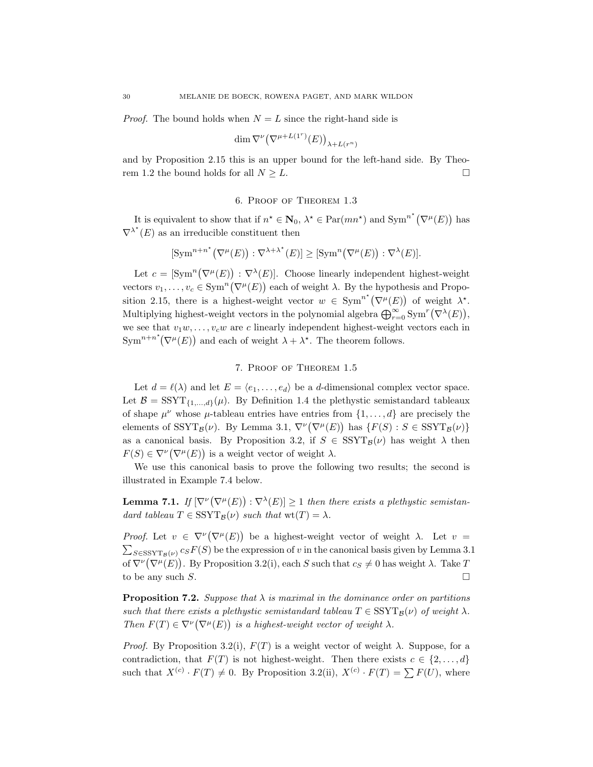*Proof.* The bound holds when $N = L$ since the right-hand side is

$$\dim \nabla^\nu\big(\nabla^{\mu+L(1^r)}(E)\big)_{\lambda+L(r^n)}$$

and by Proposition 2.15 this is an upper bound for the left-hand side. By Theorem 1.2 the bound holds for all $N \geq L$. □

## 6. Proof of Theorem 1.3

It is equivalent to show that if $n^\star \in \mathbf{N}_0$, $\lambda^\star \in \mathrm{Par}(mn^\star)$ and $\mathrm{Sym}^{n^\star}\big(\nabla^\mu(E)\big)$ has $\nabla^{\lambda^\star}(E)$ as an irreducible constituent then

$$[\mathrm{Sym}^{n+n^\star}\big(\nabla^\mu(E)\big) : \nabla^{\lambda+\lambda^\star}(E)] \geq [\mathrm{Sym}^n\big(\nabla^\mu(E)\big) : \nabla^\lambda(E)].$$

Let $c = [\mathrm{Sym}^n\big(\nabla^\mu(E)\big) : \nabla^\lambda(E)]$. Choose linearly independent highest-weight vectors $v_1, \ldots, v_c \in \mathrm{Sym}^n\big(\nabla^\mu(E)\big)$ each of weight $\lambda$. By the hypothesis and Proposition 2.15, there is a highest-weight vector $w \in \mathrm{Sym}^{n^\star}\big(\nabla^\mu(E)\big)$ of weight $\lambda^\star$. Multiplying highest-weight vectors in the polynomial algebra $\bigoplus_{r=0}^\infty \mathrm{Sym}^r\big(\nabla^\lambda(E)\big)$, we see that $v_1 w, \ldots, v_c w$ are $c$ linearly independent highest-weight vectors each in $\mathrm{Sym}^{n+n^\star}\big(\nabla^\mu(E)\big)$ and each of weight $\lambda + \lambda^\star$. The theorem follows.

## 7. Proof of Theorem 1.5

Let $d = \ell(\lambda)$ and let $E = \langle e_1, \ldots, e_d\rangle$ be a $d$-dimensional complex vector space. Let $\mathcal{B} = \mathrm{SSYT}_{\{1,\ldots,d\}}(\mu)$. By Definition 1.4 the plethystic semistandard tableaux of shape $\mu^\nu$ whose $\mu$-tableau entries have entries from $\{1, \ldots, d\}$ are precisely the elements of $\mathrm{SSYT}_\mathcal{B}(\nu)$. By Lemma 3.1, $\nabla^\nu\big(\nabla^\mu(E)\big)$ has $\{F(S) : S \in \mathrm{SSYT}_\mathcal{B}(\nu)\}$ as a canonical basis. By Proposition 3.2, if $S \in \mathrm{SSYT}_\mathcal{B}(\nu)$ has weight $\lambda$ then $F(S) \in \nabla^\nu\big(\nabla^\mu(E)\big)$ is a weight vector of weight $\lambda$.

We use this canonical basis to prove the following two results; the second is illustrated in Example 7.4 below.

**Lemma 7.1.** *If $[\nabla^\nu\big(\nabla^\mu(E)\big) : \nabla^\lambda(E)] \geq 1$ then there exists a plethystic semistandard tableau $T \in \mathrm{SSYT}_\mathcal{B}(\nu)$ such that $\mathrm{wt}(T) = \lambda$.*

*Proof.* Let $v \in \nabla^\nu\big(\nabla^\mu(E)\big)$ be a highest-weight vector of weight $\lambda$. Let $v = \sum_{S \in \mathrm{SSYT}_\mathcal{B}(\nu)} c_S F(S)$ be the expression of $v$ in the canonical basis given by Lemma 3.1 of $\nabla^\nu\big(\nabla^\mu(E)\big)$. By Proposition 3.2(i), each $S$ such that $c_S \neq 0$ has weight $\lambda$. Take $T$ to be any such $S$. □

**Proposition 7.2.** *Suppose that $\lambda$ is maximal in the dominance order on partitions such that there exists a plethystic semistandard tableau $T \in \mathrm{SSYT}_\mathcal{B}(\nu)$ of weight $\lambda$. Then $F(T) \in \nabla^\nu\big(\nabla^\mu(E)\big)$ is a highest-weight vector of weight $\lambda$.*

*Proof.* By Proposition 3.2(i), $F(T)$ is a weight vector of weight $\lambda$. Suppose, for a contradiction, that $F(T)$ is not highest-weight. Then there exists $c \in \{2, \ldots, d\}$ such that $X^{(c)} \cdot F(T) \neq 0$. By Proposition 3.2(ii), $X^{(c)} \cdot F(T) = \sum F(U)$, where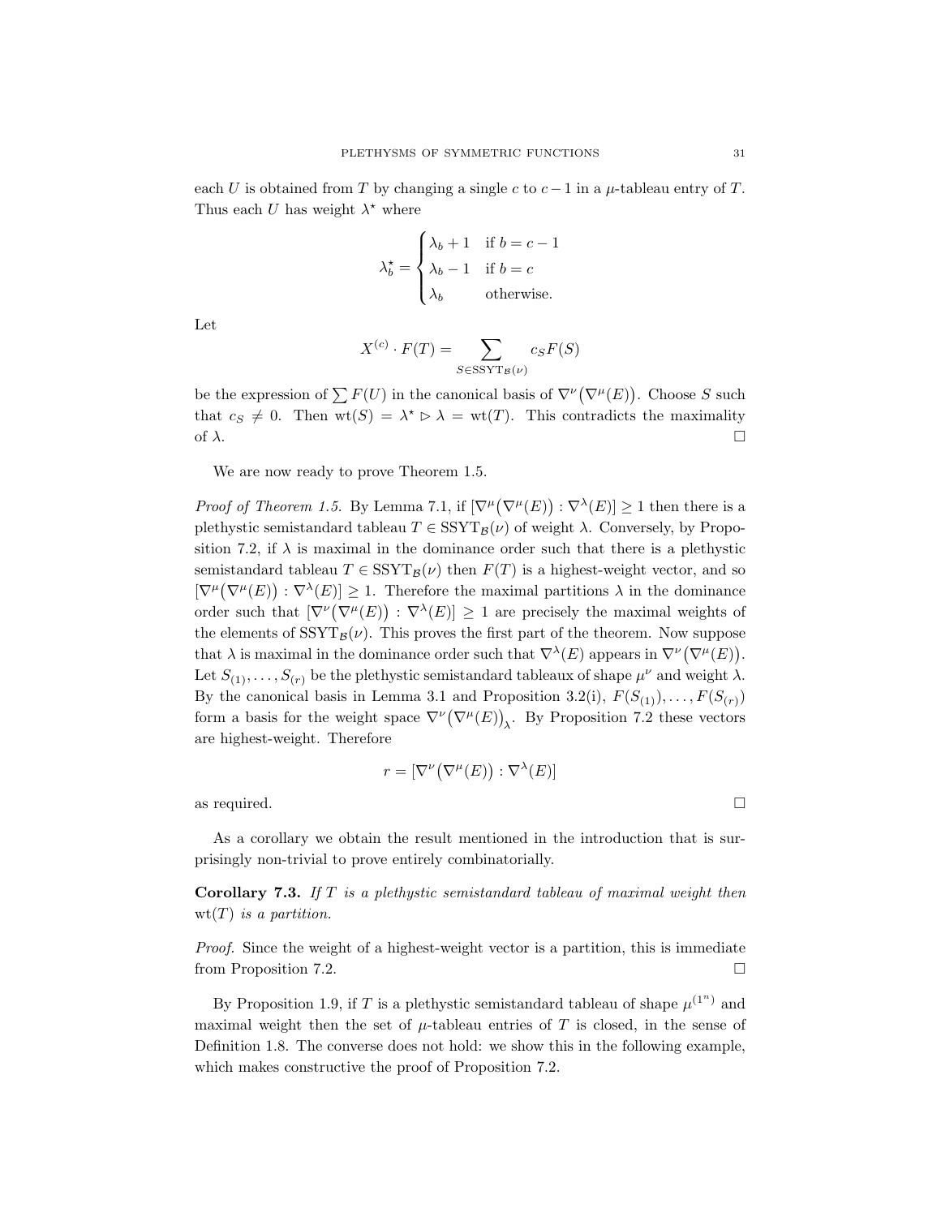each $U$ is obtained from $T$ by changing a single $c$ to $c-1$ in a $\mu$-tableau entry of $T$. Thus each $U$ has weight $\lambda^\star$ where

$$\lambda^\star_b = \begin{cases} \lambda_b + 1 & \text{if } b = c-1 \\ \lambda_b - 1 & \text{if } b = c \\ \lambda_b & \text{otherwise.} \end{cases}$$

Let

$$X^{(c)} \cdot F(T) = \sum_{S \in \mathrm{SSYT}_{\mathcal{B}}(\nu)} c_S F(S)$$

be the expression of $\sum F(U)$ in the canonical basis of $\nabla^\nu\big(\nabla^\mu(E)\big)$. Choose $S$ such that $c_S \neq 0$. Then $\mathrm{wt}(S) = \lambda^\star \rhd \lambda = \mathrm{wt}(T)$. This contradicts the maximality of $\lambda$. $\square$

We are now ready to prove Theorem 1.5.

*Proof of Theorem 1.5.* By Lemma 7.1, if $[\nabla^\mu\big(\nabla^\mu(E)\big) : \nabla^\lambda(E)] \geq 1$ then there is a plethystic semistandard tableau $T \in \mathrm{SSYT}_{\mathcal{B}}(\nu)$ of weight $\lambda$. Conversely, by Proposition 7.2, if $\lambda$ is maximal in the dominance order such that there is a plethystic semistandard tableau $T \in \mathrm{SSYT}_{\mathcal{B}}(\nu)$ then $F(T)$ is a highest-weight vector, and so $[\nabla^\mu\big(\nabla^\mu(E)\big) : \nabla^\lambda(E)] \geq 1$. Therefore the maximal partitions $\lambda$ in the dominance order such that $[\nabla^\nu\big(\nabla^\mu(E)\big) : \nabla^\lambda(E)] \geq 1$ are precisely the maximal weights of the elements of $\mathrm{SSYT}_{\mathcal{B}}(\nu)$. This proves the first part of the theorem. Now suppose that $\lambda$ is maximal in the dominance order such that $\nabla^\lambda(E)$ appears in $\nabla^\nu\big(\nabla^\mu(E)\big)$. Let $S_{(1)}, \ldots, S_{(r)}$ be the plethystic semistandard tableaux of shape $\mu^\nu$ and weight $\lambda$. By the canonical basis in Lemma 3.1 and Proposition 3.2(i), $F(S_{(1)}), \ldots, F(S_{(r)})$ form a basis for the weight space $\nabla^\nu\big(\nabla^\mu(E)\big)_\lambda$. By Proposition 7.2 these vectors are highest-weight. Therefore

$$r = [\nabla^\nu\big(\nabla^\mu(E)\big) : \nabla^\lambda(E)]$$

as required. $\square$

As a corollary we obtain the result mentioned in the introduction that is surprisingly non-trivial to prove entirely combinatorially.

**Corollary 7.3.** *If $T$ is a plethystic semistandard tableau of maximal weight then $\mathrm{wt}(T)$ is a partition.*

*Proof.* Since the weight of a highest-weight vector is a partition, this is immediate from Proposition 7.2. $\square$

By Proposition 1.9, if $T$ is a plethystic semistandard tableau of shape $\mu^{(1^n)}$ and maximal weight then the set of $\mu$-tableau entries of $T$ is closed, in the sense of Definition 1.8. The converse does not hold: we show this in the following example, which makes constructive the proof of Proposition 7.2.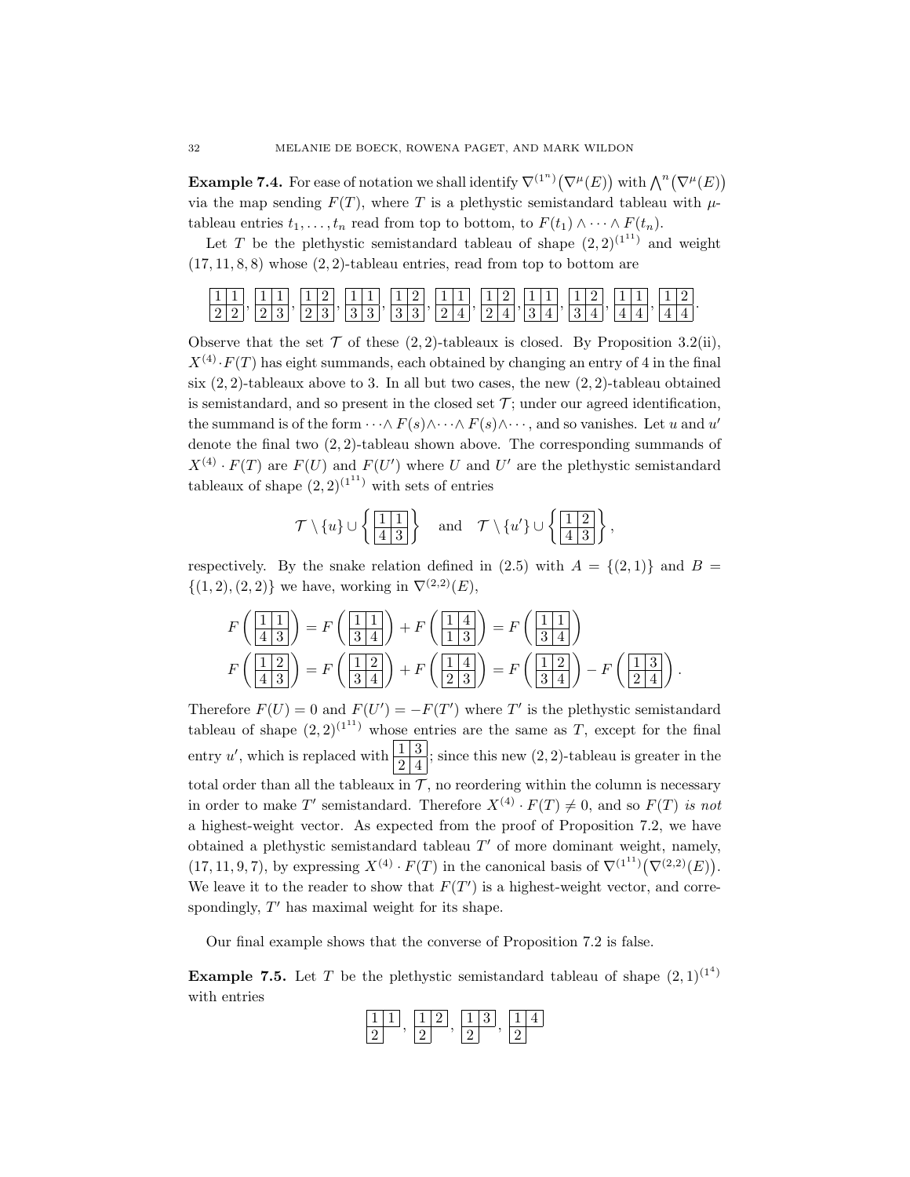**Example 7.4.** For ease of notation we shall identify $\nabla^{(1^n)}\big(\nabla^\mu(E)\big)$ with $\bigwedge^n\big(\nabla^\mu(E)\big)$ via the map sending $F(T)$, where $T$ is a plethystic semistandard tableau with $\mu$-tableau entries $t_1,\ldots,t_n$ read from top to bottom, to $F(t_1)\wedge\cdots\wedge F(t_n)$.

Let $T$ be the plethystic semistandard tableau of shape $(2,2)^{(1^{11})}$ and weight $(17,11,8,8)$ whose $(2,2)$-tableau entries, read from top to bottom are

$$\begin{smallmatrix}1&1\\2&2\end{smallmatrix},\ \begin{smallmatrix}1&1\\2&3\end{smallmatrix},\ \begin{smallmatrix}1&2\\2&3\end{smallmatrix},\ \begin{smallmatrix}1&1\\3&3\end{smallmatrix},\ \begin{smallmatrix}1&2\\3&3\end{smallmatrix},\ \begin{smallmatrix}1&1\\2&4\end{smallmatrix},\ \begin{smallmatrix}1&2\\2&4\end{smallmatrix},\ \begin{smallmatrix}1&1\\3&4\end{smallmatrix},\ \begin{smallmatrix}1&2\\3&4\end{smallmatrix},\ \begin{smallmatrix}1&1\\4&4\end{smallmatrix},\ \begin{smallmatrix}1&2\\4&4\end{smallmatrix}.$$

Observe that the set $\mathcal{T}$ of these $(2,2)$-tableaux is closed. By Proposition 3.2(ii), $X^{(4)}\cdot F(T)$ has eight summands, each obtained by changing an entry of 4 in the final six $(2,2)$-tableaux above to 3. In all but two cases, the new $(2,2)$-tableau obtained is semistandard, and so present in the closed set $\mathcal{T}$; under our agreed identification, the summand is of the form $\cdots\wedge F(s)\wedge\cdots\wedge F(s)\wedge\cdots$, and so vanishes. Let $u$ and $u'$ denote the final two $(2,2)$-tableau shown above. The corresponding summands of $X^{(4)}\cdot F(T)$ are $F(U)$ and $F(U')$ where $U$ and $U'$ are the plethystic semistandard tableaux of shape $(2,2)^{(1^{11})}$ with sets of entries

$$\mathcal{T}\setminus\{u\}\cup\left\{\begin{smallmatrix}1&1\\4&3\end{smallmatrix}\right\}\quad\text{and}\quad \mathcal{T}\setminus\{u'\}\cup\left\{\begin{smallmatrix}1&2\\4&3\end{smallmatrix}\right\},$$

respectively. By the snake relation defined in (2.5) with $A=\{(2,1)\}$ and $B=\{(1,2),(2,2)\}$ we have, working in $\nabla^{(2,2)}(E)$,

$$F\left(\begin{smallmatrix}1&1\\4&3\end{smallmatrix}\right)=F\left(\begin{smallmatrix}1&1\\3&4\end{smallmatrix}\right)+F\left(\begin{smallmatrix}1&4\\1&3\end{smallmatrix}\right)=F\left(\begin{smallmatrix}1&1\\3&4\end{smallmatrix}\right)$$
$$F\left(\begin{smallmatrix}1&2\\4&3\end{smallmatrix}\right)=F\left(\begin{smallmatrix}1&2\\3&4\end{smallmatrix}\right)+F\left(\begin{smallmatrix}1&4\\2&3\end{smallmatrix}\right)=F\left(\begin{smallmatrix}1&2\\3&4\end{smallmatrix}\right)-F\left(\begin{smallmatrix}1&3\\2&4\end{smallmatrix}\right).$$

Therefore $F(U)=0$ and $F(U')=-F(T')$ where $T'$ is the plethystic semistandard tableau of shape $(2,2)^{(1^{11})}$ whose entries are the same as $T$, except for the final entry $u'$, which is replaced with $\begin{smallmatrix}1&3\\2&4\end{smallmatrix}$; since this new $(2,2)$-tableau is greater in the total order than all the tableaux in $\mathcal{T}$, no reordering within the column is necessary in order to make $T'$ semistandard. Therefore $X^{(4)}\cdot F(T)\neq 0$, and so $F(T)$ *is not* a highest-weight vector. As expected from the proof of Proposition 7.2, we have obtained a plethystic semistandard tableau $T'$ of more dominant weight, namely, $(17,11,9,7)$, by expressing $X^{(4)}\cdot F(T)$ in the canonical basis of $\nabla^{(1^{11})}\big(\nabla^{(2,2)}(E)\big)$. We leave it to the reader to show that $F(T')$ is a highest-weight vector, and correspondingly, $T'$ has maximal weight for its shape.

Our final example shows that the converse of Proposition 7.2 is false.

**Example 7.5.** Let $T$ be the plethystic semistandard tableau of shape $(2,1)^{(1^4)}$ with entries

$$\begin{smallmatrix}1&1\\2&\end{smallmatrix},\ \begin{smallmatrix}1&2\\2&\end{smallmatrix},\ \begin{smallmatrix}1&3\\2&\end{smallmatrix},\ \begin{smallmatrix}1&4\\2&\end{smallmatrix}$$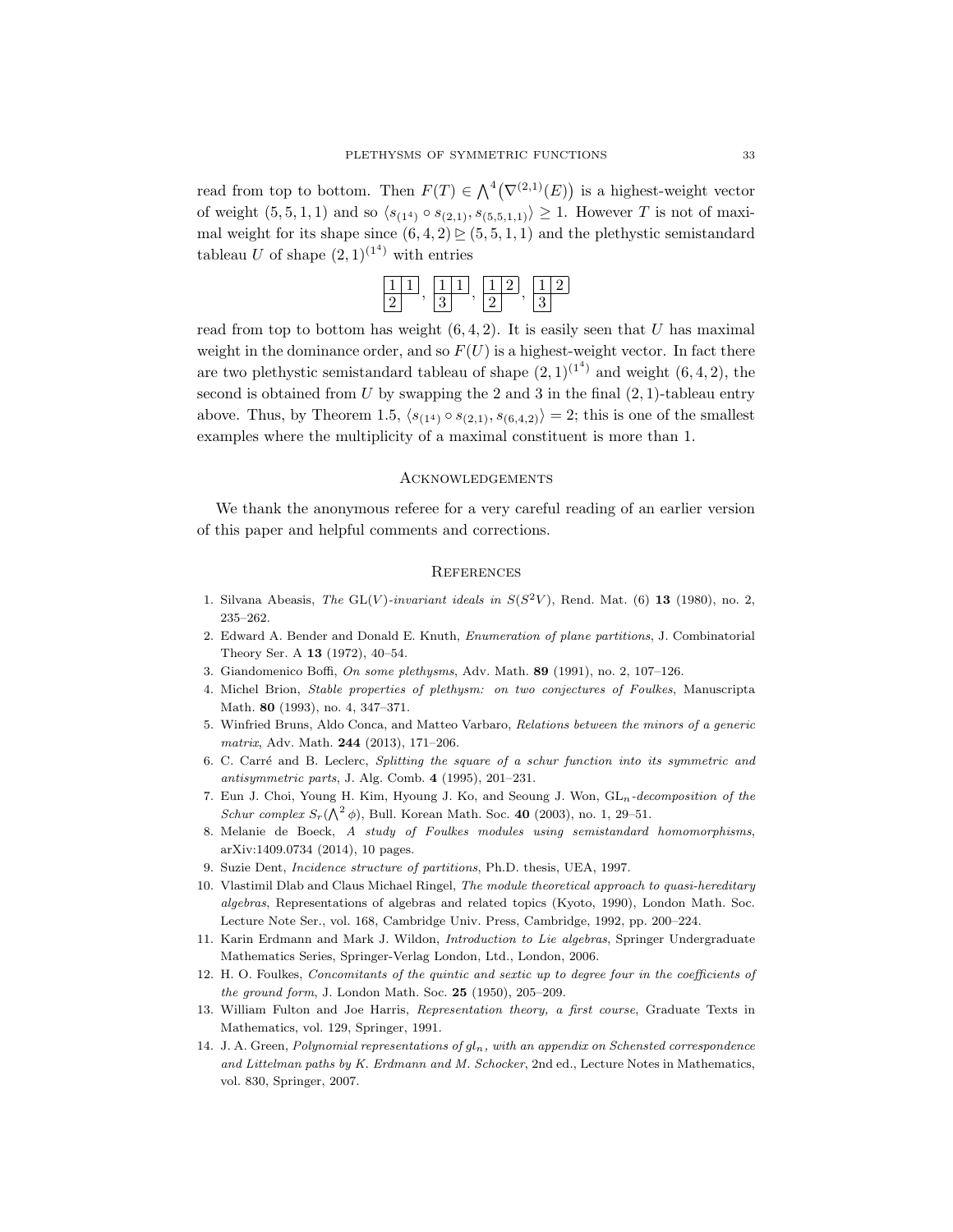read from top to bottom. Then $F(T) \in \bigwedge^4\big(\nabla^{(2,1)}(E)\big)$ is a highest-weight vector of weight $(5,5,1,1)$ and so $\langle s_{(1^4)} \circ s_{(2,1)}, s_{(5,5,1,1)}\rangle \geq 1$. However $T$ is not of maximal weight for its shape since $(6,4,2) \trianglerighteq (5,5,1,1)$ and the plethystic semistandard tableau $U$ of shape $(2,1)^{(1^4)}$ with entries

$$\begin{array}{|c|c|}\hline 1 & 1 \\ \hline 2 \\ \cline{1-1}\end{array}\,,\;\; \begin{array}{|c|c|}\hline 1 & 1 \\ \hline 3 \\ \cline{1-1}\end{array}\,,\;\; \begin{array}{|c|c|}\hline 1 & 2 \\ \hline 2 \\ \cline{1-1}\end{array}\,,\;\; \begin{array}{|c|c|}\hline 1 & 2 \\ \hline 3 \\ \cline{1-1}\end{array}$$

read from top to bottom has weight $(6,4,2)$. It is easily seen that $U$ has maximal weight in the dominance order, and so $F(U)$ is a highest-weight vector. In fact there are two plethystic semistandard tableau of shape $(2,1)^{(1^4)}$ and weight $(6,4,2)$, the second is obtained from $U$ by swapping the 2 and 3 in the final $(2,1)$-tableau entry above. Thus, by Theorem 1.5, $\langle s_{(1^4)} \circ s_{(2,1)}, s_{(6,4,2)}\rangle = 2$; this is one of the smallest examples where the multiplicity of a maximal constituent is more than 1.

## Acknowledgements

We thank the anonymous referee for a very careful reading of an earlier version of this paper and helpful comments and corrections.

## References

1. Silvana Abeasis, *The* $\mathrm{GL}(V)$*-invariant ideals in* $S(S^2V)$, Rend. Mat. (6) **13** (1980), no. 2, 235–262.
2. Edward A. Bender and Donald E. Knuth, *Enumeration of plane partitions*, J. Combinatorial Theory Ser. A **13** (1972), 40–54.
3. Giandomenico Boffi, *On some plethysms*, Adv. Math. **89** (1991), no. 2, 107–126.
4. Michel Brion, *Stable properties of plethysm: on two conjectures of Foulkes*, Manuscripta Math. **80** (1993), no. 4, 347–371.
5. Winfried Bruns, Aldo Conca, and Matteo Varbaro, *Relations between the minors of a generic matrix*, Adv. Math. **244** (2013), 171–206.
6. C. Carré and B. Leclerc, *Splitting the square of a schur function into its symmetric and antisymmetric parts*, J. Alg. Comb. **4** (1995), 201–231.
7. Eun J. Choi, Young H. Kim, Hyoung J. Ko, and Seoung J. Won, $\mathrm{GL}_n$*-decomposition of the Schur complex* $S_r(\bigwedge^2\phi)$, Bull. Korean Math. Soc. **40** (2003), no. 1, 29–51.
8. Melanie de Boeck, *A study of Foulkes modules using semistandard homomorphisms*, arXiv:1409.0734 (2014), 10 pages.
9. Suzie Dent, *Incidence structure of partitions*, Ph.D. thesis, UEA, 1997.
10. Vlastimil Dlab and Claus Michael Ringel, *The module theoretical approach to quasi-hereditary algebras*, Representations of algebras and related topics (Kyoto, 1990), London Math. Soc. Lecture Note Ser., vol. 168, Cambridge Univ. Press, Cambridge, 1992, pp. 200–224.
11. Karin Erdmann and Mark J. Wildon, *Introduction to Lie algebras*, Springer Undergraduate Mathematics Series, Springer-Verlag London, Ltd., London, 2006.
12. H. O. Foulkes, *Concomitants of the quintic and sextic up to degree four in the coefficients of the ground form*, J. London Math. Soc. **25** (1950), 205–209.
13. William Fulton and Joe Harris, *Representation theory, a first course*, Graduate Texts in Mathematics, vol. 129, Springer, 1991.
14. J. A. Green, *Polynomial representations of* $gl_n$*, with an appendix on Schensted correspondence and Littelman paths by K. Erdmann and M. Schocker*, 2nd ed., Lecture Notes in Mathematics, vol. 830, Springer, 2007.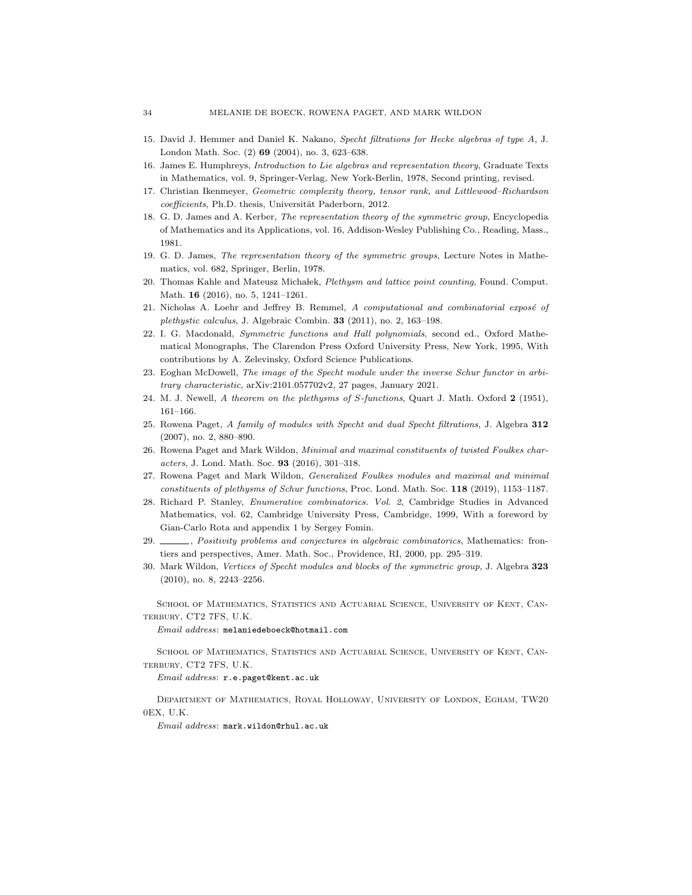15. David J. Hemmer and Daniel K. Nakano, *Specht filtrations for Hecke algebras of type A*, J. London Math. Soc. (2) **69** (2004), no. 3, 623–638.
16. James E. Humphreys, *Introduction to Lie algebras and representation theory*, Graduate Texts in Mathematics, vol. 9, Springer-Verlag, New York-Berlin, 1978, Second printing, revised.
17. Christian Ikenmeyer, *Geometric complexity theory, tensor rank, and Littlewood–Richardson coefficients*, Ph.D. thesis, Universität Paderborn, 2012.
18. G. D. James and A. Kerber, *The representation theory of the symmetric group*, Encyclopedia of Mathematics and its Applications, vol. 16, Addison-Wesley Publishing Co., Reading, Mass., 1981.
19. G. D. James, *The representation theory of the symmetric groups*, Lecture Notes in Mathematics, vol. 682, Springer, Berlin, 1978.
20. Thomas Kahle and Mateusz Michałek, *Plethysm and lattice point counting*, Found. Comput. Math. **16** (2016), no. 5, 1241–1261.
21. Nicholas A. Loehr and Jeffrey B. Remmel, *A computational and combinatorial exposé of plethystic calculus*, J. Algebraic Combin. **33** (2011), no. 2, 163–198.
22. I. G. Macdonald, *Symmetric functions and Hall polynomials*, second ed., Oxford Mathematical Monographs, The Clarendon Press Oxford University Press, New York, 1995, With contributions by A. Zelevinsky, Oxford Science Publications.
23. Eoghan McDowell, *The image of the Specht module under the inverse Schur functor in arbitrary characteristic*, arXiv:2101.057702v2, 27 pages, January 2021.
24. M. J. Newell, *A theorem on the plethysms of S-functions*, Quart J. Math. Oxford **2** (1951), 161–166.
25. Rowena Paget, *A family of modules with Specht and dual Specht filtrations*, J. Algebra **312** (2007), no. 2, 880–890.
26. Rowena Paget and Mark Wildon, *Minimal and maximal constituents of twisted Foulkes characters*, J. Lond. Math. Soc. **93** (2016), 301–318.
27. Rowena Paget and Mark Wildon, *Generalized Foulkes modules and maximal and minimal constituents of plethysms of Schur functions*, Proc. Lond. Math. Soc. **118** (2019), 1153–1187.
28. Richard P. Stanley, *Enumerative combinatorics. Vol. 2*, Cambridge Studies in Advanced Mathematics, vol. 62, Cambridge University Press, Cambridge, 1999, With a foreword by Gian-Carlo Rota and appendix 1 by Sergey Fomin.
29. ______, *Positivity problems and conjectures in algebraic combinatorics*, Mathematics: frontiers and perspectives, Amer. Math. Soc., Providence, RI, 2000, pp. 295–319.
30. Mark Wildon, *Vertices of Specht modules and blocks of the symmetric group*, J. Algebra **323** (2010), no. 8, 2243–2256.

School of Mathematics, Statistics and Actuarial Science, University of Kent, Canterbury, CT2 7FS, U.K.

*Email address*: melaniedeboeck@hotmail.com

School of Mathematics, Statistics and Actuarial Science, University of Kent, Canterbury, CT2 7FS, U.K.

*Email address*: r.e.paget@kent.ac.uk

Department of Mathematics, Royal Holloway, University of London, Egham, TW20 0EX, U.K.

*Email address*: mark.wildon@rhul.ac.uk